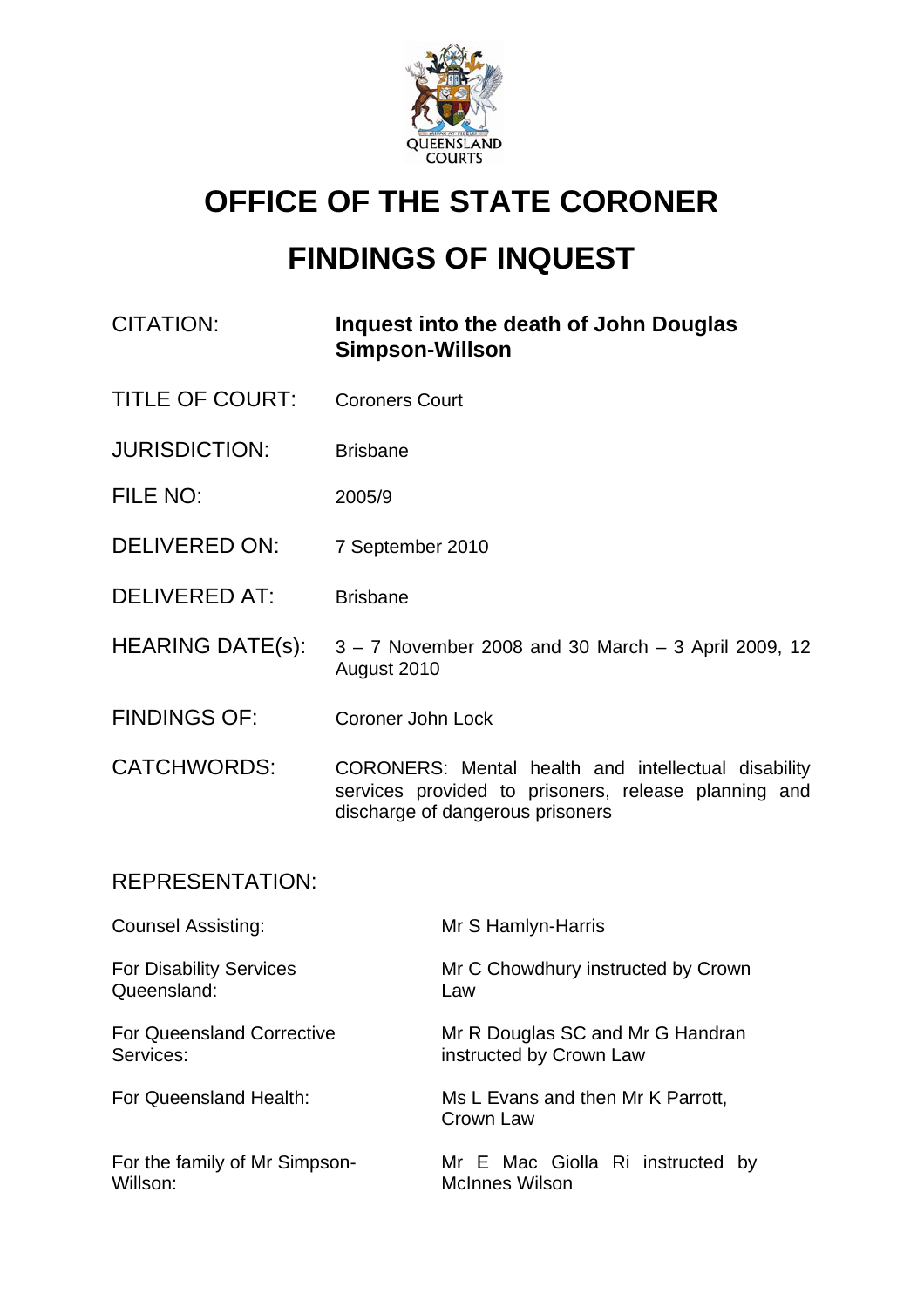QUEENSLAND COURTS

# OFFICE OF THE STATE CORONER

# FINDINGS OF INQUEST

| | |
|---|---|
| CITATION: | **Inquest into the death of John Douglas Simpson-Willson** |
| TITLE OF COURT: | Coroners Court |
| JURISDICTION: | Brisbane |
| FILE NO: | 2005/9 |
| DELIVERED ON: | 7 September 2010 |
| DELIVERED AT: | Brisbane |
| HEARING DATE(s): | 3 – 7 November 2008 and 30 March – 3 April 2009, 12 August 2010 |
| FINDINGS OF: | Coroner John Lock |
| CATCHWORDS: | CORONERS: Mental health and intellectual disability services provided to prisoners, release planning and discharge of dangerous prisoners |

REPRESENTATION:

| | |
|---|---|
| Counsel Assisting: | Mr S Hamlyn-Harris |
| For Disability Services Queensland: | Mr C Chowdhury instructed by Crown Law |
| For Queensland Corrective Services: | Mr R Douglas SC and Mr G Handran instructed by Crown Law |
| For Queensland Health: | Ms L Evans and then Mr K Parrott, Crown Law |
| For the family of Mr Simpson-Willson: | Mr E Mac Giolla Ri instructed by McInnes Wilson |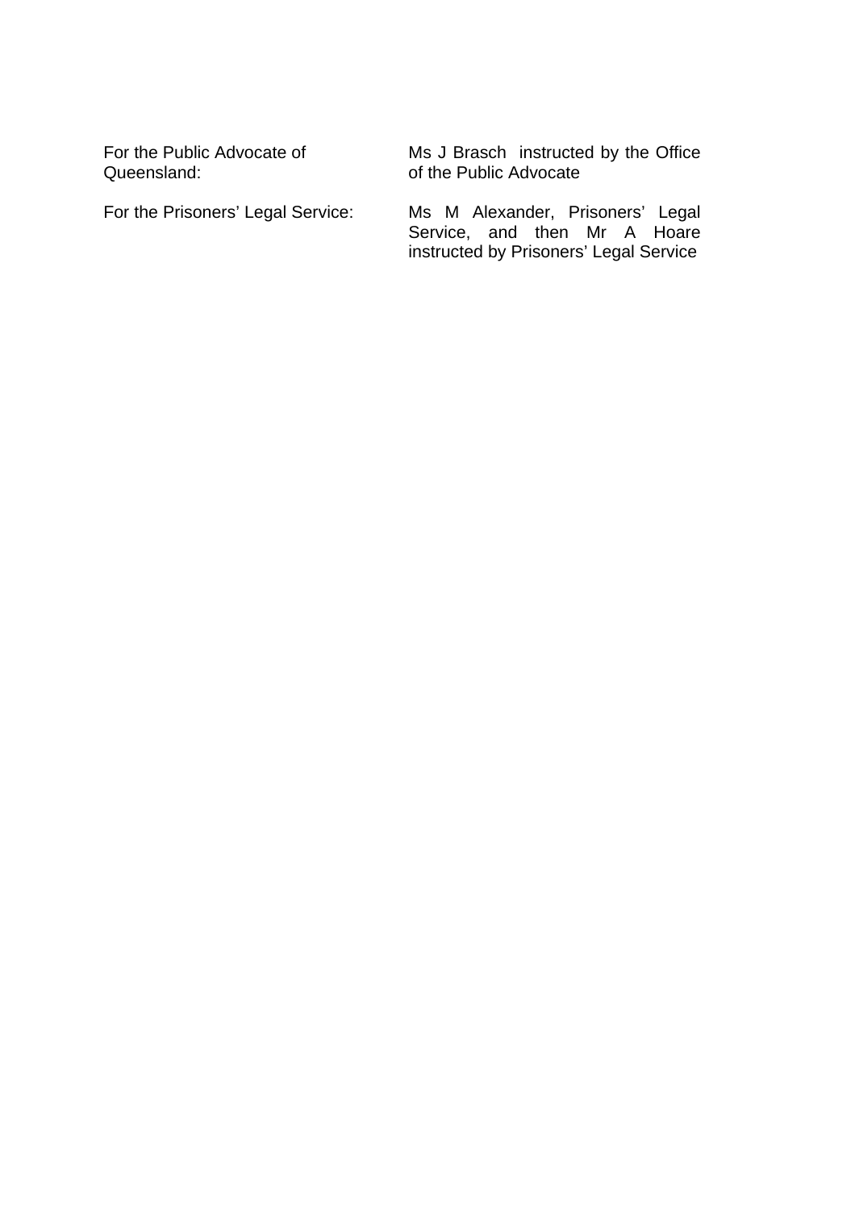| | |
|---|---|
| For the Public Advocate of Queensland: | Ms J Brasch instructed by the Office of the Public Advocate |
| For the Prisoners' Legal Service: | Ms M Alexander, Prisoners' Legal Service, and then Mr A Hoare instructed by Prisoners' Legal Service |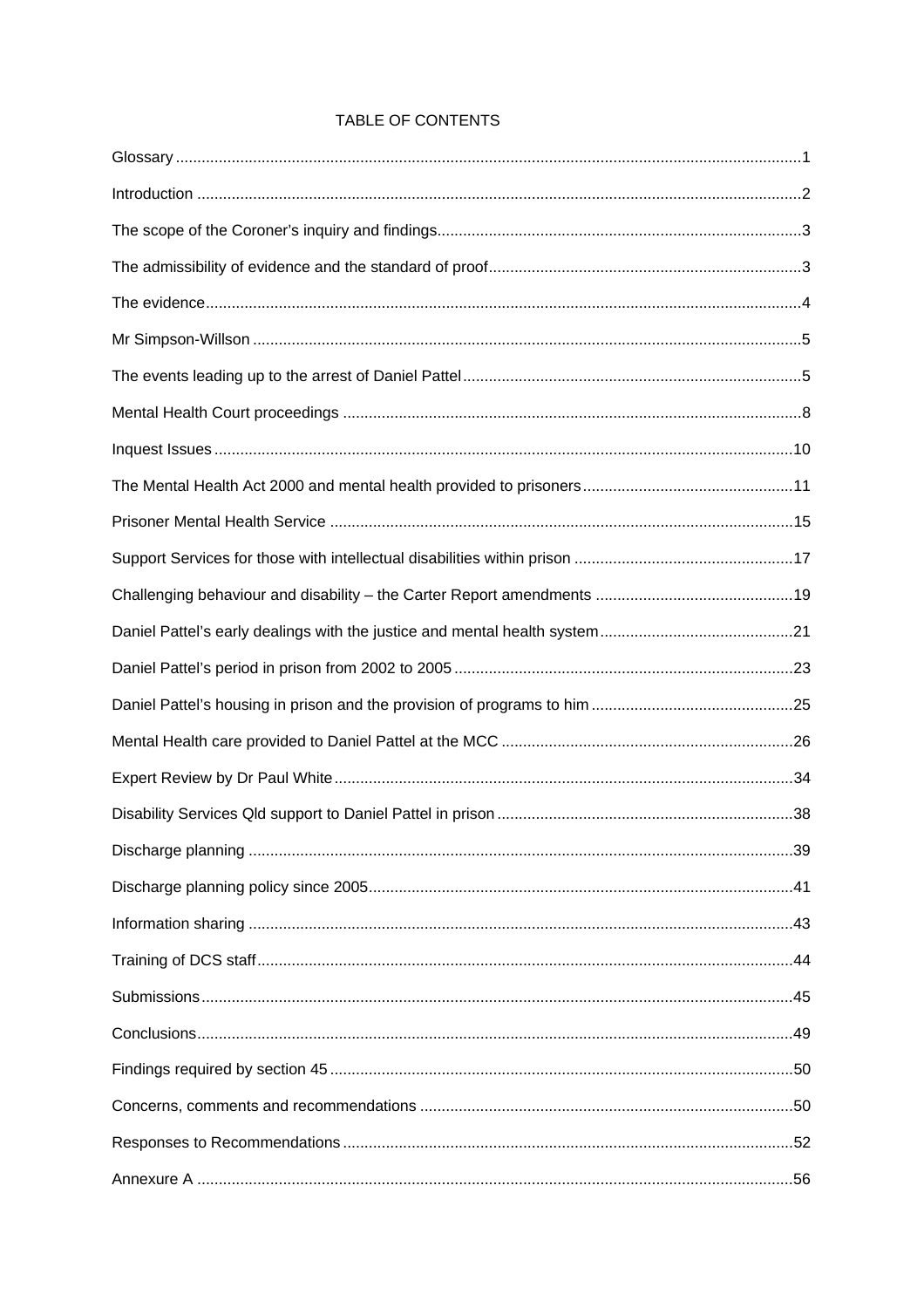# TABLE OF CONTENTS

Glossary ........................................................................................................................................ 1

Introduction ................................................................................................................................... 2

The scope of the Coroner's inquiry and findings ............................................................................ 3

The admissibility of evidence and the standard of proof ................................................................ 3

The evidence .................................................................................................................................. 4

Mr Simpson-Willson ....................................................................................................................... 5

The events leading up to the arrest of Daniel Pattel ....................................................................... 5

Mental Health Court proceedings ................................................................................................... 8

Inquest Issues ............................................................................................................................... 10

The Mental Health Act 2000 and mental health provided to prisoners .......................................... 11

Prisoner Mental Health Service ..................................................................................................... 15

Support Services for those with intellectual disabilities within prison ............................................ 17

Challenging behaviour and disability – the Carter Report amendments ........................................ 19

Daniel Pattel's early dealings with the justice and mental health system ....................................... 21

Daniel Pattel's period in prison from 2002 to 2005 ......................................................................... 23

Daniel Pattel's housing in prison and the provision of programs to him ......................................... 25

Mental Health care provided to Daniel Pattel at the MCC .............................................................. 26

Expert Review by Dr Paul White .................................................................................................... 34

Disability Services Qld support to Daniel Pattel in prison ............................................................... 38

Discharge planning ........................................................................................................................ 39

Discharge planning policy since 2005 ............................................................................................ 41

Information sharing ........................................................................................................................ 43

Training of DCS staff ...................................................................................................................... 44

Submissions .................................................................................................................................. 45

Conclusions ................................................................................................................................... 49

Findings required by section 45 ..................................................................................................... 50

Concerns, comments and recommendations ................................................................................ 50

Responses to Recommendations .................................................................................................. 52

Annexure A .................................................................................................................................... 56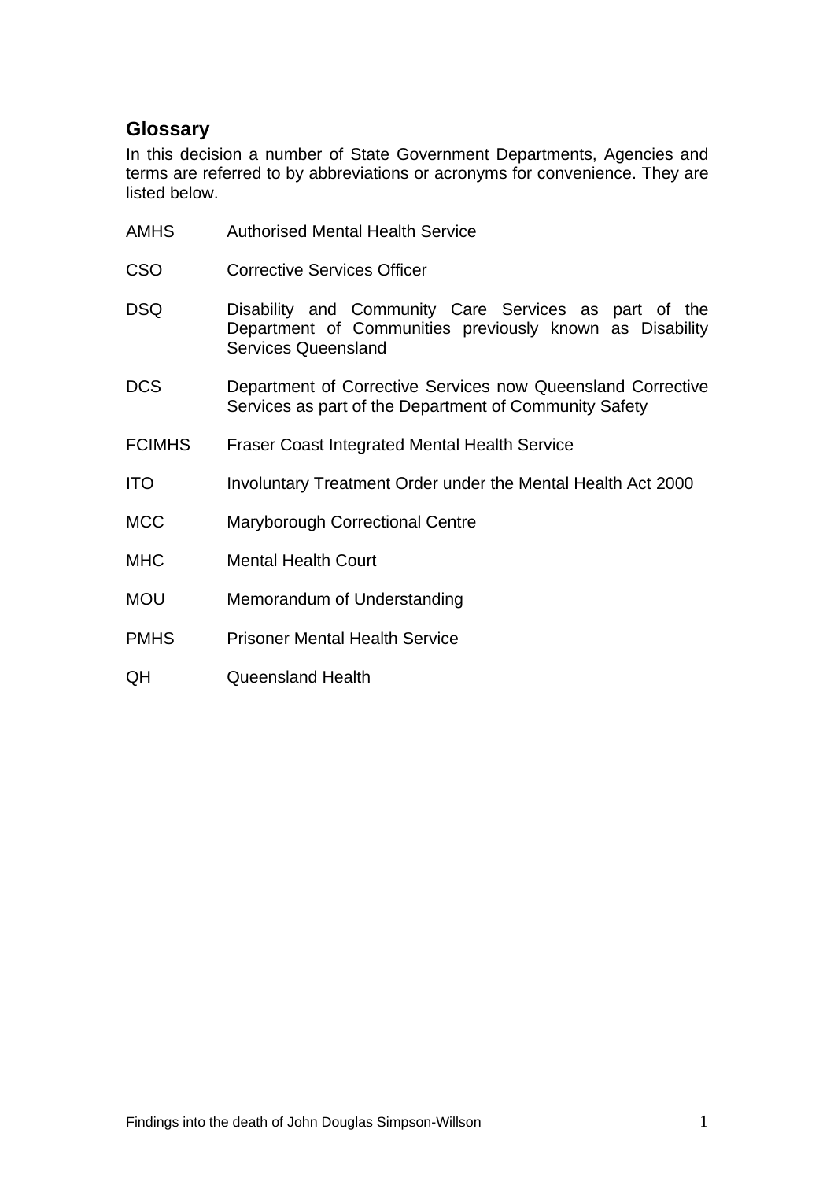## Glossary

In this decision a number of State Government Departments, Agencies and terms are referred to by abbreviations or acronyms for convenience. They are listed below.

| | |
|---|---|
| AMHS | Authorised Mental Health Service |
| CSO | Corrective Services Officer |
| DSQ | Disability and Community Care Services as part of the Department of Communities previously known as Disability Services Queensland |
| DCS | Department of Corrective Services now Queensland Corrective Services as part of the Department of Community Safety |
| FCIMHS | Fraser Coast Integrated Mental Health Service |
| ITO | Involuntary Treatment Order under the Mental Health Act 2000 |
| MCC | Maryborough Correctional Centre |
| MHC | Mental Health Court |
| MOU | Memorandum of Understanding |
| PMHS | Prisoner Mental Health Service |
| QH | Queensland Health |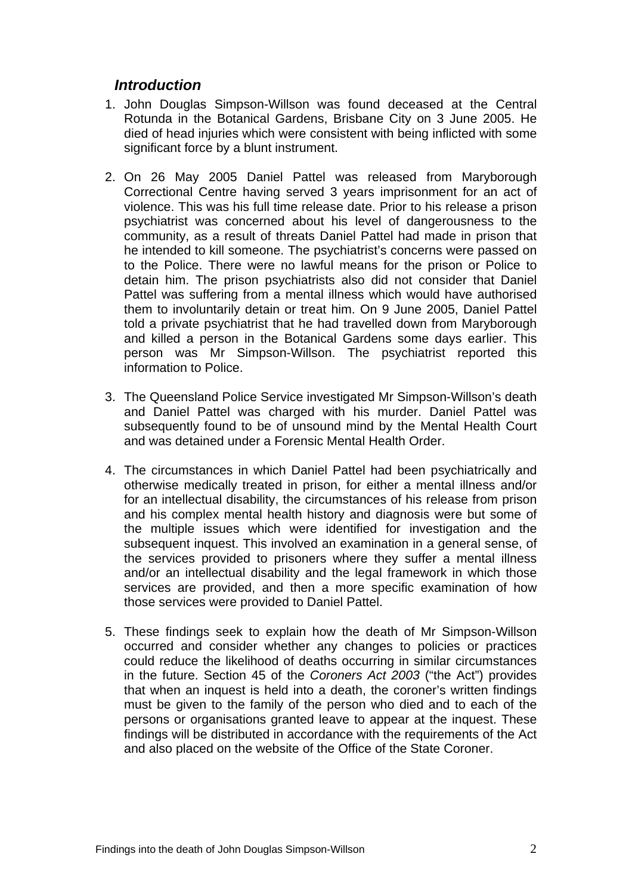## *Introduction*

1. John Douglas Simpson-Willson was found deceased at the Central Rotunda in the Botanical Gardens, Brisbane City on 3 June 2005. He died of head injuries which were consistent with being inflicted with some significant force by a blunt instrument.

2. On 26 May 2005 Daniel Pattel was released from Maryborough Correctional Centre having served 3 years imprisonment for an act of violence. This was his full time release date. Prior to his release a prison psychiatrist was concerned about his level of dangerousness to the community, as a result of threats Daniel Pattel had made in prison that he intended to kill someone. The psychiatrist's concerns were passed on to the Police. There were no lawful means for the prison or Police to detain him. The prison psychiatrists also did not consider that Daniel Pattel was suffering from a mental illness which would have authorised them to involuntarily detain or treat him. On 9 June 2005, Daniel Pattel told a private psychiatrist that he had travelled down from Maryborough and killed a person in the Botanical Gardens some days earlier. This person was Mr Simpson-Willson. The psychiatrist reported this information to Police.

3. The Queensland Police Service investigated Mr Simpson-Willson's death and Daniel Pattel was charged with his murder. Daniel Pattel was subsequently found to be of unsound mind by the Mental Health Court and was detained under a Forensic Mental Health Order.

4. The circumstances in which Daniel Pattel had been psychiatrically and otherwise medically treated in prison, for either a mental illness and/or for an intellectual disability, the circumstances of his release from prison and his complex mental health history and diagnosis were but some of the multiple issues which were identified for investigation and the subsequent inquest. This involved an examination in a general sense, of the services provided to prisoners where they suffer a mental illness and/or an intellectual disability and the legal framework in which those services are provided, and then a more specific examination of how those services were provided to Daniel Pattel.

5. These findings seek to explain how the death of Mr Simpson-Willson occurred and consider whether any changes to policies or practices could reduce the likelihood of deaths occurring in similar circumstances in the future. Section 45 of the *Coroners Act 2003* ("the Act") provides that when an inquest is held into a death, the coroner's written findings must be given to the family of the person who died and to each of the persons or organisations granted leave to appear at the inquest. These findings will be distributed in accordance with the requirements of the Act and also placed on the website of the Office of the State Coroner.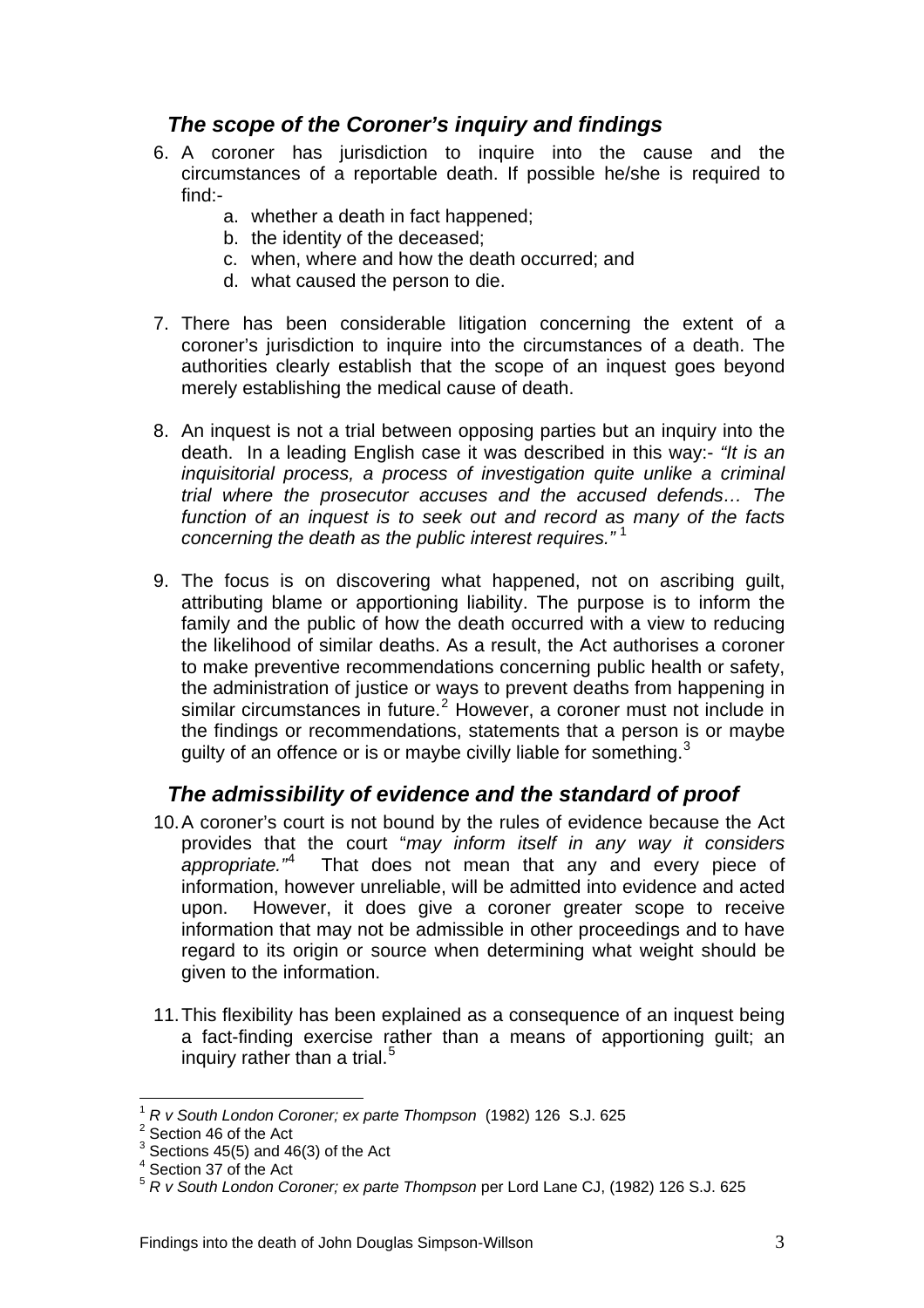## *The scope of the Coroner's inquiry and findings*

6. A coroner has jurisdiction to inquire into the cause and the circumstances of a reportable death. If possible he/she is required to find:-
   a. whether a death in fact happened;
   b. the identity of the deceased;
   c. when, where and how the death occurred; and
   d. what caused the person to die.

7. There has been considerable litigation concerning the extent of a coroner's jurisdiction to inquire into the circumstances of a death. The authorities clearly establish that the scope of an inquest goes beyond merely establishing the medical cause of death.

8. An inquest is not a trial between opposing parties but an inquiry into the death. In a leading English case it was described in this way:- *"It is an inquisitorial process, a process of investigation quite unlike a criminal trial where the prosecutor accuses and the accused defends… The function of an inquest is to seek out and record as many of the facts concerning the death as the public interest requires."* [1]

9. The focus is on discovering what happened, not on ascribing guilt, attributing blame or apportioning liability. The purpose is to inform the family and the public of how the death occurred with a view to reducing the likelihood of similar deaths. As a result, the Act authorises a coroner to make preventive recommendations concerning public health or safety, the administration of justice or ways to prevent deaths from happening in similar circumstances in future.[2] However, a coroner must not include in the findings or recommendations, statements that a person is or maybe guilty of an offence or is or maybe civilly liable for something.[3]

## *The admissibility of evidence and the standard of proof*

10. A coroner's court is not bound by the rules of evidence because the Act provides that the court "*may inform itself in any way it considers appropriate.*"[4] That does not mean that any and every piece of information, however unreliable, will be admitted into evidence and acted upon. However, it does give a coroner greater scope to receive information that may not be admissible in other proceedings and to have regard to its origin or source when determining what weight should be given to the information.

11. This flexibility has been explained as a consequence of an inquest being a fact-finding exercise rather than a means of apportioning guilt; an inquiry rather than a trial.[5]

---

[1] *R v South London Coroner; ex parte Thompson* (1982) 126 S.J. 625
[2] Section 46 of the Act
[3] Sections 45(5) and 46(3) of the Act
[4] Section 37 of the Act
[5] *R v South London Coroner; ex parte Thompson* per Lord Lane CJ, (1982) 126 S.J. 625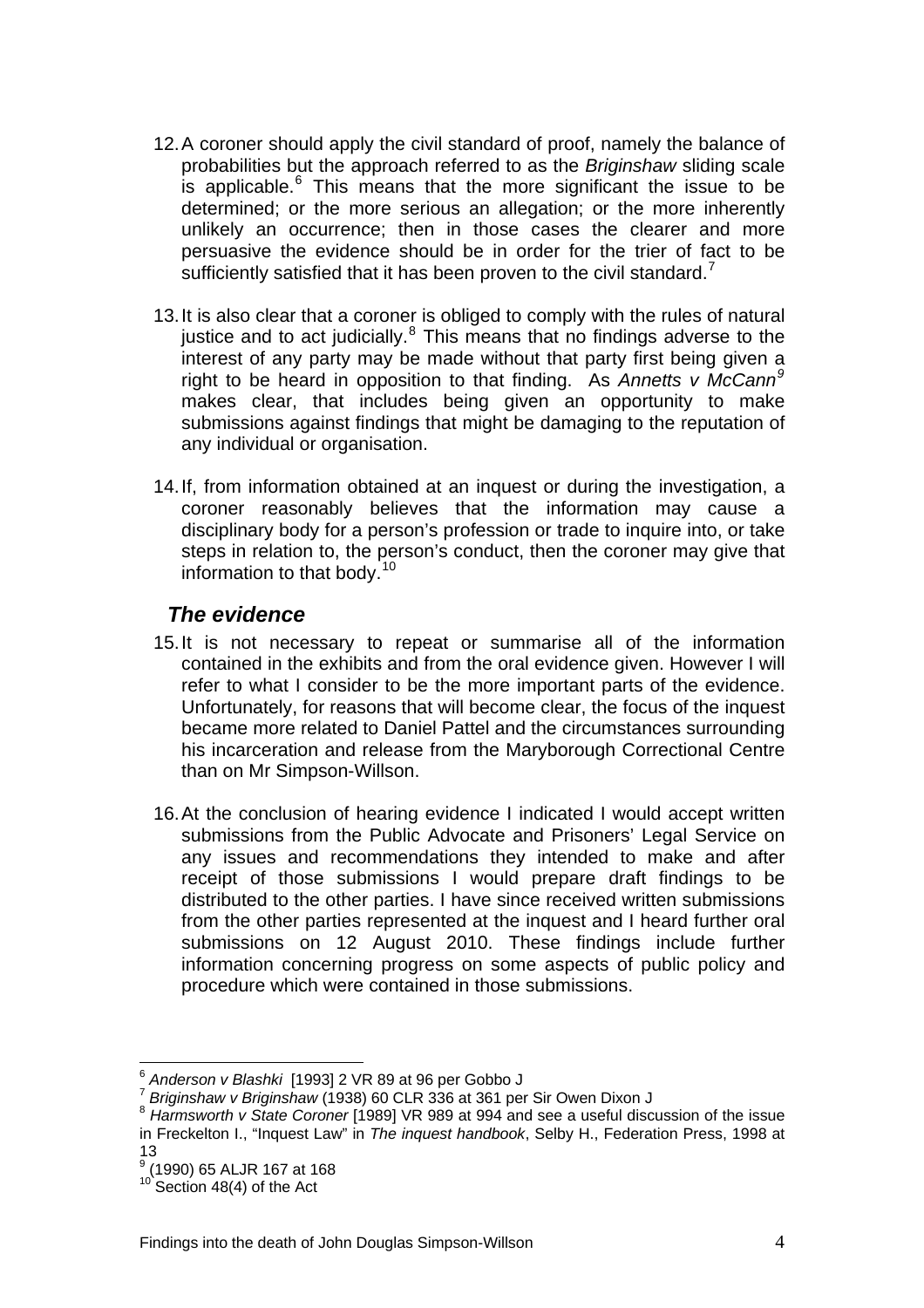12. A coroner should apply the civil standard of proof, namely the balance of probabilities but the approach referred to as the *Briginshaw* sliding scale is applicable.[6] This means that the more significant the issue to be determined; or the more serious an allegation; or the more inherently unlikely an occurrence; then in those cases the clearer and more persuasive the evidence should be in order for the trier of fact to be sufficiently satisfied that it has been proven to the civil standard.[7]

13. It is also clear that a coroner is obliged to comply with the rules of natural justice and to act judicially.[8] This means that no findings adverse to the interest of any party may be made without that party first being given a right to be heard in opposition to that finding. As *Annetts v McCann*[9] makes clear, that includes being given an opportunity to make submissions against findings that might be damaging to the reputation of any individual or organisation.

14. If, from information obtained at an inquest or during the investigation, a coroner reasonably believes that the information may cause a disciplinary body for a person's profession or trade to inquire into, or take steps in relation to, the person's conduct, then the coroner may give that information to that body.[10]

### *The evidence*

15. It is not necessary to repeat or summarise all of the information contained in the exhibits and from the oral evidence given. However I will refer to what I consider to be the more important parts of the evidence. Unfortunately, for reasons that will become clear, the focus of the inquest became more related to Daniel Pattel and the circumstances surrounding his incarceration and release from the Maryborough Correctional Centre than on Mr Simpson-Willson.

16. At the conclusion of hearing evidence I indicated I would accept written submissions from the Public Advocate and Prisoners' Legal Service on any issues and recommendations they intended to make and after receipt of those submissions I would prepare draft findings to be distributed to the other parties. I have since received written submissions from the other parties represented at the inquest and I heard further oral submissions on 12 August 2010. These findings include further information concerning progress on some aspects of public policy and procedure which were contained in those submissions.

---

[6] *Anderson v Blashki* [1993] 2 VR 89 at 96 per Gobbo J

[7] *Briginshaw v Briginshaw* (1938) 60 CLR 336 at 361 per Sir Owen Dixon J

[8] *Harmsworth v State Coroner* [1989] VR 989 at 994 and see a useful discussion of the issue in Freckelton I., "Inquest Law" in *The inquest handbook*, Selby H., Federation Press, 1998 at 13

[9] (1990) 65 ALJR 167 at 168

[10] Section 48(4) of the Act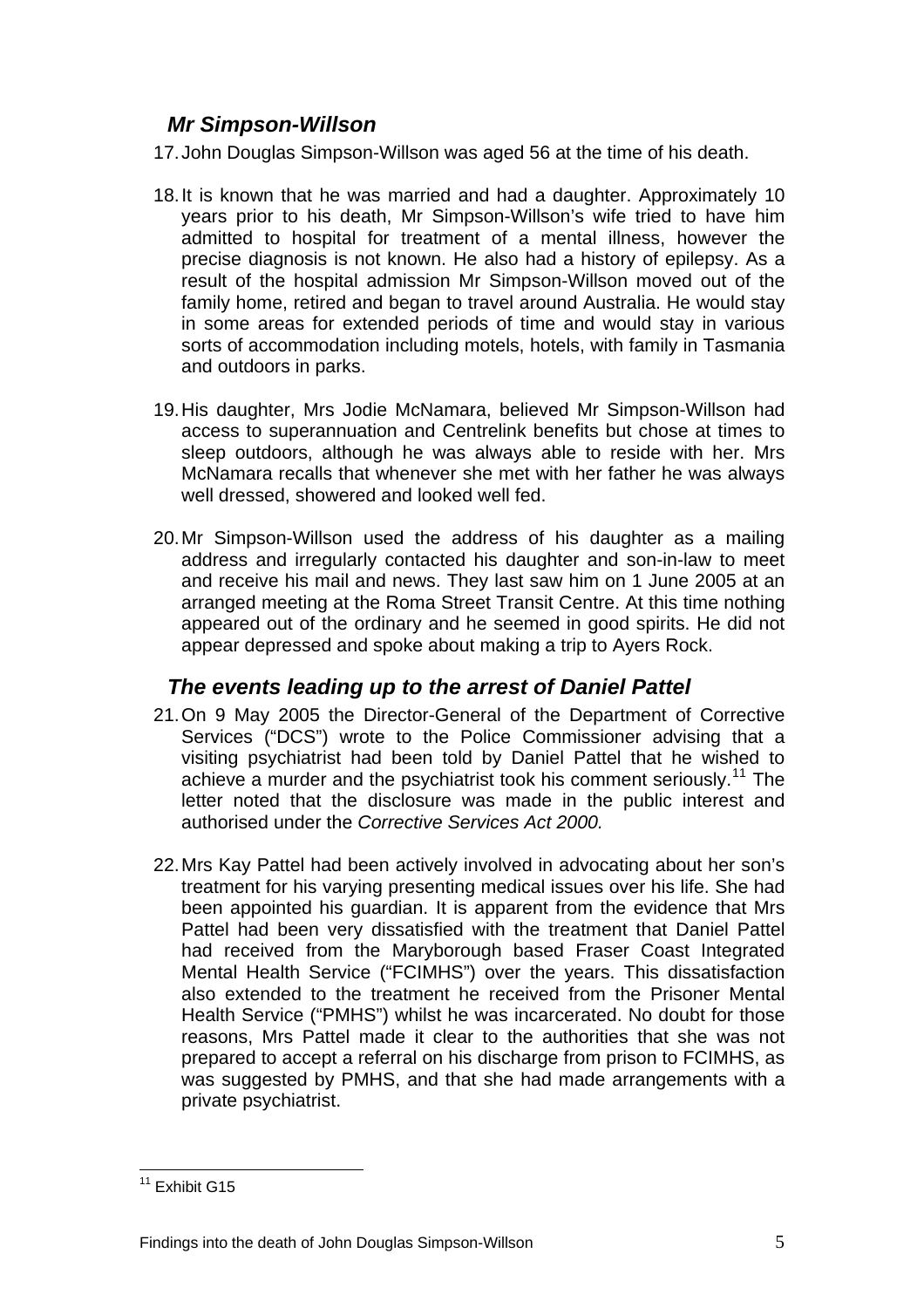### *Mr Simpson-Willson*

17. John Douglas Simpson-Willson was aged 56 at the time of his death.

18. It is known that he was married and had a daughter. Approximately 10 years prior to his death, Mr Simpson-Willson's wife tried to have him admitted to hospital for treatment of a mental illness, however the precise diagnosis is not known. He also had a history of epilepsy. As a result of the hospital admission Mr Simpson-Willson moved out of the family home, retired and began to travel around Australia. He would stay in some areas for extended periods of time and would stay in various sorts of accommodation including motels, hotels, with family in Tasmania and outdoors in parks.

19. His daughter, Mrs Jodie McNamara, believed Mr Simpson-Willson had access to superannuation and Centrelink benefits but chose at times to sleep outdoors, although he was always able to reside with her. Mrs McNamara recalls that whenever she met with her father he was always well dressed, showered and looked well fed.

20. Mr Simpson-Willson used the address of his daughter as a mailing address and irregularly contacted his daughter and son-in-law to meet and receive his mail and news. They last saw him on 1 June 2005 at an arranged meeting at the Roma Street Transit Centre. At this time nothing appeared out of the ordinary and he seemed in good spirits. He did not appear depressed and spoke about making a trip to Ayers Rock.

### *The events leading up to the arrest of Daniel Pattel*

21. On 9 May 2005 the Director-General of the Department of Corrective Services ("DCS") wrote to the Police Commissioner advising that a visiting psychiatrist had been told by Daniel Pattel that he wished to achieve a murder and the psychiatrist took his comment seriously.[11] The letter noted that the disclosure was made in the public interest and authorised under the *Corrective Services Act 2000.*

22. Mrs Kay Pattel had been actively involved in advocating about her son's treatment for his varying presenting medical issues over his life. She had been appointed his guardian. It is apparent from the evidence that Mrs Pattel had been very dissatisfied with the treatment that Daniel Pattel had received from the Maryborough based Fraser Coast Integrated Mental Health Service ("FCIMHS") over the years. This dissatisfaction also extended to the treatment he received from the Prisoner Mental Health Service ("PMHS") whilst he was incarcerated. No doubt for those reasons, Mrs Pattel made it clear to the authorities that she was not prepared to accept a referral on his discharge from prison to FCIMHS, as was suggested by PMHS, and that she had made arrangements with a private psychiatrist.

---

[11] Exhibit G15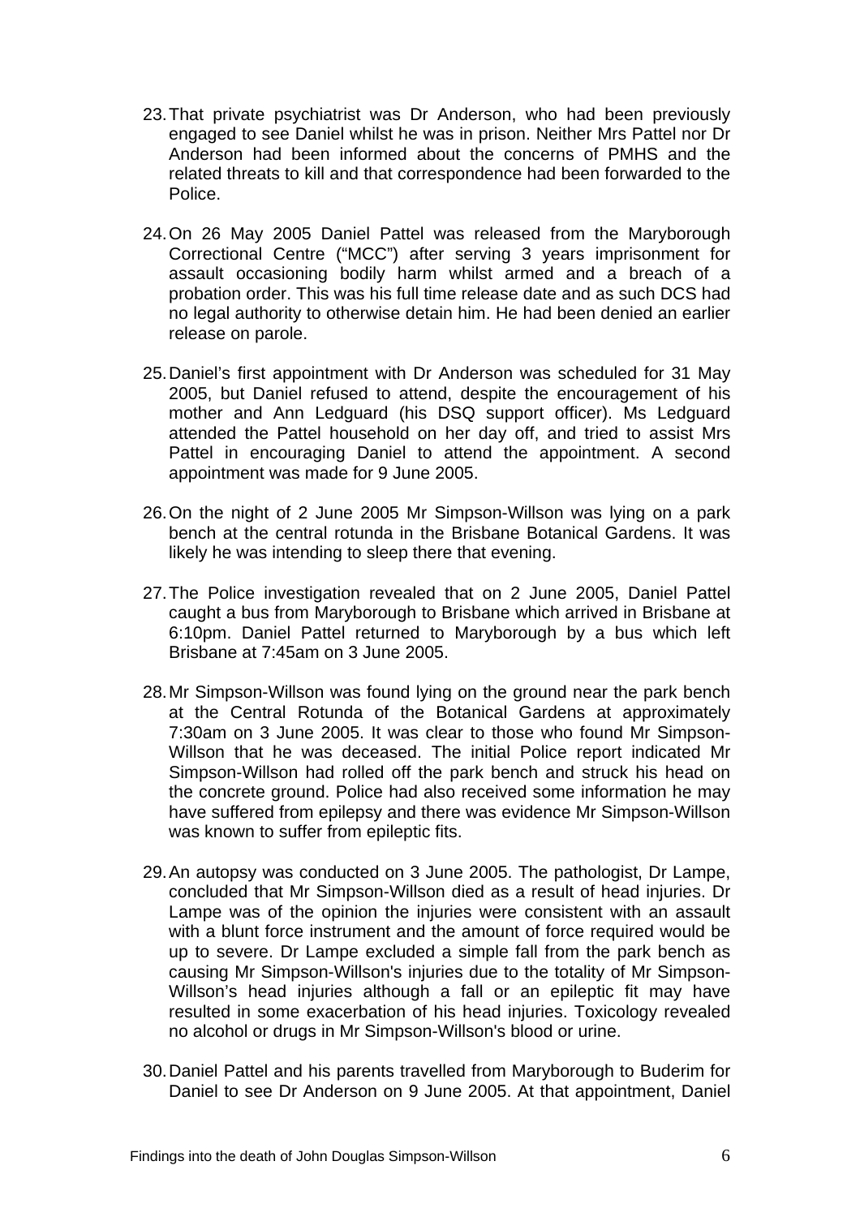23. That private psychiatrist was Dr Anderson, who had been previously engaged to see Daniel whilst he was in prison. Neither Mrs Pattel nor Dr Anderson had been informed about the concerns of PMHS and the related threats to kill and that correspondence had been forwarded to the Police.

24. On 26 May 2005 Daniel Pattel was released from the Maryborough Correctional Centre ("MCC") after serving 3 years imprisonment for assault occasioning bodily harm whilst armed and a breach of a probation order. This was his full time release date and as such DCS had no legal authority to otherwise detain him. He had been denied an earlier release on parole.

25. Daniel's first appointment with Dr Anderson was scheduled for 31 May 2005, but Daniel refused to attend, despite the encouragement of his mother and Ann Ledguard (his DSQ support officer). Ms Ledguard attended the Pattel household on her day off, and tried to assist Mrs Pattel in encouraging Daniel to attend the appointment. A second appointment was made for 9 June 2005.

26. On the night of 2 June 2005 Mr Simpson-Willson was lying on a park bench at the central rotunda in the Brisbane Botanical Gardens. It was likely he was intending to sleep there that evening.

27. The Police investigation revealed that on 2 June 2005, Daniel Pattel caught a bus from Maryborough to Brisbane which arrived in Brisbane at 6:10pm. Daniel Pattel returned to Maryborough by a bus which left Brisbane at 7:45am on 3 June 2005.

28. Mr Simpson-Willson was found lying on the ground near the park bench at the Central Rotunda of the Botanical Gardens at approximately 7:30am on 3 June 2005. It was clear to those who found Mr Simpson-Willson that he was deceased. The initial Police report indicated Mr Simpson-Willson had rolled off the park bench and struck his head on the concrete ground. Police had also received some information he may have suffered from epilepsy and there was evidence Mr Simpson-Willson was known to suffer from epileptic fits.

29. An autopsy was conducted on 3 June 2005. The pathologist, Dr Lampe, concluded that Mr Simpson-Willson died as a result of head injuries. Dr Lampe was of the opinion the injuries were consistent with an assault with a blunt force instrument and the amount of force required would be up to severe. Dr Lampe excluded a simple fall from the park bench as causing Mr Simpson-Willson's injuries due to the totality of Mr Simpson-Willson's head injuries although a fall or an epileptic fit may have resulted in some exacerbation of his head injuries. Toxicology revealed no alcohol or drugs in Mr Simpson-Willson's blood or urine.

30. Daniel Pattel and his parents travelled from Maryborough to Buderim for Daniel to see Dr Anderson on 9 June 2005. At that appointment, Daniel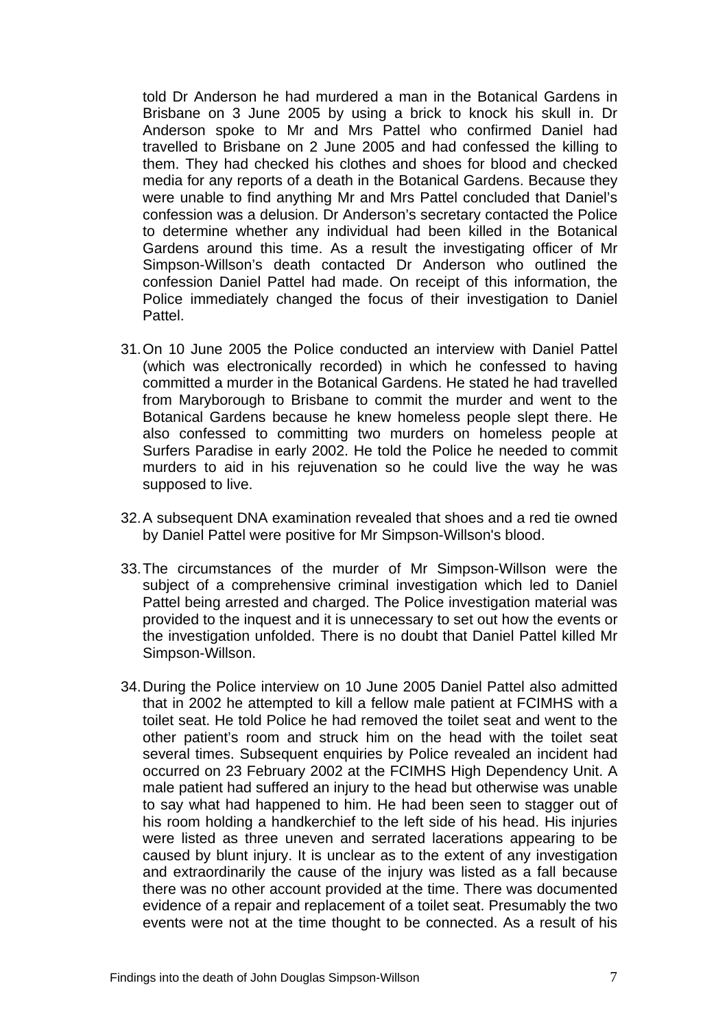told Dr Anderson he had murdered a man in the Botanical Gardens in Brisbane on 3 June 2005 by using a brick to knock his skull in. Dr Anderson spoke to Mr and Mrs Pattel who confirmed Daniel had travelled to Brisbane on 2 June 2005 and had confessed the killing to them. They had checked his clothes and shoes for blood and checked media for any reports of a death in the Botanical Gardens. Because they were unable to find anything Mr and Mrs Pattel concluded that Daniel's confession was a delusion. Dr Anderson's secretary contacted the Police to determine whether any individual had been killed in the Botanical Gardens around this time. As a result the investigating officer of Mr Simpson-Willson's death contacted Dr Anderson who outlined the confession Daniel Pattel had made. On receipt of this information, the Police immediately changed the focus of their investigation to Daniel Pattel.

31. On 10 June 2005 the Police conducted an interview with Daniel Pattel (which was electronically recorded) in which he confessed to having committed a murder in the Botanical Gardens. He stated he had travelled from Maryborough to Brisbane to commit the murder and went to the Botanical Gardens because he knew homeless people slept there. He also confessed to committing two murders on homeless people at Surfers Paradise in early 2002. He told the Police he needed to commit murders to aid in his rejuvenation so he could live the way he was supposed to live.

32. A subsequent DNA examination revealed that shoes and a red tie owned by Daniel Pattel were positive for Mr Simpson-Willson's blood.

33. The circumstances of the murder of Mr Simpson-Willson were the subject of a comprehensive criminal investigation which led to Daniel Pattel being arrested and charged. The Police investigation material was provided to the inquest and it is unnecessary to set out how the events or the investigation unfolded. There is no doubt that Daniel Pattel killed Mr Simpson-Willson.

34. During the Police interview on 10 June 2005 Daniel Pattel also admitted that in 2002 he attempted to kill a fellow male patient at FCIMHS with a toilet seat. He told Police he had removed the toilet seat and went to the other patient's room and struck him on the head with the toilet seat several times. Subsequent enquiries by Police revealed an incident had occurred on 23 February 2002 at the FCIMHS High Dependency Unit. A male patient had suffered an injury to the head but otherwise was unable to say what had happened to him. He had been seen to stagger out of his room holding a handkerchief to the left side of his head. His injuries were listed as three uneven and serrated lacerations appearing to be caused by blunt injury. It is unclear as to the extent of any investigation and extraordinarily the cause of the injury was listed as a fall because there was no other account provided at the time. There was documented evidence of a repair and replacement of a toilet seat. Presumably the two events were not at the time thought to be connected. As a result of his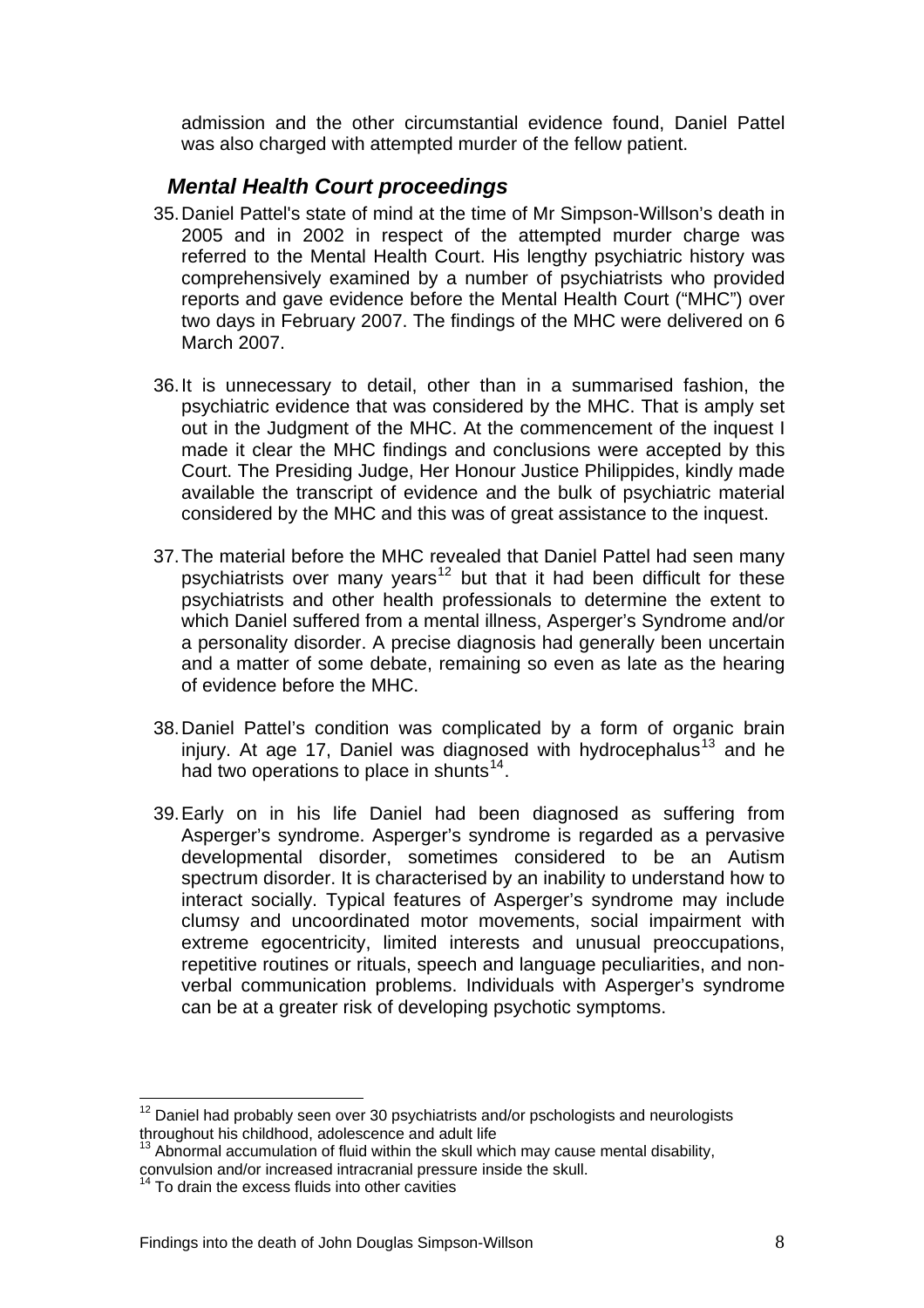admission and the other circumstantial evidence found, Daniel Pattel was also charged with attempted murder of the fellow patient.

### *Mental Health Court proceedings*

35. Daniel Pattel's state of mind at the time of Mr Simpson-Willson's death in 2005 and in 2002 in respect of the attempted murder charge was referred to the Mental Health Court. His lengthy psychiatric history was comprehensively examined by a number of psychiatrists who provided reports and gave evidence before the Mental Health Court ("MHC") over two days in February 2007. The findings of the MHC were delivered on 6 March 2007.

36. It is unnecessary to detail, other than in a summarised fashion, the psychiatric evidence that was considered by the MHC. That is amply set out in the Judgment of the MHC. At the commencement of the inquest I made it clear the MHC findings and conclusions were accepted by this Court. The Presiding Judge, Her Honour Justice Philippides, kindly made available the transcript of evidence and the bulk of psychiatric material considered by the MHC and this was of great assistance to the inquest.

37. The material before the MHC revealed that Daniel Pattel had seen many psychiatrists over many years[12] but that it had been difficult for these psychiatrists and other health professionals to determine the extent to which Daniel suffered from a mental illness, Asperger's Syndrome and/or a personality disorder. A precise diagnosis had generally been uncertain and a matter of some debate, remaining so even as late as the hearing of evidence before the MHC.

38. Daniel Pattel's condition was complicated by a form of organic brain injury. At age 17, Daniel was diagnosed with hydrocephalus[13] and he had two operations to place in shunts[14].

39. Early on in his life Daniel had been diagnosed as suffering from Asperger's syndrome. Asperger's syndrome is regarded as a pervasive developmental disorder, sometimes considered to be an Autism spectrum disorder. It is characterised by an inability to understand how to interact socially. Typical features of Asperger's syndrome may include clumsy and uncoordinated motor movements, social impairment with extreme egocentricity, limited interests and unusual preoccupations, repetitive routines or rituals, speech and language peculiarities, and non-verbal communication problems. Individuals with Asperger's syndrome can be at a greater risk of developing psychotic symptoms.

---

[12] Daniel had probably seen over 30 psychiatrists and/or pschologists and neurologists throughout his childhood, adolescence and adult life

[13] Abnormal accumulation of fluid within the skull which may cause mental disability, convulsion and/or increased intracranial pressure inside the skull.

[14] To drain the excess fluids into other cavities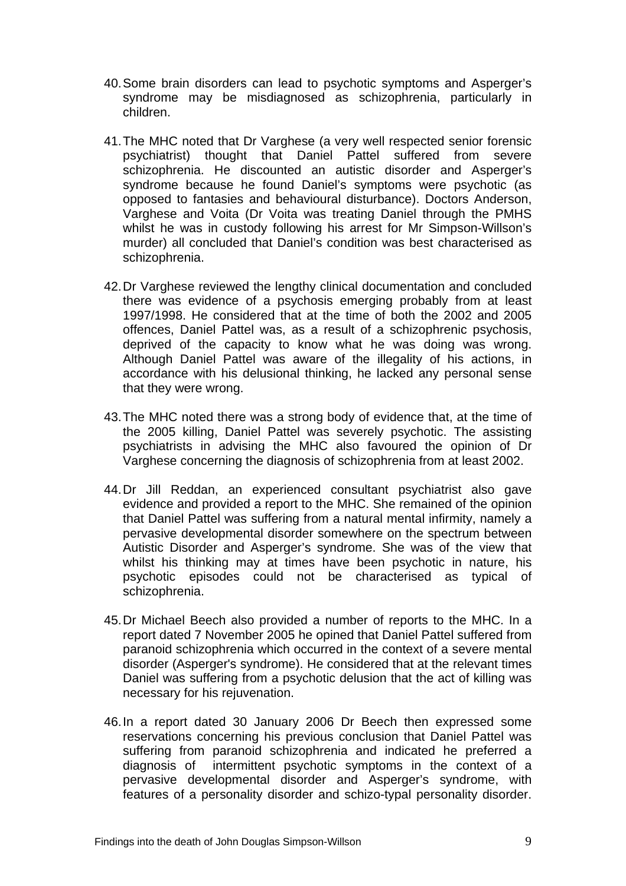40. Some brain disorders can lead to psychotic symptoms and Asperger's syndrome may be misdiagnosed as schizophrenia, particularly in children.

41. The MHC noted that Dr Varghese (a very well respected senior forensic psychiatrist) thought that Daniel Pattel suffered from severe schizophrenia. He discounted an autistic disorder and Asperger's syndrome because he found Daniel's symptoms were psychotic (as opposed to fantasies and behavioural disturbance). Doctors Anderson, Varghese and Voita (Dr Voita was treating Daniel through the PMHS whilst he was in custody following his arrest for Mr Simpson-Willson's murder) all concluded that Daniel's condition was best characterised as schizophrenia.

42. Dr Varghese reviewed the lengthy clinical documentation and concluded there was evidence of a psychosis emerging probably from at least 1997/1998. He considered that at the time of both the 2002 and 2005 offences, Daniel Pattel was, as a result of a schizophrenic psychosis, deprived of the capacity to know what he was doing was wrong. Although Daniel Pattel was aware of the illegality of his actions, in accordance with his delusional thinking, he lacked any personal sense that they were wrong.

43. The MHC noted there was a strong body of evidence that, at the time of the 2005 killing, Daniel Pattel was severely psychotic. The assisting psychiatrists in advising the MHC also favoured the opinion of Dr Varghese concerning the diagnosis of schizophrenia from at least 2002.

44. Dr Jill Reddan, an experienced consultant psychiatrist also gave evidence and provided a report to the MHC. She remained of the opinion that Daniel Pattel was suffering from a natural mental infirmity, namely a pervasive developmental disorder somewhere on the spectrum between Autistic Disorder and Asperger's syndrome. She was of the view that whilst his thinking may at times have been psychotic in nature, his psychotic episodes could not be characterised as typical of schizophrenia.

45. Dr Michael Beech also provided a number of reports to the MHC. In a report dated 7 November 2005 he opined that Daniel Pattel suffered from paranoid schizophrenia which occurred in the context of a severe mental disorder (Asperger's syndrome). He considered that at the relevant times Daniel was suffering from a psychotic delusion that the act of killing was necessary for his rejuvenation.

46. In a report dated 30 January 2006 Dr Beech then expressed some reservations concerning his previous conclusion that Daniel Pattel was suffering from paranoid schizophrenia and indicated he preferred a diagnosis of intermittent psychotic symptoms in the context of a pervasive developmental disorder and Asperger's syndrome, with features of a personality disorder and schizo-typal personality disorder.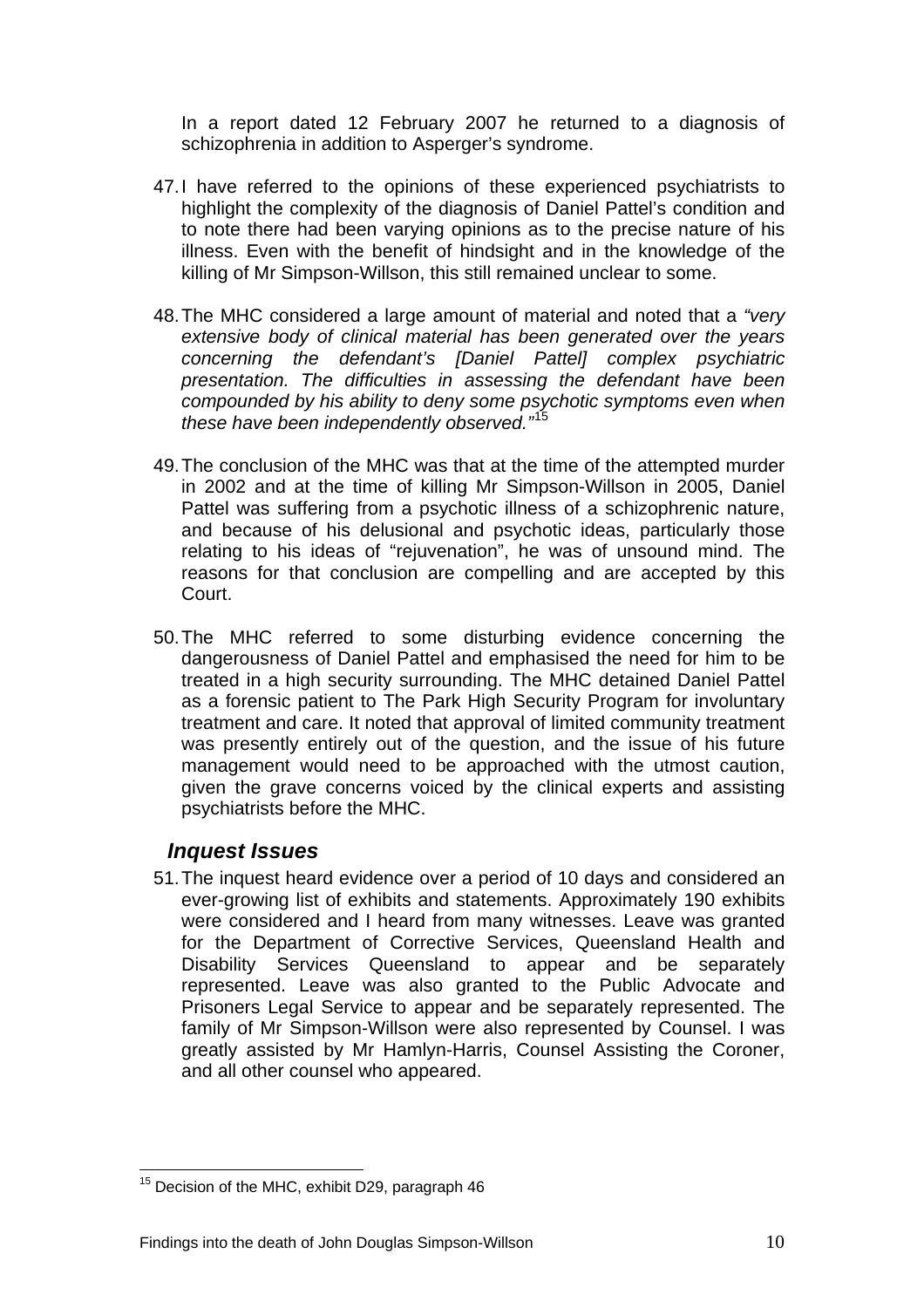In a report dated 12 February 2007 he returned to a diagnosis of schizophrenia in addition to Asperger's syndrome.

47. I have referred to the opinions of these experienced psychiatrists to highlight the complexity of the diagnosis of Daniel Pattel's condition and to note there had been varying opinions as to the precise nature of his illness. Even with the benefit of hindsight and in the knowledge of the killing of Mr Simpson-Willson, this still remained unclear to some.

48. The MHC considered a large amount of material and noted that a *"very extensive body of clinical material has been generated over the years concerning the defendant's [Daniel Pattel] complex psychiatric presentation. The difficulties in assessing the defendant have been compounded by his ability to deny some psychotic symptoms even when these have been independently observed."*[15]

49. The conclusion of the MHC was that at the time of the attempted murder in 2002 and at the time of killing Mr Simpson-Willson in 2005, Daniel Pattel was suffering from a psychotic illness of a schizophrenic nature, and because of his delusional and psychotic ideas, particularly those relating to his ideas of "rejuvenation", he was of unsound mind. The reasons for that conclusion are compelling and are accepted by this Court.

50. The MHC referred to some disturbing evidence concerning the dangerousness of Daniel Pattel and emphasised the need for him to be treated in a high security surrounding. The MHC detained Daniel Pattel as a forensic patient to The Park High Security Program for involuntary treatment and care. It noted that approval of limited community treatment was presently entirely out of the question, and the issue of his future management would need to be approached with the utmost caution, given the grave concerns voiced by the clinical experts and assisting psychiatrists before the MHC.

## *Inquest Issues*

51. The inquest heard evidence over a period of 10 days and considered an ever-growing list of exhibits and statements. Approximately 190 exhibits were considered and I heard from many witnesses. Leave was granted for the Department of Corrective Services, Queensland Health and Disability Services Queensland to appear and be separately represented. Leave was also granted to the Public Advocate and Prisoners Legal Service to appear and be separately represented. The family of Mr Simpson-Willson were also represented by Counsel. I was greatly assisted by Mr Hamlyn-Harris, Counsel Assisting the Coroner, and all other counsel who appeared.

---

[15] Decision of the MHC, exhibit D29, paragraph 46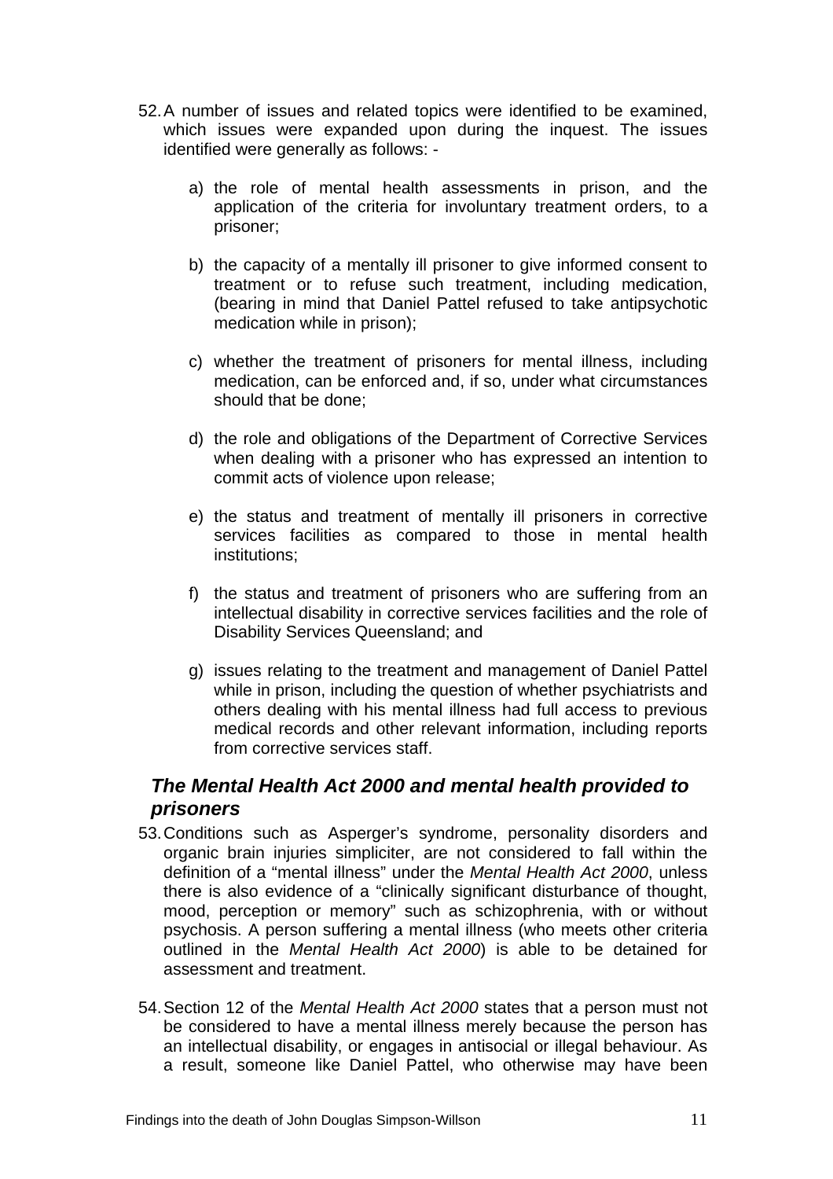52. A number of issues and related topics were identified to be examined, which issues were expanded upon during the inquest. The issues identified were generally as follows: -

    a) the role of mental health assessments in prison, and the application of the criteria for involuntary treatment orders, to a prisoner;

    b) the capacity of a mentally ill prisoner to give informed consent to treatment or to refuse such treatment, including medication, (bearing in mind that Daniel Pattel refused to take antipsychotic medication while in prison);

    c) whether the treatment of prisoners for mental illness, including medication, can be enforced and, if so, under what circumstances should that be done;

    d) the role and obligations of the Department of Corrective Services when dealing with a prisoner who has expressed an intention to commit acts of violence upon release;

    e) the status and treatment of mentally ill prisoners in corrective services facilities as compared to those in mental health institutions;

    f) the status and treatment of prisoners who are suffering from an intellectual disability in corrective services facilities and the role of Disability Services Queensland; and

    g) issues relating to the treatment and management of Daniel Pattel while in prison, including the question of whether psychiatrists and others dealing with his mental illness had full access to previous medical records and other relevant information, including reports from corrective services staff.

### *The Mental Health Act 2000 and mental health provided to prisoners*

53. Conditions such as Asperger's syndrome, personality disorders and organic brain injuries simpliciter, are not considered to fall within the definition of a "mental illness" under the *Mental Health Act 2000*, unless there is also evidence of a "clinically significant disturbance of thought, mood, perception or memory" such as schizophrenia, with or without psychosis. A person suffering a mental illness (who meets other criteria outlined in the *Mental Health Act 2000*) is able to be detained for assessment and treatment.

54. Section 12 of the *Mental Health Act 2000* states that a person must not be considered to have a mental illness merely because the person has an intellectual disability, or engages in antisocial or illegal behaviour. As a result, someone like Daniel Pattel, who otherwise may have been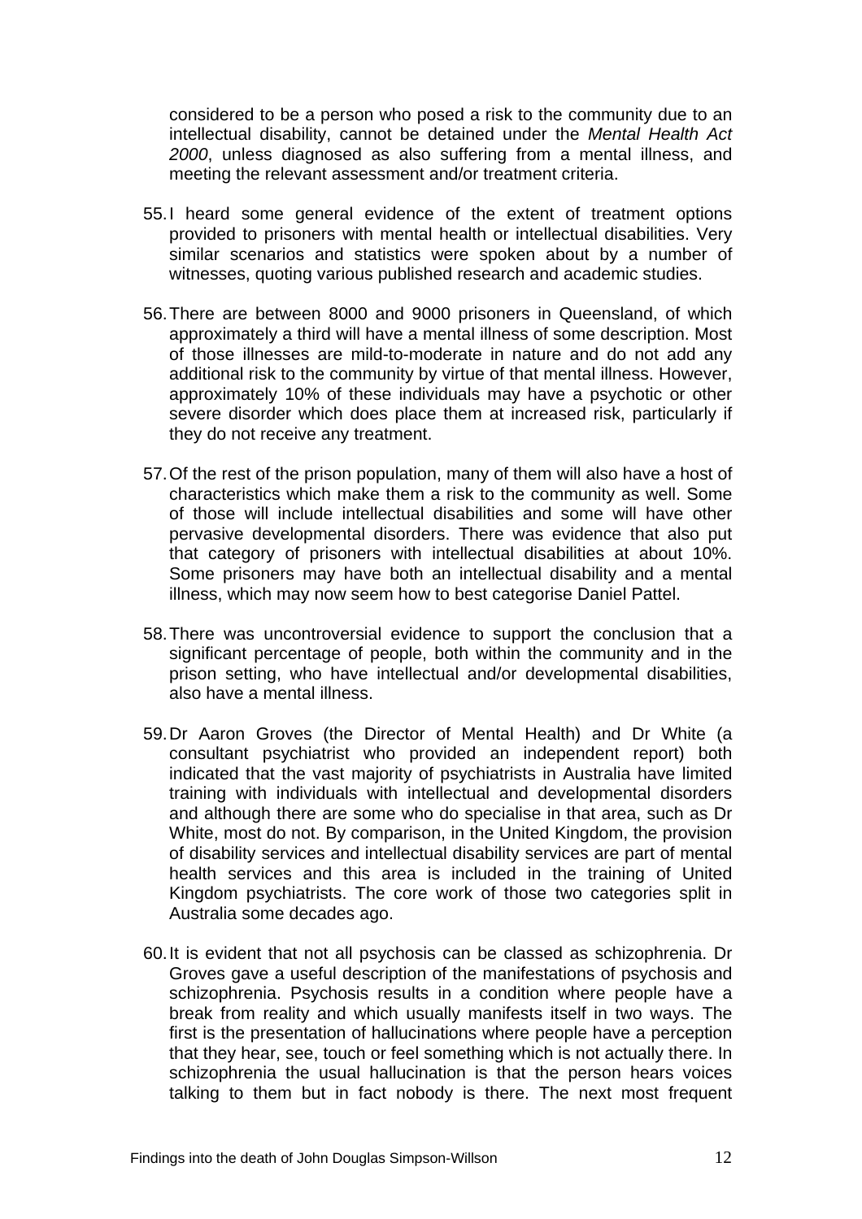considered to be a person who posed a risk to the community due to an intellectual disability, cannot be detained under the *Mental Health Act 2000*, unless diagnosed as also suffering from a mental illness, and meeting the relevant assessment and/or treatment criteria.

55. I heard some general evidence of the extent of treatment options provided to prisoners with mental health or intellectual disabilities. Very similar scenarios and statistics were spoken about by a number of witnesses, quoting various published research and academic studies.

56. There are between 8000 and 9000 prisoners in Queensland, of which approximately a third will have a mental illness of some description. Most of those illnesses are mild-to-moderate in nature and do not add any additional risk to the community by virtue of that mental illness. However, approximately 10% of these individuals may have a psychotic or other severe disorder which does place them at increased risk, particularly if they do not receive any treatment.

57. Of the rest of the prison population, many of them will also have a host of characteristics which make them a risk to the community as well. Some of those will include intellectual disabilities and some will have other pervasive developmental disorders. There was evidence that also put that category of prisoners with intellectual disabilities at about 10%. Some prisoners may have both an intellectual disability and a mental illness, which may now seem how to best categorise Daniel Pattel.

58. There was uncontroversial evidence to support the conclusion that a significant percentage of people, both within the community and in the prison setting, who have intellectual and/or developmental disabilities, also have a mental illness.

59. Dr Aaron Groves (the Director of Mental Health) and Dr White (a consultant psychiatrist who provided an independent report) both indicated that the vast majority of psychiatrists in Australia have limited training with individuals with intellectual and developmental disorders and although there are some who do specialise in that area, such as Dr White, most do not. By comparison, in the United Kingdom, the provision of disability services and intellectual disability services are part of mental health services and this area is included in the training of United Kingdom psychiatrists. The core work of those two categories split in Australia some decades ago.

60. It is evident that not all psychosis can be classed as schizophrenia. Dr Groves gave a useful description of the manifestations of psychosis and schizophrenia. Psychosis results in a condition where people have a break from reality and which usually manifests itself in two ways. The first is the presentation of hallucinations where people have a perception that they hear, see, touch or feel something which is not actually there. In schizophrenia the usual hallucination is that the person hears voices talking to them but in fact nobody is there. The next most frequent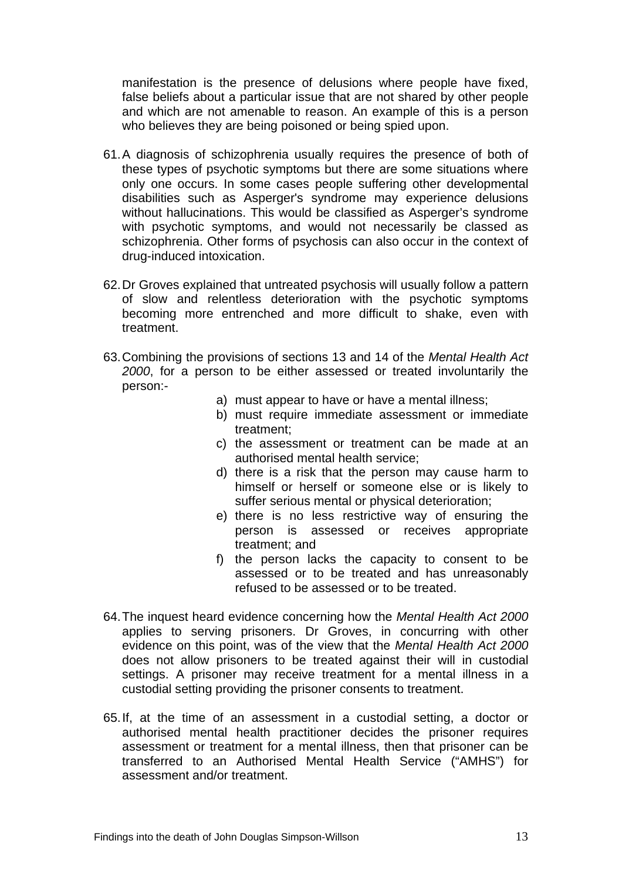manifestation is the presence of delusions where people have fixed, false beliefs about a particular issue that are not shared by other people and which are not amenable to reason. An example of this is a person who believes they are being poisoned or being spied upon.

61. A diagnosis of schizophrenia usually requires the presence of both of these types of psychotic symptoms but there are some situations where only one occurs. In some cases people suffering other developmental disabilities such as Asperger's syndrome may experience delusions without hallucinations. This would be classified as Asperger's syndrome with psychotic symptoms, and would not necessarily be classed as schizophrenia. Other forms of psychosis can also occur in the context of drug-induced intoxication.

62. Dr Groves explained that untreated psychosis will usually follow a pattern of slow and relentless deterioration with the psychotic symptoms becoming more entrenched and more difficult to shake, even with treatment.

63. Combining the provisions of sections 13 and 14 of the *Mental Health Act 2000*, for a person to be either assessed or treated involuntarily the person:-

    a) must appear to have or have a mental illness;
    b) must require immediate assessment or immediate treatment;
    c) the assessment or treatment can be made at an authorised mental health service;
    d) there is a risk that the person may cause harm to himself or herself or someone else or is likely to suffer serious mental or physical deterioration;
    e) there is no less restrictive way of ensuring the person is assessed or receives appropriate treatment; and
    f) the person lacks the capacity to consent to be assessed or to be treated and has unreasonably refused to be assessed or to be treated.

64. The inquest heard evidence concerning how the *Mental Health Act 2000* applies to serving prisoners. Dr Groves, in concurring with other evidence on this point, was of the view that the *Mental Health Act 2000* does not allow prisoners to be treated against their will in custodial settings. A prisoner may receive treatment for a mental illness in a custodial setting providing the prisoner consents to treatment.

65. If, at the time of an assessment in a custodial setting, a doctor or authorised mental health practitioner decides the prisoner requires assessment or treatment for a mental illness, then that prisoner can be transferred to an Authorised Mental Health Service ("AMHS") for assessment and/or treatment.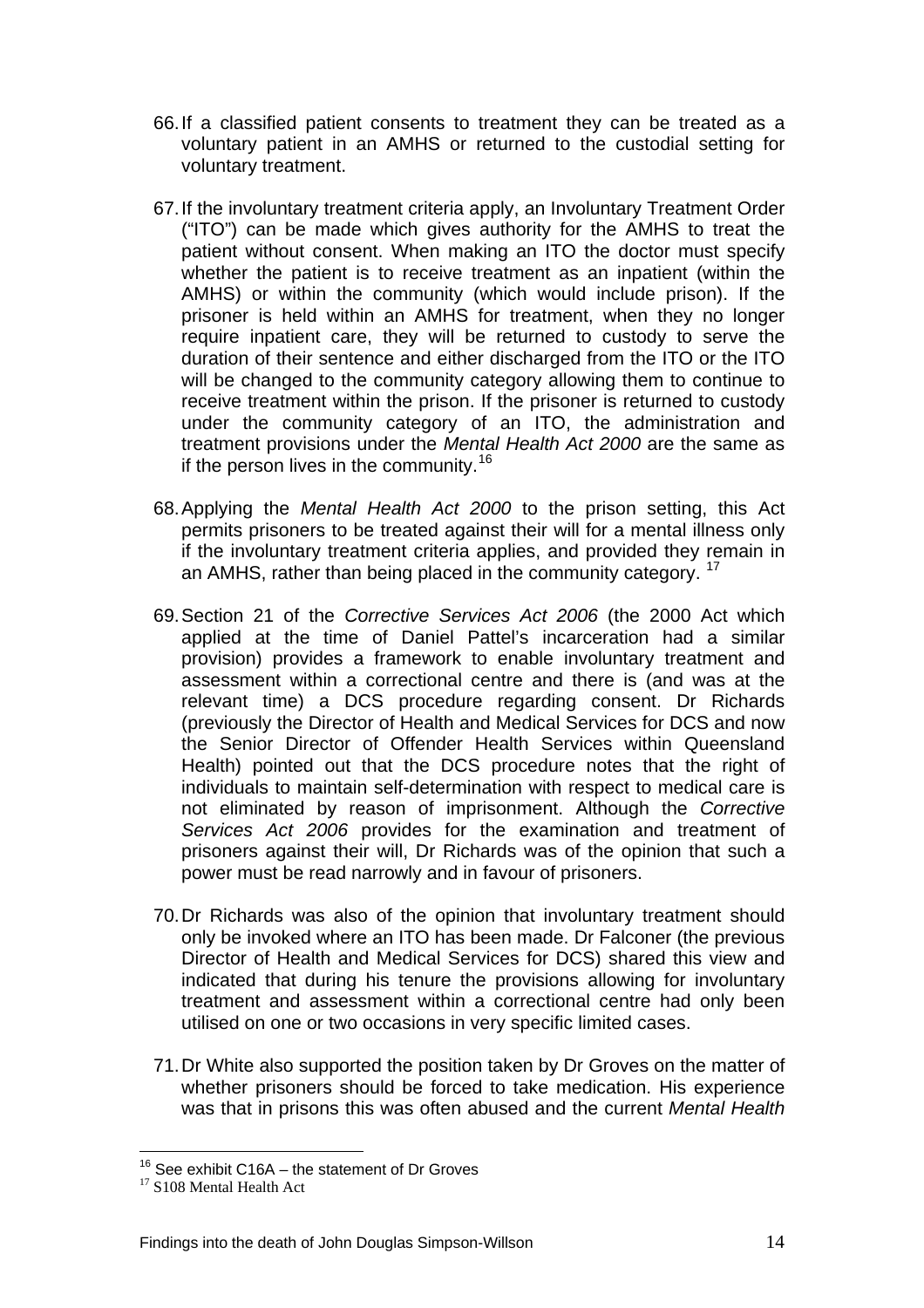66. If a classified patient consents to treatment they can be treated as a voluntary patient in an AMHS or returned to the custodial setting for voluntary treatment.

67. If the involuntary treatment criteria apply, an Involuntary Treatment Order ("ITO") can be made which gives authority for the AMHS to treat the patient without consent. When making an ITO the doctor must specify whether the patient is to receive treatment as an inpatient (within the AMHS) or within the community (which would include prison). If the prisoner is held within an AMHS for treatment, when they no longer require inpatient care, they will be returned to custody to serve the duration of their sentence and either discharged from the ITO or the ITO will be changed to the community category allowing them to continue to receive treatment within the prison. If the prisoner is returned to custody under the community category of an ITO, the administration and treatment provisions under the *Mental Health Act 2000* are the same as if the person lives in the community.[16]

68. Applying the *Mental Health Act 2000* to the prison setting, this Act permits prisoners to be treated against their will for a mental illness only if the involuntary treatment criteria applies, and provided they remain in an AMHS, rather than being placed in the community category. [17]

69. Section 21 of the *Corrective Services Act 2006* (the 2000 Act which applied at the time of Daniel Pattel's incarceration had a similar provision) provides a framework to enable involuntary treatment and assessment within a correctional centre and there is (and was at the relevant time) a DCS procedure regarding consent. Dr Richards (previously the Director of Health and Medical Services for DCS and now the Senior Director of Offender Health Services within Queensland Health) pointed out that the DCS procedure notes that the right of individuals to maintain self-determination with respect to medical care is not eliminated by reason of imprisonment. Although the *Corrective Services Act 2006* provides for the examination and treatment of prisoners against their will, Dr Richards was of the opinion that such a power must be read narrowly and in favour of prisoners.

70. Dr Richards was also of the opinion that involuntary treatment should only be invoked where an ITO has been made. Dr Falconer (the previous Director of Health and Medical Services for DCS) shared this view and indicated that during his tenure the provisions allowing for involuntary treatment and assessment within a correctional centre had only been utilised on one or two occasions in very specific limited cases.

71. Dr White also supported the position taken by Dr Groves on the matter of whether prisoners should be forced to take medication. His experience was that in prisons this was often abused and the current *Mental Health*

---

[16] See exhibit C16A – the statement of Dr Groves

[17] S108 Mental Health Act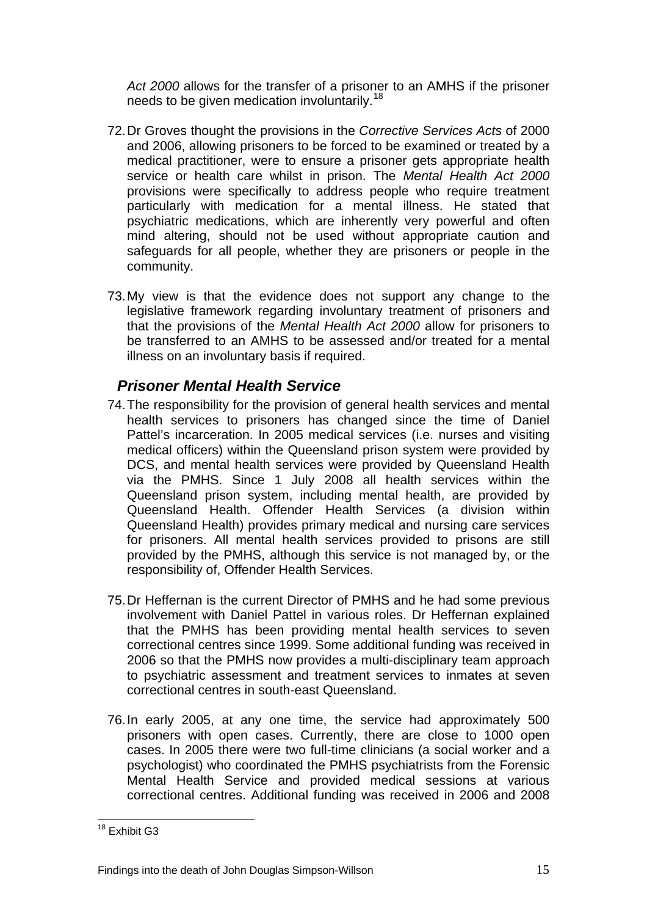*Act 2000* allows for the transfer of a prisoner to an AMHS if the prisoner needs to be given medication involuntarily.[18]

72. Dr Groves thought the provisions in the *Corrective Services Acts* of 2000 and 2006, allowing prisoners to be forced to be examined or treated by a medical practitioner, were to ensure a prisoner gets appropriate health service or health care whilst in prison. The *Mental Health Act 2000* provisions were specifically to address people who require treatment particularly with medication for a mental illness. He stated that psychiatric medications, which are inherently very powerful and often mind altering, should not be used without appropriate caution and safeguards for all people, whether they are prisoners or people in the community.

73. My view is that the evidence does not support any change to the legislative framework regarding involuntary treatment of prisoners and that the provisions of the *Mental Health Act 2000* allow for prisoners to be transferred to an AMHS to be assessed and/or treated for a mental illness on an involuntary basis if required.

### *Prisoner Mental Health Service*

74. The responsibility for the provision of general health services and mental health services to prisoners has changed since the time of Daniel Pattel's incarceration. In 2005 medical services (i.e. nurses and visiting medical officers) within the Queensland prison system were provided by DCS, and mental health services were provided by Queensland Health via the PMHS. Since 1 July 2008 all health services within the Queensland prison system, including mental health, are provided by Queensland Health. Offender Health Services (a division within Queensland Health) provides primary medical and nursing care services for prisoners. All mental health services provided to prisons are still provided by the PMHS, although this service is not managed by, or the responsibility of, Offender Health Services.

75. Dr Heffernan is the current Director of PMHS and he had some previous involvement with Daniel Pattel in various roles. Dr Heffernan explained that the PMHS has been providing mental health services to seven correctional centres since 1999. Some additional funding was received in 2006 so that the PMHS now provides a multi-disciplinary team approach to psychiatric assessment and treatment services to inmates at seven correctional centres in south-east Queensland.

76. In early 2005, at any one time, the service had approximately 500 prisoners with open cases. Currently, there are close to 1000 open cases. In 2005 there were two full-time clinicians (a social worker and a psychologist) who coordinated the PMHS psychiatrists from the Forensic Mental Health Service and provided medical sessions at various correctional centres. Additional funding was received in 2006 and 2008

[18] Exhibit G3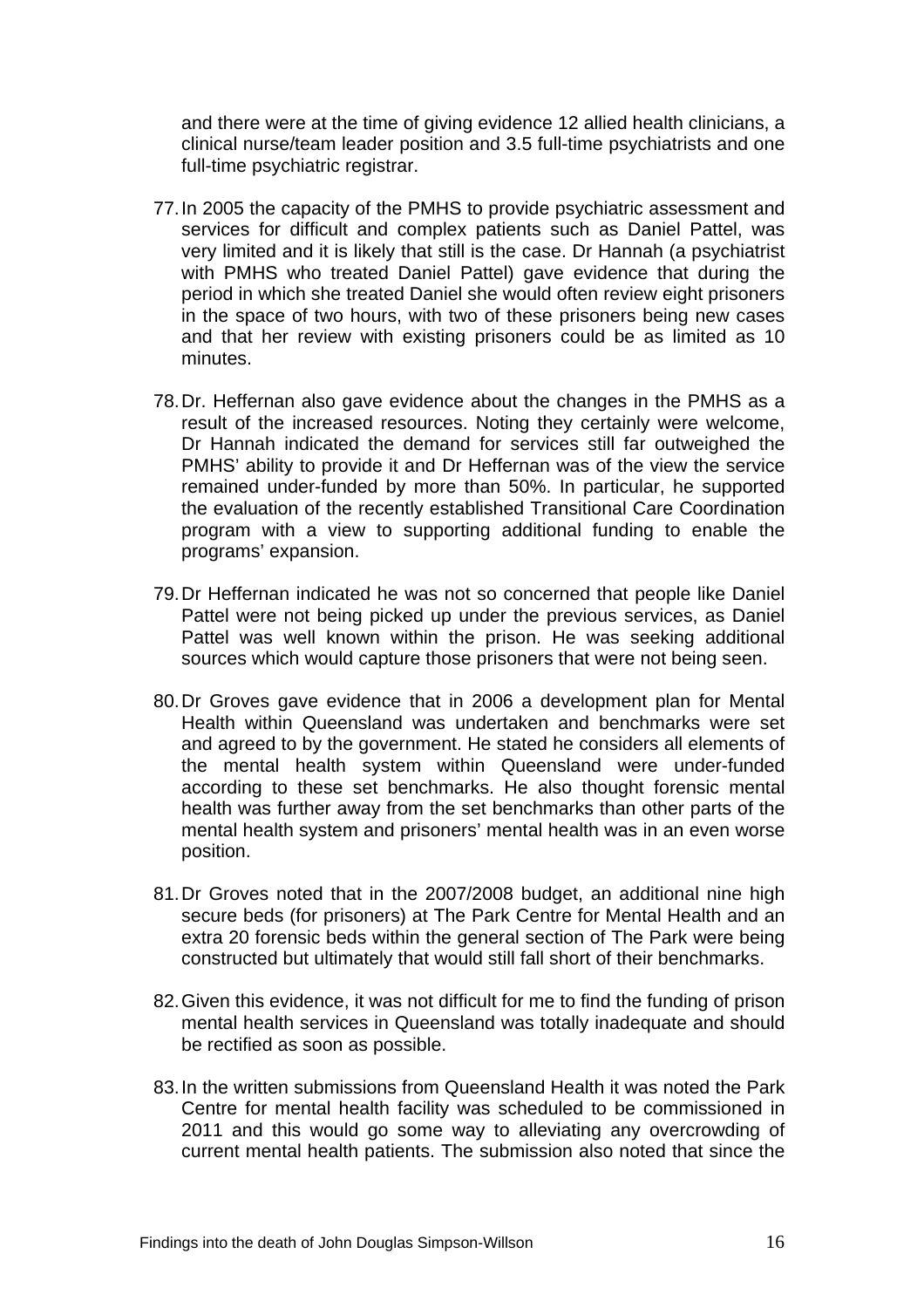and there were at the time of giving evidence 12 allied health clinicians, a clinical nurse/team leader position and 3.5 full-time psychiatrists and one full-time psychiatric registrar.

77. In 2005 the capacity of the PMHS to provide psychiatric assessment and services for difficult and complex patients such as Daniel Pattel, was very limited and it is likely that still is the case. Dr Hannah (a psychiatrist with PMHS who treated Daniel Pattel) gave evidence that during the period in which she treated Daniel she would often review eight prisoners in the space of two hours, with two of these prisoners being new cases and that her review with existing prisoners could be as limited as 10 minutes.

78. Dr. Heffernan also gave evidence about the changes in the PMHS as a result of the increased resources. Noting they certainly were welcome, Dr Hannah indicated the demand for services still far outweighed the PMHS' ability to provide it and Dr Heffernan was of the view the service remained under-funded by more than 50%. In particular, he supported the evaluation of the recently established Transitional Care Coordination program with a view to supporting additional funding to enable the programs' expansion.

79. Dr Heffernan indicated he was not so concerned that people like Daniel Pattel were not being picked up under the previous services, as Daniel Pattel was well known within the prison. He was seeking additional sources which would capture those prisoners that were not being seen.

80. Dr Groves gave evidence that in 2006 a development plan for Mental Health within Queensland was undertaken and benchmarks were set and agreed to by the government. He stated he considers all elements of the mental health system within Queensland were under-funded according to these set benchmarks. He also thought forensic mental health was further away from the set benchmarks than other parts of the mental health system and prisoners' mental health was in an even worse position.

81. Dr Groves noted that in the 2007/2008 budget, an additional nine high secure beds (for prisoners) at The Park Centre for Mental Health and an extra 20 forensic beds within the general section of The Park were being constructed but ultimately that would still fall short of their benchmarks.

82. Given this evidence, it was not difficult for me to find the funding of prison mental health services in Queensland was totally inadequate and should be rectified as soon as possible.

83. In the written submissions from Queensland Health it was noted the Park Centre for mental health facility was scheduled to be commissioned in 2011 and this would go some way to alleviating any overcrowding of current mental health patients. The submission also noted that since the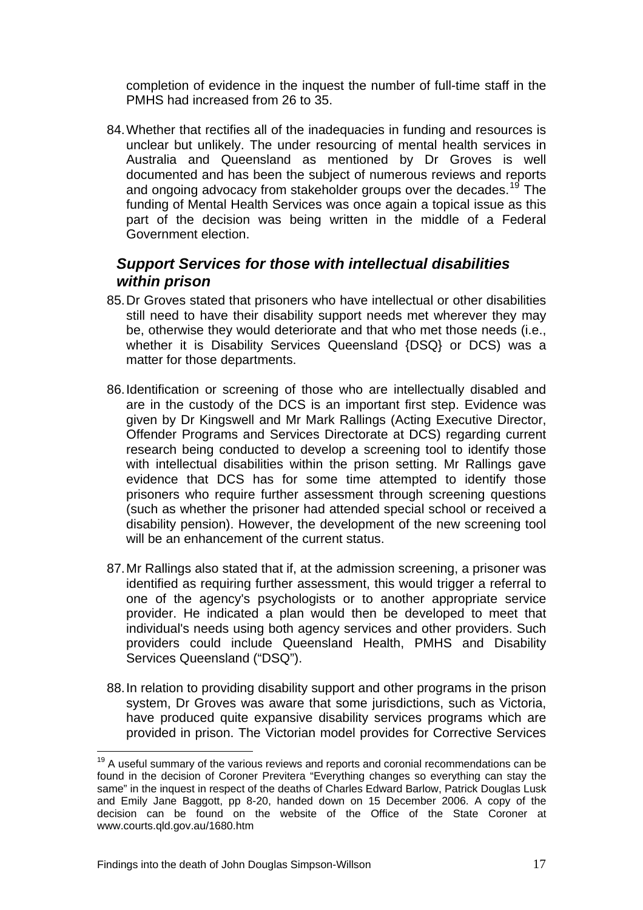completion of evidence in the inquest the number of full-time staff in the PMHS had increased from 26 to 35.

84. Whether that rectifies all of the inadequacies in funding and resources is unclear but unlikely. The under resourcing of mental health services in Australia and Queensland as mentioned by Dr Groves is well documented and has been the subject of numerous reviews and reports and ongoing advocacy from stakeholder groups over the decades.[19] The funding of Mental Health Services was once again a topical issue as this part of the decision was being written in the middle of a Federal Government election.

### *Support Services for those with intellectual disabilities within prison*

85. Dr Groves stated that prisoners who have intellectual or other disabilities still need to have their disability support needs met wherever they may be, otherwise they would deteriorate and that who met those needs (i.e., whether it is Disability Services Queensland {DSQ} or DCS) was a matter for those departments.

86. Identification or screening of those who are intellectually disabled and are in the custody of the DCS is an important first step. Evidence was given by Dr Kingswell and Mr Mark Rallings (Acting Executive Director, Offender Programs and Services Directorate at DCS) regarding current research being conducted to develop a screening tool to identify those with intellectual disabilities within the prison setting. Mr Rallings gave evidence that DCS has for some time attempted to identify those prisoners who require further assessment through screening questions (such as whether the prisoner had attended special school or received a disability pension). However, the development of the new screening tool will be an enhancement of the current status.

87. Mr Rallings also stated that if, at the admission screening, a prisoner was identified as requiring further assessment, this would trigger a referral to one of the agency's psychologists or to another appropriate service provider. He indicated a plan would then be developed to meet that individual's needs using both agency services and other providers. Such providers could include Queensland Health, PMHS and Disability Services Queensland ("DSQ").

88. In relation to providing disability support and other programs in the prison system, Dr Groves was aware that some jurisdictions, such as Victoria, have produced quite expansive disability services programs which are provided in prison. The Victorian model provides for Corrective Services

---

[19] A useful summary of the various reviews and reports and coronial recommendations can be found in the decision of Coroner Previtera "Everything changes so everything can stay the same" in the inquest in respect of the deaths of Charles Edward Barlow, Patrick Douglas Lusk and Emily Jane Baggott, pp 8-20, handed down on 15 December 2006. A copy of the decision can be found on the website of the Office of the State Coroner at www.courts.qld.gov.au/1680.htm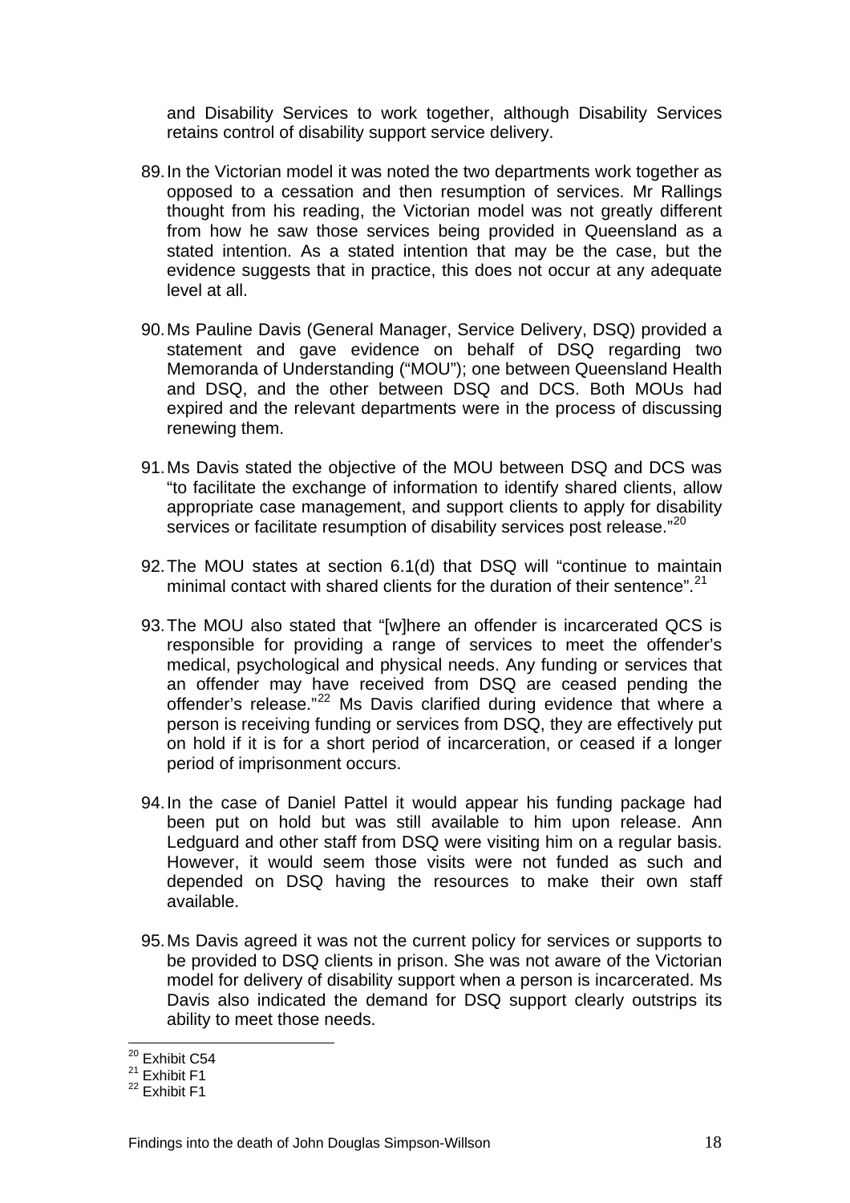and Disability Services to work together, although Disability Services retains control of disability support service delivery.

89. In the Victorian model it was noted the two departments work together as opposed to a cessation and then resumption of services. Mr Rallings thought from his reading, the Victorian model was not greatly different from how he saw those services being provided in Queensland as a stated intention. As a stated intention that may be the case, but the evidence suggests that in practice, this does not occur at any adequate level at all.

90. Ms Pauline Davis (General Manager, Service Delivery, DSQ) provided a statement and gave evidence on behalf of DSQ regarding two Memoranda of Understanding ("MOU"); one between Queensland Health and DSQ, and the other between DSQ and DCS. Both MOUs had expired and the relevant departments were in the process of discussing renewing them.

91. Ms Davis stated the objective of the MOU between DSQ and DCS was "to facilitate the exchange of information to identify shared clients, allow appropriate case management, and support clients to apply for disability services or facilitate resumption of disability services post release."[20]

92. The MOU states at section 6.1(d) that DSQ will "continue to maintain minimal contact with shared clients for the duration of their sentence".[21]

93. The MOU also stated that "[w]here an offender is incarcerated QCS is responsible for providing a range of services to meet the offender's medical, psychological and physical needs. Any funding or services that an offender may have received from DSQ are ceased pending the offender's release."[22] Ms Davis clarified during evidence that where a person is receiving funding or services from DSQ, they are effectively put on hold if it is for a short period of incarceration, or ceased if a longer period of imprisonment occurs.

94. In the case of Daniel Pattel it would appear his funding package had been put on hold but was still available to him upon release. Ann Ledguard and other staff from DSQ were visiting him on a regular basis. However, it would seem those visits were not funded as such and depended on DSQ having the resources to make their own staff available.

95. Ms Davis agreed it was not the current policy for services or supports to be provided to DSQ clients in prison. She was not aware of the Victorian model for delivery of disability support when a person is incarcerated. Ms Davis also indicated the demand for DSQ support clearly outstrips its ability to meet those needs.

[20] Exhibit C54
[21] Exhibit F1
[22] Exhibit F1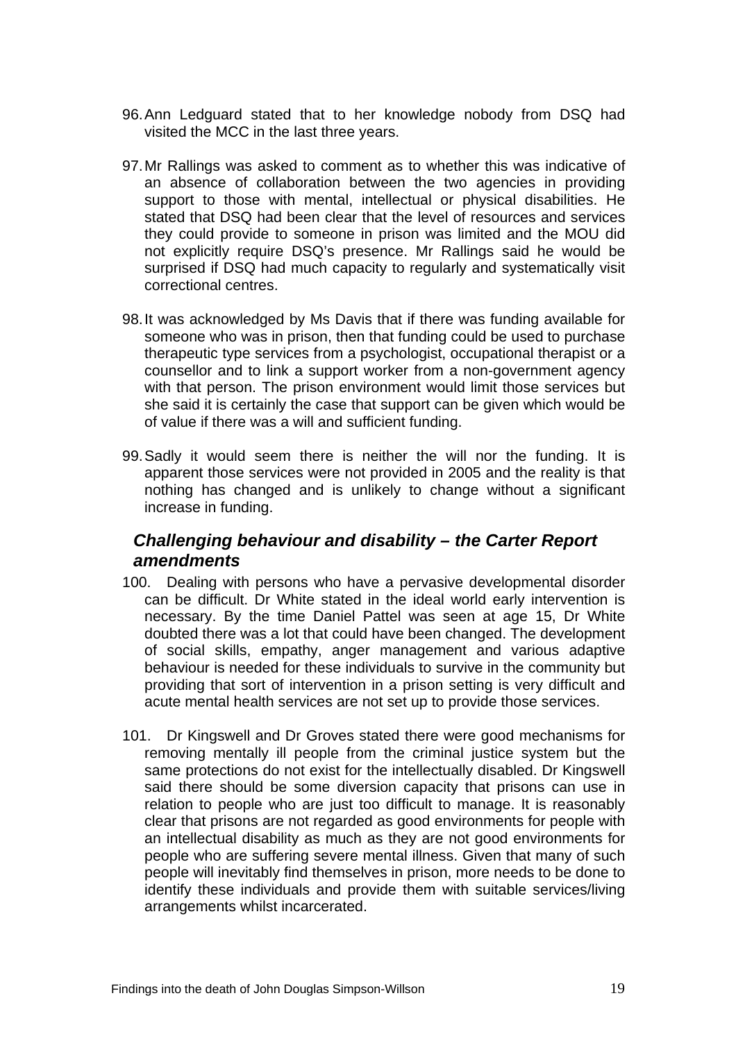96. Ann Ledguard stated that to her knowledge nobody from DSQ had visited the MCC in the last three years.

97. Mr Rallings was asked to comment as to whether this was indicative of an absence of collaboration between the two agencies in providing support to those with mental, intellectual or physical disabilities. He stated that DSQ had been clear that the level of resources and services they could provide to someone in prison was limited and the MOU did not explicitly require DSQ's presence. Mr Rallings said he would be surprised if DSQ had much capacity to regularly and systematically visit correctional centres.

98. It was acknowledged by Ms Davis that if there was funding available for someone who was in prison, then that funding could be used to purchase therapeutic type services from a psychologist, occupational therapist or a counsellor and to link a support worker from a non-government agency with that person. The prison environment would limit those services but she said it is certainly the case that support can be given which would be of value if there was a will and sufficient funding.

99. Sadly it would seem there is neither the will nor the funding. It is apparent those services were not provided in 2005 and the reality is that nothing has changed and is unlikely to change without a significant increase in funding.

### *Challenging behaviour and disability – the Carter Report amendments*

100. Dealing with persons who have a pervasive developmental disorder can be difficult. Dr White stated in the ideal world early intervention is necessary. By the time Daniel Pattel was seen at age 15, Dr White doubted there was a lot that could have been changed. The development of social skills, empathy, anger management and various adaptive behaviour is needed for these individuals to survive in the community but providing that sort of intervention in a prison setting is very difficult and acute mental health services are not set up to provide those services.

101. Dr Kingswell and Dr Groves stated there were good mechanisms for removing mentally ill people from the criminal justice system but the same protections do not exist for the intellectually disabled. Dr Kingswell said there should be some diversion capacity that prisons can use in relation to people who are just too difficult to manage. It is reasonably clear that prisons are not regarded as good environments for people with an intellectual disability as much as they are not good environments for people who are suffering severe mental illness. Given that many of such people will inevitably find themselves in prison, more needs to be done to identify these individuals and provide them with suitable services/living arrangements whilst incarcerated.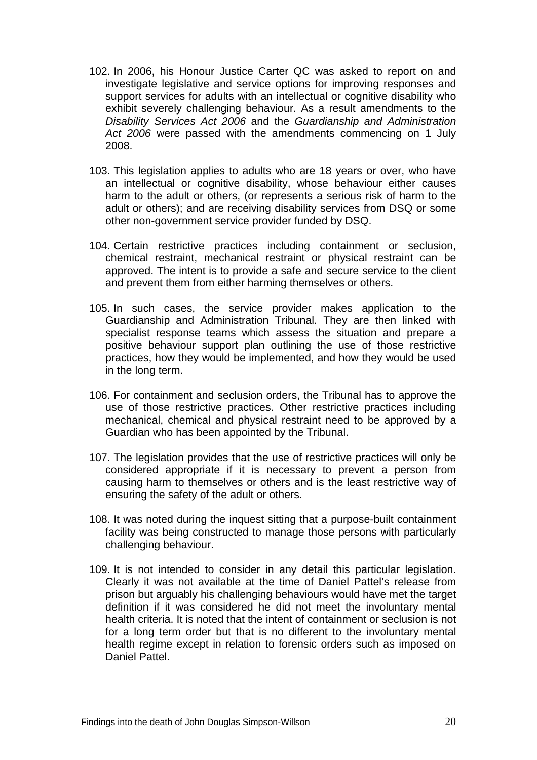102. In 2006, his Honour Justice Carter QC was asked to report on and investigate legislative and service options for improving responses and support services for adults with an intellectual or cognitive disability who exhibit severely challenging behaviour. As a result amendments to the *Disability Services Act 2006* and the *Guardianship and Administration Act 2006* were passed with the amendments commencing on 1 July 2008.

103. This legislation applies to adults who are 18 years or over, who have an intellectual or cognitive disability, whose behaviour either causes harm to the adult or others, (or represents a serious risk of harm to the adult or others); and are receiving disability services from DSQ or some other non-government service provider funded by DSQ.

104. Certain restrictive practices including containment or seclusion, chemical restraint, mechanical restraint or physical restraint can be approved. The intent is to provide a safe and secure service to the client and prevent them from either harming themselves or others.

105. In such cases, the service provider makes application to the Guardianship and Administration Tribunal. They are then linked with specialist response teams which assess the situation and prepare a positive behaviour support plan outlining the use of those restrictive practices, how they would be implemented, and how they would be used in the long term.

106. For containment and seclusion orders, the Tribunal has to approve the use of those restrictive practices. Other restrictive practices including mechanical, chemical and physical restraint need to be approved by a Guardian who has been appointed by the Tribunal.

107. The legislation provides that the use of restrictive practices will only be considered appropriate if it is necessary to prevent a person from causing harm to themselves or others and is the least restrictive way of ensuring the safety of the adult or others.

108. It was noted during the inquest sitting that a purpose-built containment facility was being constructed to manage those persons with particularly challenging behaviour.

109. It is not intended to consider in any detail this particular legislation. Clearly it was not available at the time of Daniel Pattel's release from prison but arguably his challenging behaviours would have met the target definition if it was considered he did not meet the involuntary mental health criteria. It is noted that the intent of containment or seclusion is not for a long term order but that is no different to the involuntary mental health regime except in relation to forensic orders such as imposed on Daniel Pattel.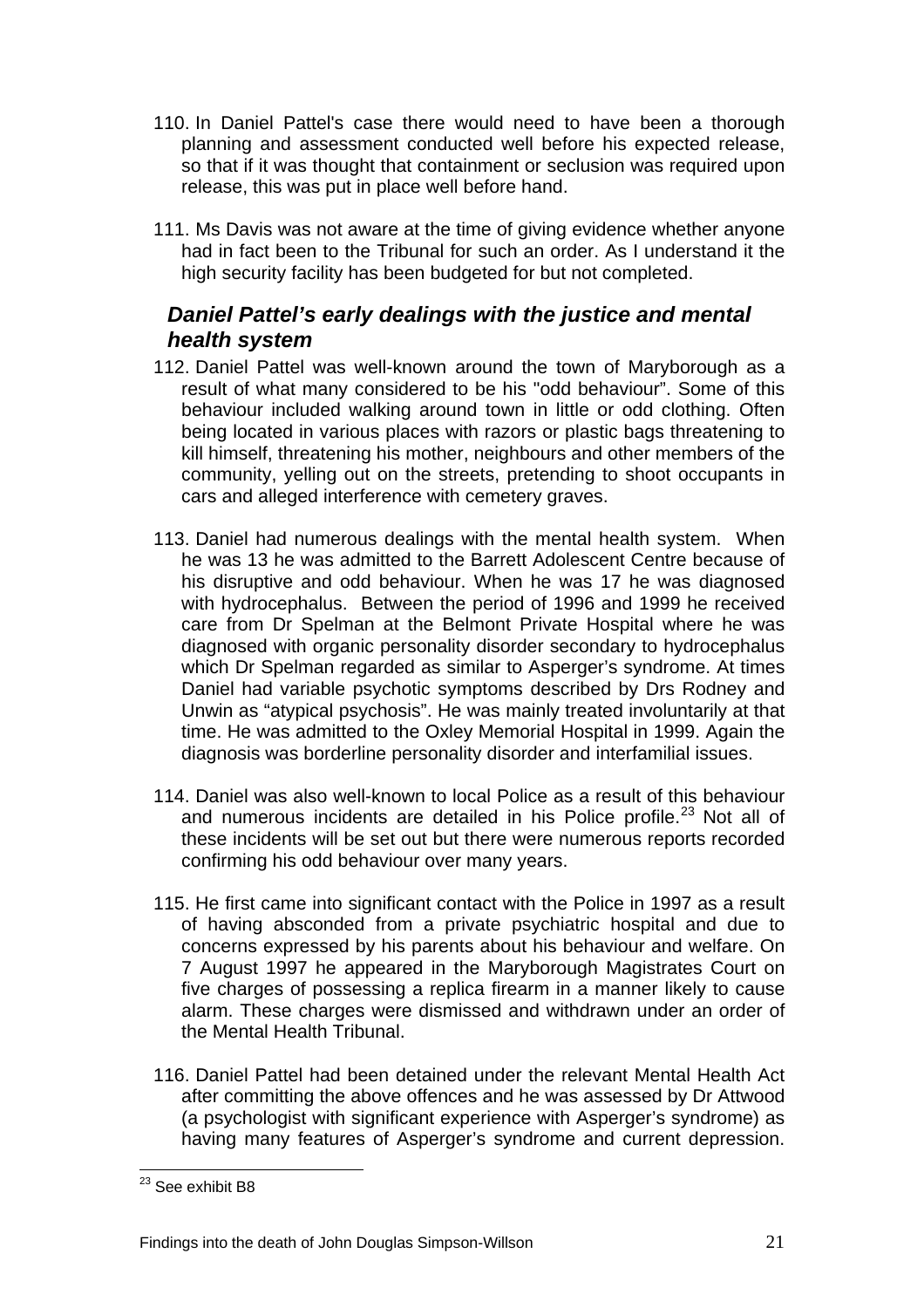110. In Daniel Pattel's case there would need to have been a thorough planning and assessment conducted well before his expected release, so that if it was thought that containment or seclusion was required upon release, this was put in place well before hand.

111. Ms Davis was not aware at the time of giving evidence whether anyone had in fact been to the Tribunal for such an order. As I understand it the high security facility has been budgeted for but not completed.

### *Daniel Pattel's early dealings with the justice and mental health system*

112. Daniel Pattel was well-known around the town of Maryborough as a result of what many considered to be his "odd behaviour". Some of this behaviour included walking around town in little or odd clothing. Often being located in various places with razors or plastic bags threatening to kill himself, threatening his mother, neighbours and other members of the community, yelling out on the streets, pretending to shoot occupants in cars and alleged interference with cemetery graves.

113. Daniel had numerous dealings with the mental health system. When he was 13 he was admitted to the Barrett Adolescent Centre because of his disruptive and odd behaviour. When he was 17 he was diagnosed with hydrocephalus. Between the period of 1996 and 1999 he received care from Dr Spelman at the Belmont Private Hospital where he was diagnosed with organic personality disorder secondary to hydrocephalus which Dr Spelman regarded as similar to Asperger's syndrome. At times Daniel had variable psychotic symptoms described by Drs Rodney and Unwin as "atypical psychosis". He was mainly treated involuntarily at that time. He was admitted to the Oxley Memorial Hospital in 1999. Again the diagnosis was borderline personality disorder and interfamilial issues.

114. Daniel was also well-known to local Police as a result of this behaviour and numerous incidents are detailed in his Police profile.[23] Not all of these incidents will be set out but there were numerous reports recorded confirming his odd behaviour over many years.

115. He first came into significant contact with the Police in 1997 as a result of having absconded from a private psychiatric hospital and due to concerns expressed by his parents about his behaviour and welfare. On 7 August 1997 he appeared in the Maryborough Magistrates Court on five charges of possessing a replica firearm in a manner likely to cause alarm. These charges were dismissed and withdrawn under an order of the Mental Health Tribunal.

116. Daniel Pattel had been detained under the relevant Mental Health Act after committing the above offences and he was assessed by Dr Attwood (a psychologist with significant experience with Asperger's syndrome) as having many features of Asperger's syndrome and current depression.

[23] See exhibit B8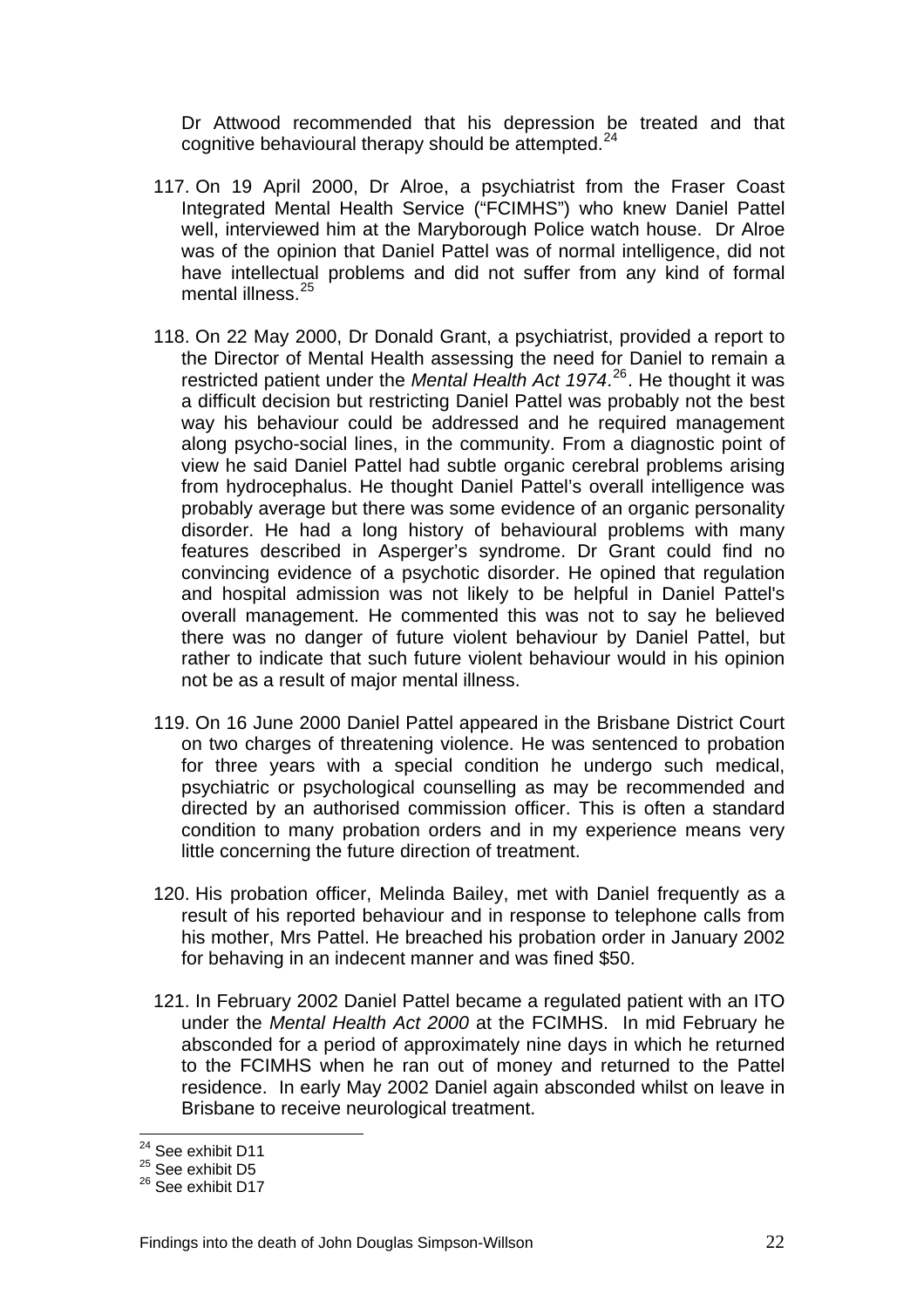Dr Attwood recommended that his depression be treated and that cognitive behavioural therapy should be attempted.[24]

117. On 19 April 2000, Dr Alroe, a psychiatrist from the Fraser Coast Integrated Mental Health Service ("FCIMHS") who knew Daniel Pattel well, interviewed him at the Maryborough Police watch house. Dr Alroe was of the opinion that Daniel Pattel was of normal intelligence, did not have intellectual problems and did not suffer from any kind of formal mental illness.[25]

118. On 22 May 2000, Dr Donald Grant, a psychiatrist, provided a report to the Director of Mental Health assessing the need for Daniel to remain a restricted patient under the *Mental Health Act 1974*.[26]. He thought it was a difficult decision but restricting Daniel Pattel was probably not the best way his behaviour could be addressed and he required management along psycho-social lines, in the community. From a diagnostic point of view he said Daniel Pattel had subtle organic cerebral problems arising from hydrocephalus. He thought Daniel Pattel's overall intelligence was probably average but there was some evidence of an organic personality disorder. He had a long history of behavioural problems with many features described in Asperger's syndrome. Dr Grant could find no convincing evidence of a psychotic disorder. He opined that regulation and hospital admission was not likely to be helpful in Daniel Pattel's overall management. He commented this was not to say he believed there was no danger of future violent behaviour by Daniel Pattel, but rather to indicate that such future violent behaviour would in his opinion not be as a result of major mental illness.

119. On 16 June 2000 Daniel Pattel appeared in the Brisbane District Court on two charges of threatening violence. He was sentenced to probation for three years with a special condition he undergo such medical, psychiatric or psychological counselling as may be recommended and directed by an authorised commission officer. This is often a standard condition to many probation orders and in my experience means very little concerning the future direction of treatment.

120. His probation officer, Melinda Bailey, met with Daniel frequently as a result of his reported behaviour and in response to telephone calls from his mother, Mrs Pattel. He breached his probation order in January 2002 for behaving in an indecent manner and was fined $50.

121. In February 2002 Daniel Pattel became a regulated patient with an ITO under the *Mental Health Act 2000* at the FCIMHS. In mid February he absconded for a period of approximately nine days in which he returned to the FCIMHS when he ran out of money and returned to the Pattel residence. In early May 2002 Daniel again absconded whilst on leave in Brisbane to receive neurological treatment.

[24] See exhibit D11
[25] See exhibit D5
[26] See exhibit D17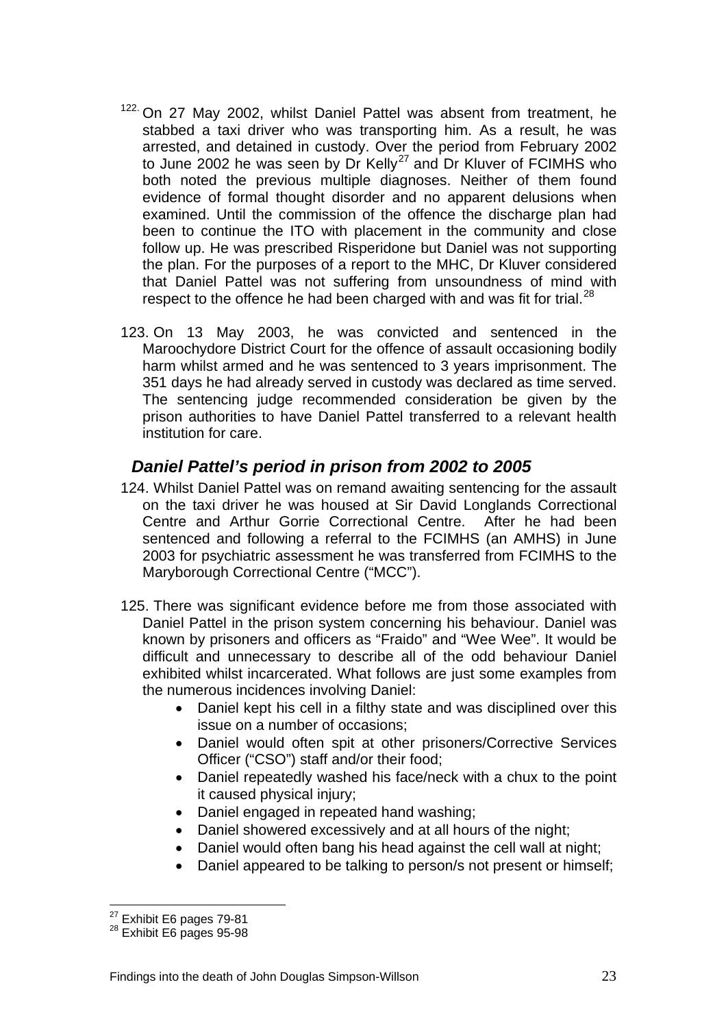122. On 27 May 2002, whilst Daniel Pattel was absent from treatment, he stabbed a taxi driver who was transporting him. As a result, he was arrested, and detained in custody. Over the period from February 2002 to June 2002 he was seen by Dr Kelly[27] and Dr Kluver of FCIMHS who both noted the previous multiple diagnoses. Neither of them found evidence of formal thought disorder and no apparent delusions when examined. Until the commission of the offence the discharge plan had been to continue the ITO with placement in the community and close follow up. He was prescribed Risperidone but Daniel was not supporting the plan. For the purposes of a report to the MHC, Dr Kluver considered that Daniel Pattel was not suffering from unsoundness of mind with respect to the offence he had been charged with and was fit for trial.[28]

123. On 13 May 2003, he was convicted and sentenced in the Maroochydore District Court for the offence of assault occasioning bodily harm whilst armed and he was sentenced to 3 years imprisonment. The 351 days he had already served in custody was declared as time served. The sentencing judge recommended consideration be given by the prison authorities to have Daniel Pattel transferred to a relevant health institution for care.

### *Daniel Pattel's period in prison from 2002 to 2005*

124. Whilst Daniel Pattel was on remand awaiting sentencing for the assault on the taxi driver he was housed at Sir David Longlands Correctional Centre and Arthur Gorrie Correctional Centre. After he had been sentenced and following a referral to the FCIMHS (an AMHS) in June 2003 for psychiatric assessment he was transferred from FCIMHS to the Maryborough Correctional Centre ("MCC").

125. There was significant evidence before me from those associated with Daniel Pattel in the prison system concerning his behaviour. Daniel was known by prisoners and officers as "Fraido" and "Wee Wee". It would be difficult and unnecessary to describe all of the odd behaviour Daniel exhibited whilst incarcerated. What follows are just some examples from the numerous incidences involving Daniel:

- Daniel kept his cell in a filthy state and was disciplined over this issue on a number of occasions;
- Daniel would often spit at other prisoners/Corrective Services Officer ("CSO") staff and/or their food;
- Daniel repeatedly washed his face/neck with a chux to the point it caused physical injury;
- Daniel engaged in repeated hand washing;
- Daniel showered excessively and at all hours of the night;
- Daniel would often bang his head against the cell wall at night;
- Daniel appeared to be talking to person/s not present or himself;

[27] Exhibit E6 pages 79-81
[28] Exhibit E6 pages 95-98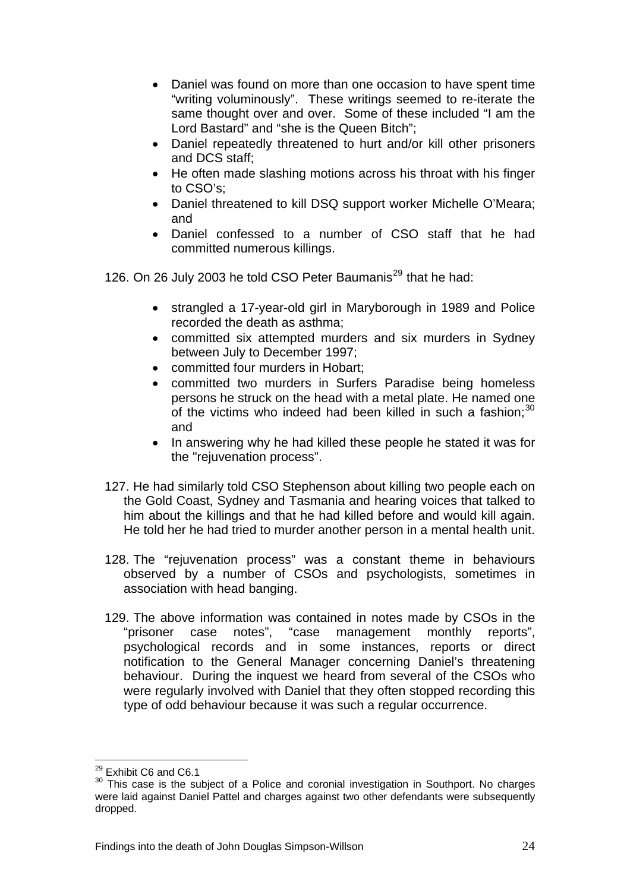- Daniel was found on more than one occasion to have spent time "writing voluminously". These writings seemed to re-iterate the same thought over and over. Some of these included "I am the Lord Bastard" and "she is the Queen Bitch";
- Daniel repeatedly threatened to hurt and/or kill other prisoners and DCS staff;
- He often made slashing motions across his throat with his finger to CSO's;
- Daniel threatened to kill DSQ support worker Michelle O'Meara; and
- Daniel confessed to a number of CSO staff that he had committed numerous killings.

126. On 26 July 2003 he told CSO Peter Baumanis[29] that he had:

- strangled a 17-year-old girl in Maryborough in 1989 and Police recorded the death as asthma;
- committed six attempted murders and six murders in Sydney between July to December 1997;
- committed four murders in Hobart;
- committed two murders in Surfers Paradise being homeless persons he struck on the head with a metal plate. He named one of the victims who indeed had been killed in such a fashion;[30] and
- In answering why he had killed these people he stated it was for the "rejuvenation process".

127. He had similarly told CSO Stephenson about killing two people each on the Gold Coast, Sydney and Tasmania and hearing voices that talked to him about the killings and that he had killed before and would kill again. He told her he had tried to murder another person in a mental health unit.

128. The "rejuvenation process" was a constant theme in behaviours observed by a number of CSOs and psychologists, sometimes in association with head banging.

129. The above information was contained in notes made by CSOs in the "prisoner case notes", "case management monthly reports", psychological records and in some instances, reports or direct notification to the General Manager concerning Daniel's threatening behaviour. During the inquest we heard from several of the CSOs who were regularly involved with Daniel that they often stopped recording this type of odd behaviour because it was such a regular occurrence.

---

[29] Exhibit C6 and C6.1

[30] This case is the subject of a Police and coronial investigation in Southport. No charges were laid against Daniel Pattel and charges against two other defendants were subsequently dropped.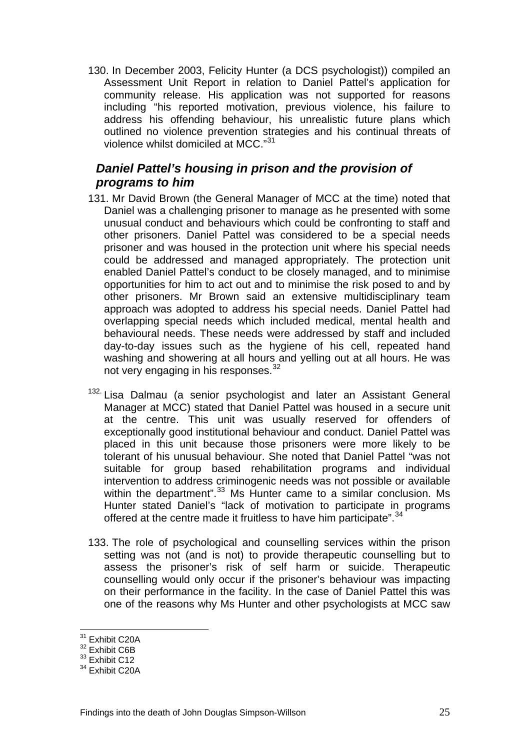130. In December 2003, Felicity Hunter (a DCS psychologist)) compiled an Assessment Unit Report in relation to Daniel Pattel's application for community release. His application was not supported for reasons including "his reported motivation, previous violence, his failure to address his offending behaviour, his unrealistic future plans which outlined no violence prevention strategies and his continual threats of violence whilst domiciled at MCC."[31]

### *Daniel Pattel's housing in prison and the provision of programs to him*

131. Mr David Brown (the General Manager of MCC at the time) noted that Daniel was a challenging prisoner to manage as he presented with some unusual conduct and behaviours which could be confronting to staff and other prisoners. Daniel Pattel was considered to be a special needs prisoner and was housed in the protection unit where his special needs could be addressed and managed appropriately. The protection unit enabled Daniel Pattel's conduct to be closely managed, and to minimise opportunities for him to act out and to minimise the risk posed to and by other prisoners. Mr Brown said an extensive multidisciplinary team approach was adopted to address his special needs. Daniel Pattel had overlapping special needs which included medical, mental health and behavioural needs. These needs were addressed by staff and included day-to-day issues such as the hygiene of his cell, repeated hand washing and showering at all hours and yelling out at all hours. He was not very engaging in his responses.[32]

132. Lisa Dalmau (a senior psychologist and later an Assistant General Manager at MCC) stated that Daniel Pattel was housed in a secure unit at the centre. This unit was usually reserved for offenders of exceptionally good institutional behaviour and conduct. Daniel Pattel was placed in this unit because those prisoners were more likely to be tolerant of his unusual behaviour. She noted that Daniel Pattel "was not suitable for group based rehabilitation programs and individual intervention to address criminogenic needs was not possible or available within the department".[33] Ms Hunter came to a similar conclusion. Ms Hunter stated Daniel's "lack of motivation to participate in programs offered at the centre made it fruitless to have him participate".[34]

133. The role of psychological and counselling services within the prison setting was not (and is not) to provide therapeutic counselling but to assess the prisoner's risk of self harm or suicide. Therapeutic counselling would only occur if the prisoner's behaviour was impacting on their performance in the facility. In the case of Daniel Pattel this was one of the reasons why Ms Hunter and other psychologists at MCC saw

---

[31] Exhibit C20A
[32] Exhibit C6B
[33] Exhibit C12
[34] Exhibit C20A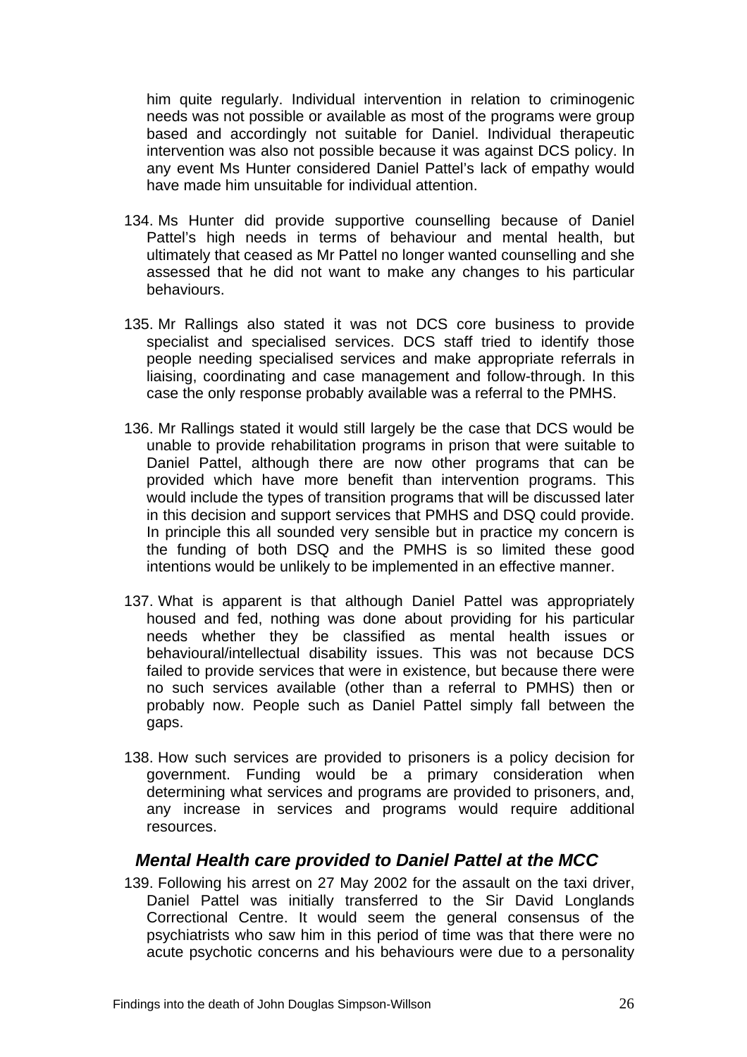him quite regularly. Individual intervention in relation to criminogenic needs was not possible or available as most of the programs were group based and accordingly not suitable for Daniel. Individual therapeutic intervention was also not possible because it was against DCS policy. In any event Ms Hunter considered Daniel Pattel's lack of empathy would have made him unsuitable for individual attention.

134. Ms Hunter did provide supportive counselling because of Daniel Pattel's high needs in terms of behaviour and mental health, but ultimately that ceased as Mr Pattel no longer wanted counselling and she assessed that he did not want to make any changes to his particular behaviours.

135. Mr Rallings also stated it was not DCS core business to provide specialist and specialised services. DCS staff tried to identify those people needing specialised services and make appropriate referrals in liaising, coordinating and case management and follow-through. In this case the only response probably available was a referral to the PMHS.

136. Mr Rallings stated it would still largely be the case that DCS would be unable to provide rehabilitation programs in prison that were suitable to Daniel Pattel, although there are now other programs that can be provided which have more benefit than intervention programs. This would include the types of transition programs that will be discussed later in this decision and support services that PMHS and DSQ could provide. In principle this all sounded very sensible but in practice my concern is the funding of both DSQ and the PMHS is so limited these good intentions would be unlikely to be implemented in an effective manner.

137. What is apparent is that although Daniel Pattel was appropriately housed and fed, nothing was done about providing for his particular needs whether they be classified as mental health issues or behavioural/intellectual disability issues. This was not because DCS failed to provide services that were in existence, but because there were no such services available (other than a referral to PMHS) then or probably now. People such as Daniel Pattel simply fall between the gaps.

138. How such services are provided to prisoners is a policy decision for government. Funding would be a primary consideration when determining what services and programs are provided to prisoners, and, any increase in services and programs would require additional resources.

### *Mental Health care provided to Daniel Pattel at the MCC*

139. Following his arrest on 27 May 2002 for the assault on the taxi driver, Daniel Pattel was initially transferred to the Sir David Longlands Correctional Centre. It would seem the general consensus of the psychiatrists who saw him in this period of time was that there were no acute psychotic concerns and his behaviours were due to a personality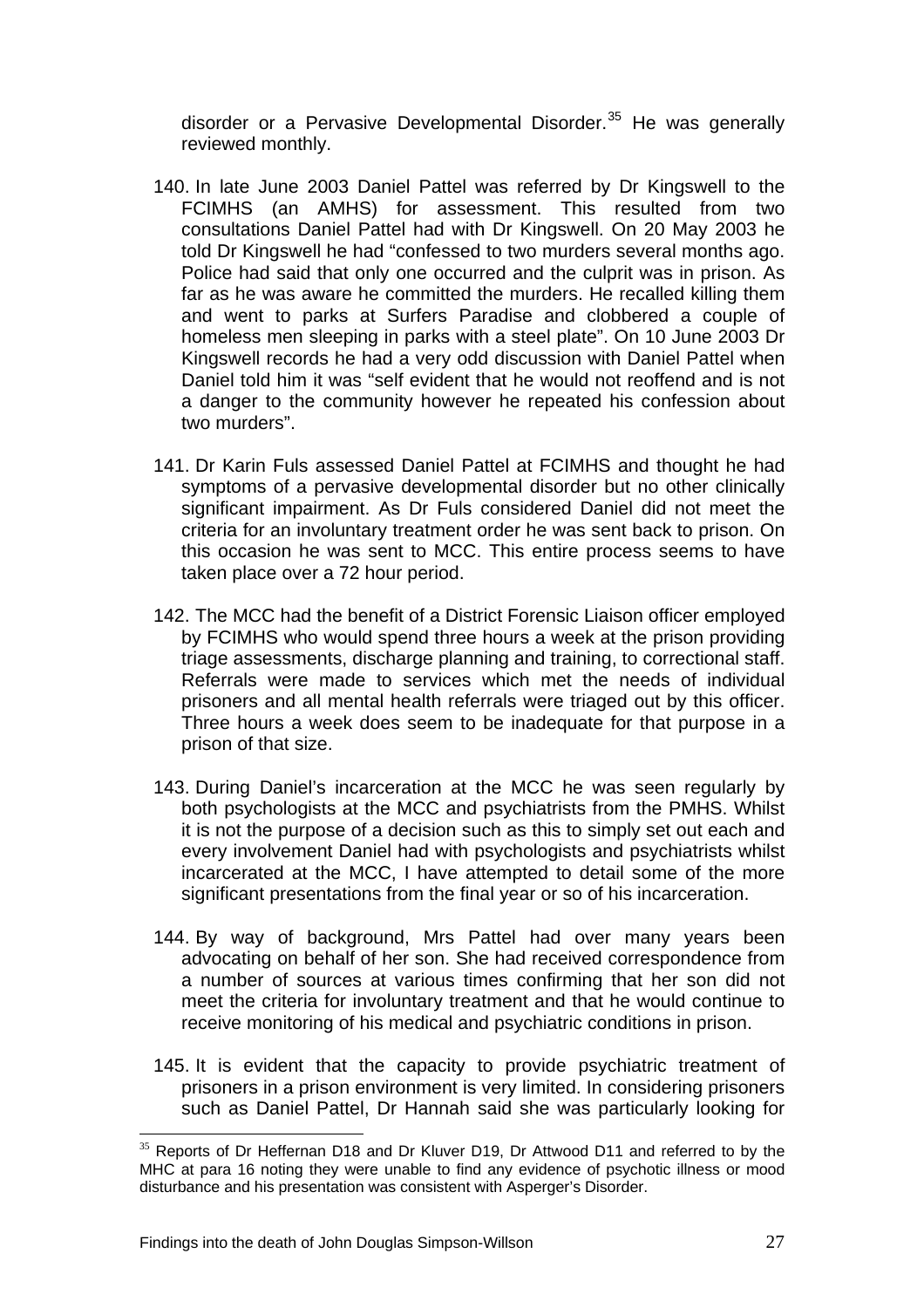disorder or a Pervasive Developmental Disorder.[35] He was generally reviewed monthly.

140. In late June 2003 Daniel Pattel was referred by Dr Kingswell to the FCIMHS (an AMHS) for assessment. This resulted from two consultations Daniel Pattel had with Dr Kingswell. On 20 May 2003 he told Dr Kingswell he had "confessed to two murders several months ago. Police had said that only one occurred and the culprit was in prison. As far as he was aware he committed the murders. He recalled killing them and went to parks at Surfers Paradise and clobbered a couple of homeless men sleeping in parks with a steel plate". On 10 June 2003 Dr Kingswell records he had a very odd discussion with Daniel Pattel when Daniel told him it was "self evident that he would not reoffend and is not a danger to the community however he repeated his confession about two murders".

141. Dr Karin Fuls assessed Daniel Pattel at FCIMHS and thought he had symptoms of a pervasive developmental disorder but no other clinically significant impairment. As Dr Fuls considered Daniel did not meet the criteria for an involuntary treatment order he was sent back to prison. On this occasion he was sent to MCC. This entire process seems to have taken place over a 72 hour period.

142. The MCC had the benefit of a District Forensic Liaison officer employed by FCIMHS who would spend three hours a week at the prison providing triage assessments, discharge planning and training, to correctional staff. Referrals were made to services which met the needs of individual prisoners and all mental health referrals were triaged out by this officer. Three hours a week does seem to be inadequate for that purpose in a prison of that size.

143. During Daniel's incarceration at the MCC he was seen regularly by both psychologists at the MCC and psychiatrists from the PMHS. Whilst it is not the purpose of a decision such as this to simply set out each and every involvement Daniel had with psychologists and psychiatrists whilst incarcerated at the MCC, I have attempted to detail some of the more significant presentations from the final year or so of his incarceration.

144. By way of background, Mrs Pattel had over many years been advocating on behalf of her son. She had received correspondence from a number of sources at various times confirming that her son did not meet the criteria for involuntary treatment and that he would continue to receive monitoring of his medical and psychiatric conditions in prison.

145. It is evident that the capacity to provide psychiatric treatment of prisoners in a prison environment is very limited. In considering prisoners such as Daniel Pattel, Dr Hannah said she was particularly looking for

---

[35] Reports of Dr Heffernan D18 and Dr Kluver D19, Dr Attwood D11 and referred to by the MHC at para 16 noting they were unable to find any evidence of psychotic illness or mood disturbance and his presentation was consistent with Asperger's Disorder.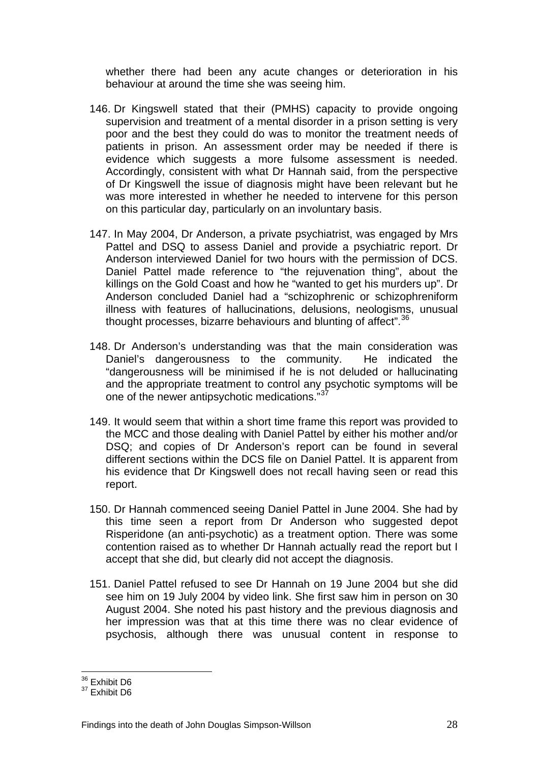whether there had been any acute changes or deterioration in his behaviour at around the time she was seeing him.

146. Dr Kingswell stated that their (PMHS) capacity to provide ongoing supervision and treatment of a mental disorder in a prison setting is very poor and the best they could do was to monitor the treatment needs of patients in prison. An assessment order may be needed if there is evidence which suggests a more fulsome assessment is needed. Accordingly, consistent with what Dr Hannah said, from the perspective of Dr Kingswell the issue of diagnosis might have been relevant but he was more interested in whether he needed to intervene for this person on this particular day, particularly on an involuntary basis.

147. In May 2004, Dr Anderson, a private psychiatrist, was engaged by Mrs Pattel and DSQ to assess Daniel and provide a psychiatric report. Dr Anderson interviewed Daniel for two hours with the permission of DCS. Daniel Pattel made reference to "the rejuvenation thing", about the killings on the Gold Coast and how he "wanted to get his murders up". Dr Anderson concluded Daniel had a "schizophrenic or schizophreniform illness with features of hallucinations, delusions, neologisms, unusual thought processes, bizarre behaviours and blunting of affect".[36]

148. Dr Anderson's understanding was that the main consideration was Daniel's dangerousness to the community. He indicated the "dangerousness will be minimised if he is not deluded or hallucinating and the appropriate treatment to control any psychotic symptoms will be one of the newer antipsychotic medications."[37]

149. It would seem that within a short time frame this report was provided to the MCC and those dealing with Daniel Pattel by either his mother and/or DSQ; and copies of Dr Anderson's report can be found in several different sections within the DCS file on Daniel Pattel. It is apparent from his evidence that Dr Kingswell does not recall having seen or read this report.

150. Dr Hannah commenced seeing Daniel Pattel in June 2004. She had by this time seen a report from Dr Anderson who suggested depot Risperidone (an anti-psychotic) as a treatment option. There was some contention raised as to whether Dr Hannah actually read the report but I accept that she did, but clearly did not accept the diagnosis.

151. Daniel Pattel refused to see Dr Hannah on 19 June 2004 but she did see him on 19 July 2004 by video link. She first saw him in person on 30 August 2004. She noted his past history and the previous diagnosis and her impression was that at this time there was no clear evidence of psychosis, although there was unusual content in response to

[36] Exhibit D6
[37] Exhibit D6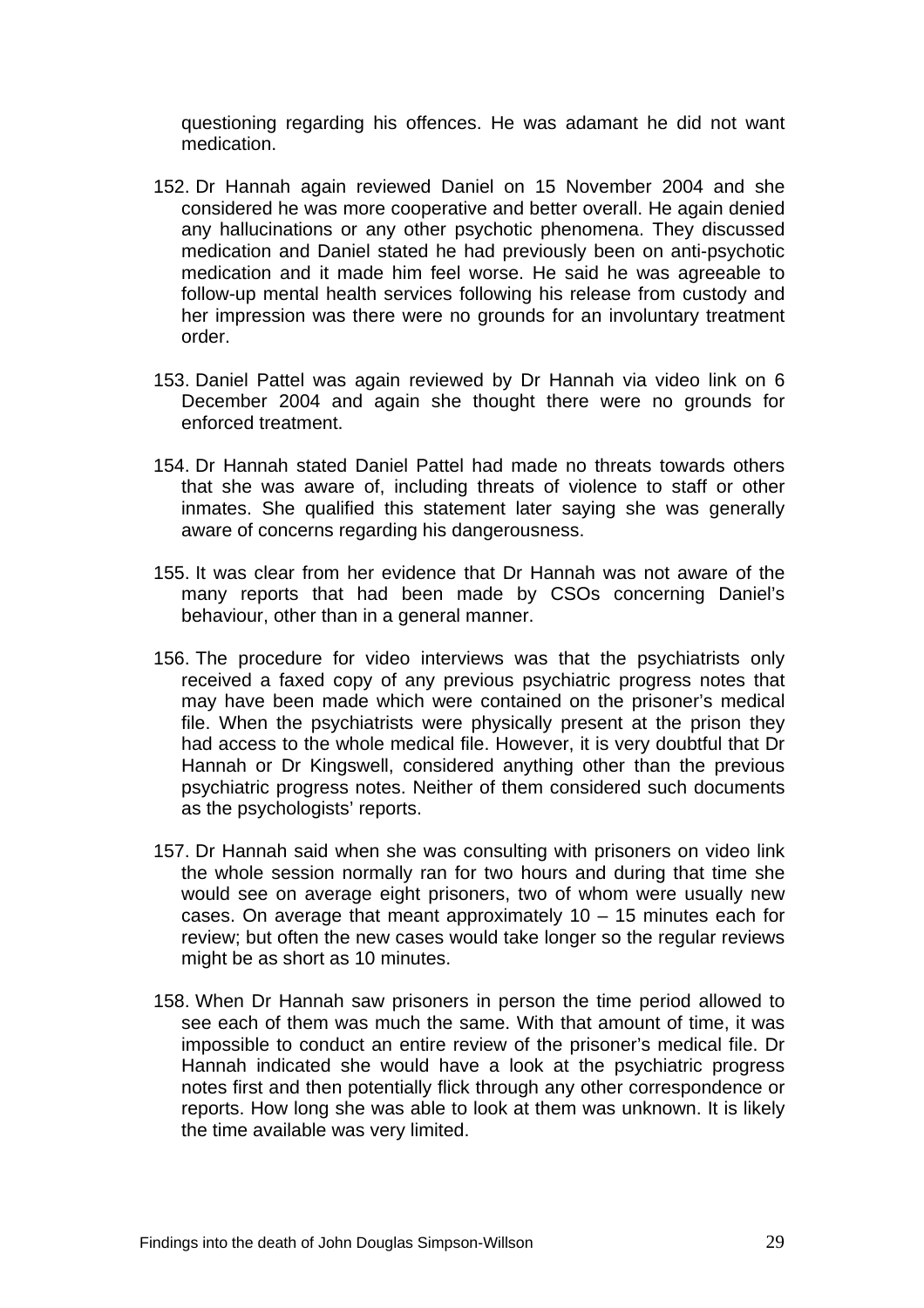questioning regarding his offences. He was adamant he did not want medication.

152. Dr Hannah again reviewed Daniel on 15 November 2004 and she considered he was more cooperative and better overall. He again denied any hallucinations or any other psychotic phenomena. They discussed medication and Daniel stated he had previously been on anti-psychotic medication and it made him feel worse. He said he was agreeable to follow-up mental health services following his release from custody and her impression was there were no grounds for an involuntary treatment order.

153. Daniel Pattel was again reviewed by Dr Hannah via video link on 6 December 2004 and again she thought there were no grounds for enforced treatment.

154. Dr Hannah stated Daniel Pattel had made no threats towards others that she was aware of, including threats of violence to staff or other inmates. She qualified this statement later saying she was generally aware of concerns regarding his dangerousness.

155. It was clear from her evidence that Dr Hannah was not aware of the many reports that had been made by CSOs concerning Daniel's behaviour, other than in a general manner.

156. The procedure for video interviews was that the psychiatrists only received a faxed copy of any previous psychiatric progress notes that may have been made which were contained on the prisoner's medical file. When the psychiatrists were physically present at the prison they had access to the whole medical file. However, it is very doubtful that Dr Hannah or Dr Kingswell, considered anything other than the previous psychiatric progress notes. Neither of them considered such documents as the psychologists' reports.

157. Dr Hannah said when she was consulting with prisoners on video link the whole session normally ran for two hours and during that time she would see on average eight prisoners, two of whom were usually new cases. On average that meant approximately 10 – 15 minutes each for review; but often the new cases would take longer so the regular reviews might be as short as 10 minutes.

158. When Dr Hannah saw prisoners in person the time period allowed to see each of them was much the same. With that amount of time, it was impossible to conduct an entire review of the prisoner's medical file. Dr Hannah indicated she would have a look at the psychiatric progress notes first and then potentially flick through any other correspondence or reports. How long she was able to look at them was unknown. It is likely the time available was very limited.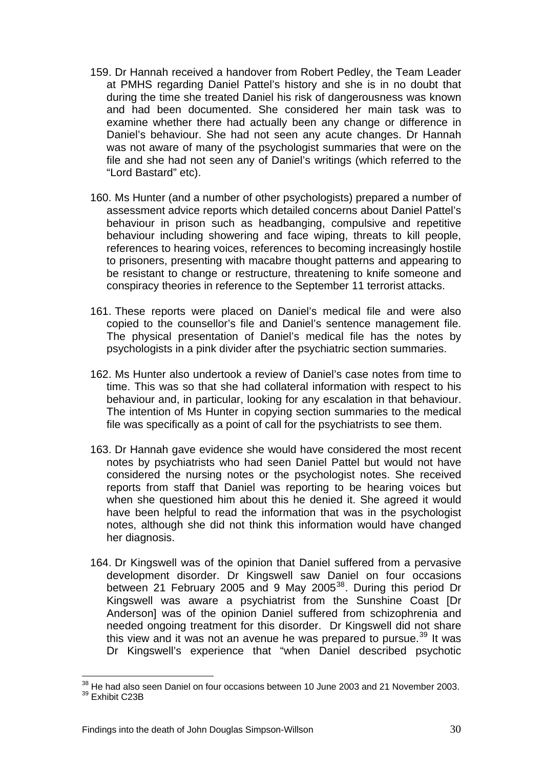159. Dr Hannah received a handover from Robert Pedley, the Team Leader at PMHS regarding Daniel Pattel's history and she is in no doubt that during the time she treated Daniel his risk of dangerousness was known and had been documented. She considered her main task was to examine whether there had actually been any change or difference in Daniel's behaviour. She had not seen any acute changes. Dr Hannah was not aware of many of the psychologist summaries that were on the file and she had not seen any of Daniel's writings (which referred to the "Lord Bastard" etc).

160. Ms Hunter (and a number of other psychologists) prepared a number of assessment advice reports which detailed concerns about Daniel Pattel's behaviour in prison such as headbanging, compulsive and repetitive behaviour including showering and face wiping, threats to kill people, references to hearing voices, references to becoming increasingly hostile to prisoners, presenting with macabre thought patterns and appearing to be resistant to change or restructure, threatening to knife someone and conspiracy theories in reference to the September 11 terrorist attacks.

161. These reports were placed on Daniel's medical file and were also copied to the counsellor's file and Daniel's sentence management file. The physical presentation of Daniel's medical file has the notes by psychologists in a pink divider after the psychiatric section summaries.

162. Ms Hunter also undertook a review of Daniel's case notes from time to time. This was so that she had collateral information with respect to his behaviour and, in particular, looking for any escalation in that behaviour. The intention of Ms Hunter in copying section summaries to the medical file was specifically as a point of call for the psychiatrists to see them.

163. Dr Hannah gave evidence she would have considered the most recent notes by psychiatrists who had seen Daniel Pattel but would not have considered the nursing notes or the psychologist notes. She received reports from staff that Daniel was reporting to be hearing voices but when she questioned him about this he denied it. She agreed it would have been helpful to read the information that was in the psychologist notes, although she did not think this information would have changed her diagnosis.

164. Dr Kingswell was of the opinion that Daniel suffered from a pervasive development disorder. Dr Kingswell saw Daniel on four occasions between 21 February 2005 and 9 May 2005[38]. During this period Dr Kingswell was aware a psychiatrist from the Sunshine Coast [Dr Anderson] was of the opinion Daniel suffered from schizophrenia and needed ongoing treatment for this disorder. Dr Kingswell did not share this view and it was not an avenue he was prepared to pursue.[39] It was Dr Kingswell's experience that "when Daniel described psychotic

---

[38] He had also seen Daniel on four occasions between 10 June 2003 and 21 November 2003.

[39] Exhibit C23B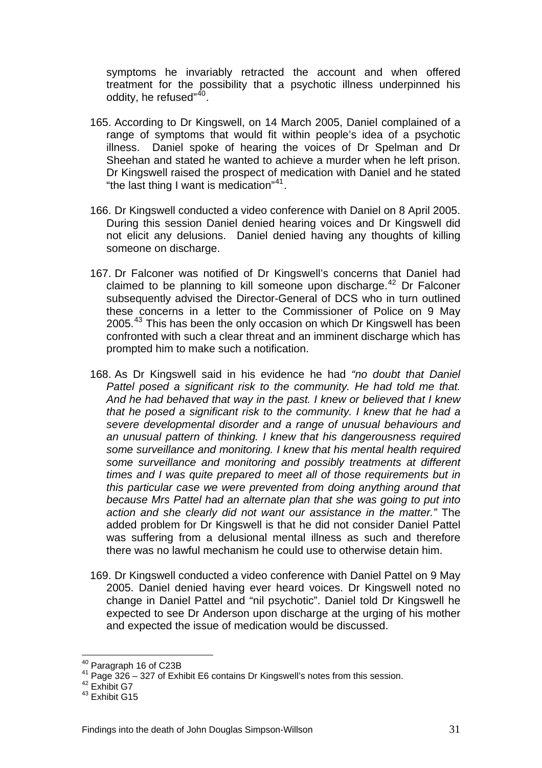symptoms he invariably retracted the account and when offered treatment for the possibility that a psychotic illness underpinned his oddity, he refused"[40].

165. According to Dr Kingswell, on 14 March 2005, Daniel complained of a range of symptoms that would fit within people's idea of a psychotic illness. Daniel spoke of hearing the voices of Dr Spelman and Dr Sheehan and stated he wanted to achieve a murder when he left prison. Dr Kingswell raised the prospect of medication with Daniel and he stated "the last thing I want is medication"[41].

166. Dr Kingswell conducted a video conference with Daniel on 8 April 2005. During this session Daniel denied hearing voices and Dr Kingswell did not elicit any delusions. Daniel denied having any thoughts of killing someone on discharge.

167. Dr Falconer was notified of Dr Kingswell's concerns that Daniel had claimed to be planning to kill someone upon discharge.[42] Dr Falconer subsequently advised the Director-General of DCS who in turn outlined these concerns in a letter to the Commissioner of Police on 9 May 2005.[43] This has been the only occasion on which Dr Kingswell has been confronted with such a clear threat and an imminent discharge which has prompted him to make such a notification.

168. As Dr Kingswell said in his evidence he had *"no doubt that Daniel Pattel posed a significant risk to the community. He had told me that. And he had behaved that way in the past. I knew or believed that I knew that he posed a significant risk to the community. I knew that he had a severe developmental disorder and a range of unusual behaviours and an unusual pattern of thinking. I knew that his dangerousness required some surveillance and monitoring. I knew that his mental health required some surveillance and monitoring and possibly treatments at different times and I was quite prepared to meet all of those requirements but in this particular case we were prevented from doing anything around that because Mrs Pattel had an alternate plan that she was going to put into action and she clearly did not want our assistance in the matter."* The added problem for Dr Kingswell is that he did not consider Daniel Pattel was suffering from a delusional mental illness as such and therefore there was no lawful mechanism he could use to otherwise detain him.

169. Dr Kingswell conducted a video conference with Daniel Pattel on 9 May 2005. Daniel denied having ever heard voices. Dr Kingswell noted no change in Daniel Pattel and "nil psychotic". Daniel told Dr Kingswell he expected to see Dr Anderson upon discharge at the urging of his mother and expected the issue of medication would be discussed.

---

[40] Paragraph 16 of C23B
[41] Page 326 – 327 of Exhibit E6 contains Dr Kingswell's notes from this session.
[42] Exhibit G7
[43] Exhibit G15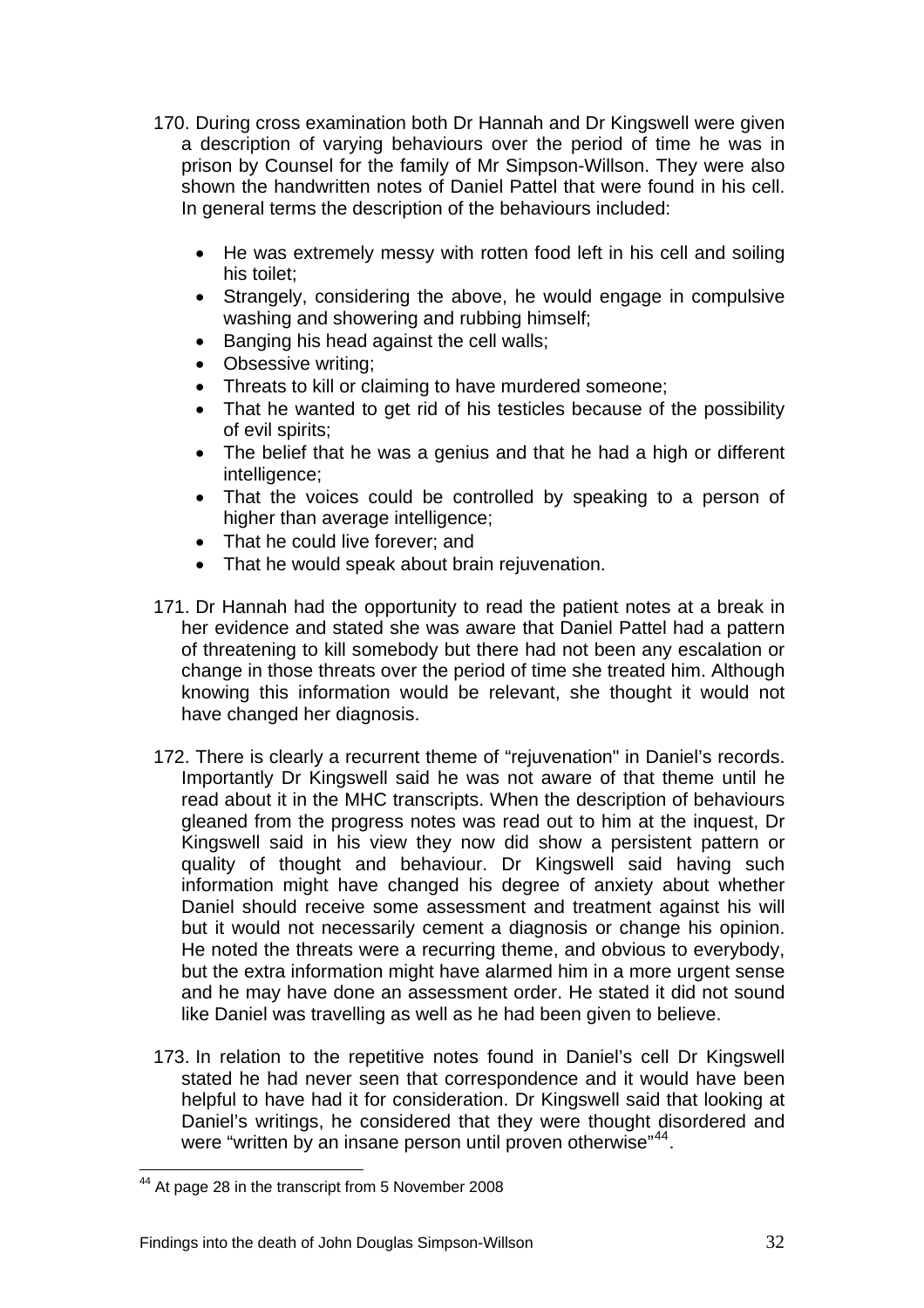170. During cross examination both Dr Hannah and Dr Kingswell were given a description of varying behaviours over the period of time he was in prison by Counsel for the family of Mr Simpson-Willson. They were also shown the handwritten notes of Daniel Pattel that were found in his cell. In general terms the description of the behaviours included:

- He was extremely messy with rotten food left in his cell and soiling his toilet;
- Strangely, considering the above, he would engage in compulsive washing and showering and rubbing himself;
- Banging his head against the cell walls;
- Obsessive writing;
- Threats to kill or claiming to have murdered someone;
- That he wanted to get rid of his testicles because of the possibility of evil spirits;
- The belief that he was a genius and that he had a high or different intelligence;
- That the voices could be controlled by speaking to a person of higher than average intelligence;
- That he could live forever; and
- That he would speak about brain rejuvenation.

171. Dr Hannah had the opportunity to read the patient notes at a break in her evidence and stated she was aware that Daniel Pattel had a pattern of threatening to kill somebody but there had not been any escalation or change in those threats over the period of time she treated him. Although knowing this information would be relevant, she thought it would not have changed her diagnosis.

172. There is clearly a recurrent theme of "rejuvenation" in Daniel's records. Importantly Dr Kingswell said he was not aware of that theme until he read about it in the MHC transcripts. When the description of behaviours gleaned from the progress notes was read out to him at the inquest, Dr Kingswell said in his view they now did show a persistent pattern or quality of thought and behaviour. Dr Kingswell said having such information might have changed his degree of anxiety about whether Daniel should receive some assessment and treatment against his will but it would not necessarily cement a diagnosis or change his opinion. He noted the threats were a recurring theme, and obvious to everybody, but the extra information might have alarmed him in a more urgent sense and he may have done an assessment order. He stated it did not sound like Daniel was travelling as well as he had been given to believe.

173. In relation to the repetitive notes found in Daniel's cell Dr Kingswell stated he had never seen that correspondence and it would have been helpful to have had it for consideration. Dr Kingswell said that looking at Daniel's writings, he considered that they were thought disordered and were "written by an insane person until proven otherwise"[44].

[44] At page 28 in the transcript from 5 November 2008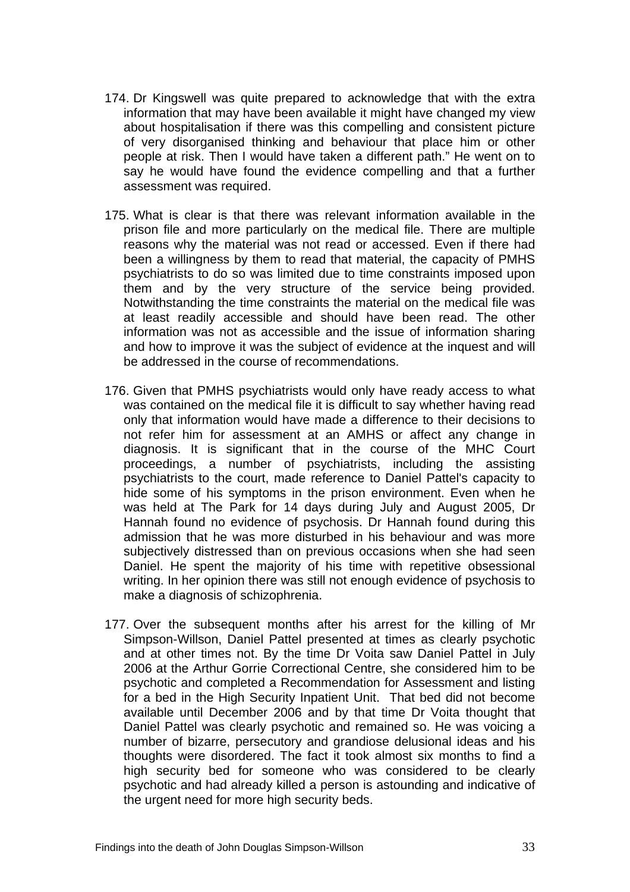174. Dr Kingswell was quite prepared to acknowledge that with the extra information that may have been available it might have changed my view about hospitalisation if there was this compelling and consistent picture of very disorganised thinking and behaviour that place him or other people at risk. Then I would have taken a different path." He went on to say he would have found the evidence compelling and that a further assessment was required.

175. What is clear is that there was relevant information available in the prison file and more particularly on the medical file. There are multiple reasons why the material was not read or accessed. Even if there had been a willingness by them to read that material, the capacity of PMHS psychiatrists to do so was limited due to time constraints imposed upon them and by the very structure of the service being provided. Notwithstanding the time constraints the material on the medical file was at least readily accessible and should have been read. The other information was not as accessible and the issue of information sharing and how to improve it was the subject of evidence at the inquest and will be addressed in the course of recommendations.

176. Given that PMHS psychiatrists would only have ready access to what was contained on the medical file it is difficult to say whether having read only that information would have made a difference to their decisions to not refer him for assessment at an AMHS or affect any change in diagnosis. It is significant that in the course of the MHC Court proceedings, a number of psychiatrists, including the assisting psychiatrists to the court, made reference to Daniel Pattel's capacity to hide some of his symptoms in the prison environment. Even when he was held at The Park for 14 days during July and August 2005, Dr Hannah found no evidence of psychosis. Dr Hannah found during this admission that he was more disturbed in his behaviour and was more subjectively distressed than on previous occasions when she had seen Daniel. He spent the majority of his time with repetitive obsessional writing. In her opinion there was still not enough evidence of psychosis to make a diagnosis of schizophrenia.

177. Over the subsequent months after his arrest for the killing of Mr Simpson-Willson, Daniel Pattel presented at times as clearly psychotic and at other times not. By the time Dr Voita saw Daniel Pattel in July 2006 at the Arthur Gorrie Correctional Centre, she considered him to be psychotic and completed a Recommendation for Assessment and listing for a bed in the High Security Inpatient Unit. That bed did not become available until December 2006 and by that time Dr Voita thought that Daniel Pattel was clearly psychotic and remained so. He was voicing a number of bizarre, persecutory and grandiose delusional ideas and his thoughts were disordered. The fact it took almost six months to find a high security bed for someone who was considered to be clearly psychotic and had already killed a person is astounding and indicative of the urgent need for more high security beds.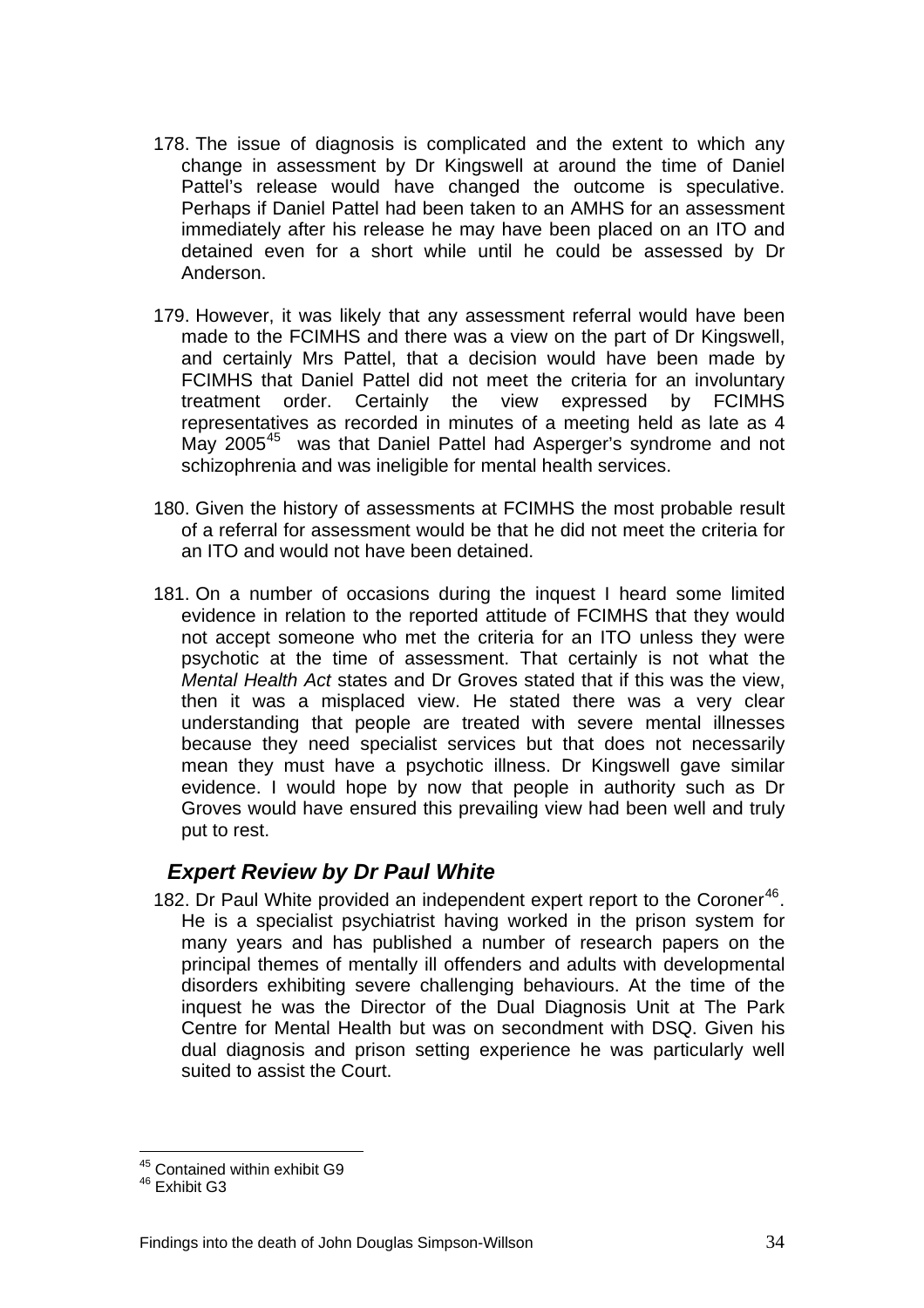178. The issue of diagnosis is complicated and the extent to which any change in assessment by Dr Kingswell at around the time of Daniel Pattel's release would have changed the outcome is speculative. Perhaps if Daniel Pattel had been taken to an AMHS for an assessment immediately after his release he may have been placed on an ITO and detained even for a short while until he could be assessed by Dr Anderson.

179. However, it was likely that any assessment referral would have been made to the FCIMHS and there was a view on the part of Dr Kingswell, and certainly Mrs Pattel, that a decision would have been made by FCIMHS that Daniel Pattel did not meet the criteria for an involuntary treatment order. Certainly the view expressed by FCIMHS representatives as recorded in minutes of a meeting held as late as 4 May 2005[45] was that Daniel Pattel had Asperger's syndrome and not schizophrenia and was ineligible for mental health services.

180. Given the history of assessments at FCIMHS the most probable result of a referral for assessment would be that he did not meet the criteria for an ITO and would not have been detained.

181. On a number of occasions during the inquest I heard some limited evidence in relation to the reported attitude of FCIMHS that they would not accept someone who met the criteria for an ITO unless they were psychotic at the time of assessment. That certainly is not what the *Mental Health Act* states and Dr Groves stated that if this was the view, then it was a misplaced view. He stated there was a very clear understanding that people are treated with severe mental illnesses because they need specialist services but that does not necessarily mean they must have a psychotic illness. Dr Kingswell gave similar evidence. I would hope by now that people in authority such as Dr Groves would have ensured this prevailing view had been well and truly put to rest.

## *Expert Review by Dr Paul White*

182. Dr Paul White provided an independent expert report to the Coroner[46]. He is a specialist psychiatrist having worked in the prison system for many years and has published a number of research papers on the principal themes of mentally ill offenders and adults with developmental disorders exhibiting severe challenging behaviours. At the time of the inquest he was the Director of the Dual Diagnosis Unit at The Park Centre for Mental Health but was on secondment with DSQ. Given his dual diagnosis and prison setting experience he was particularly well suited to assist the Court.

---

[45] Contained within exhibit G9
[46] Exhibit G3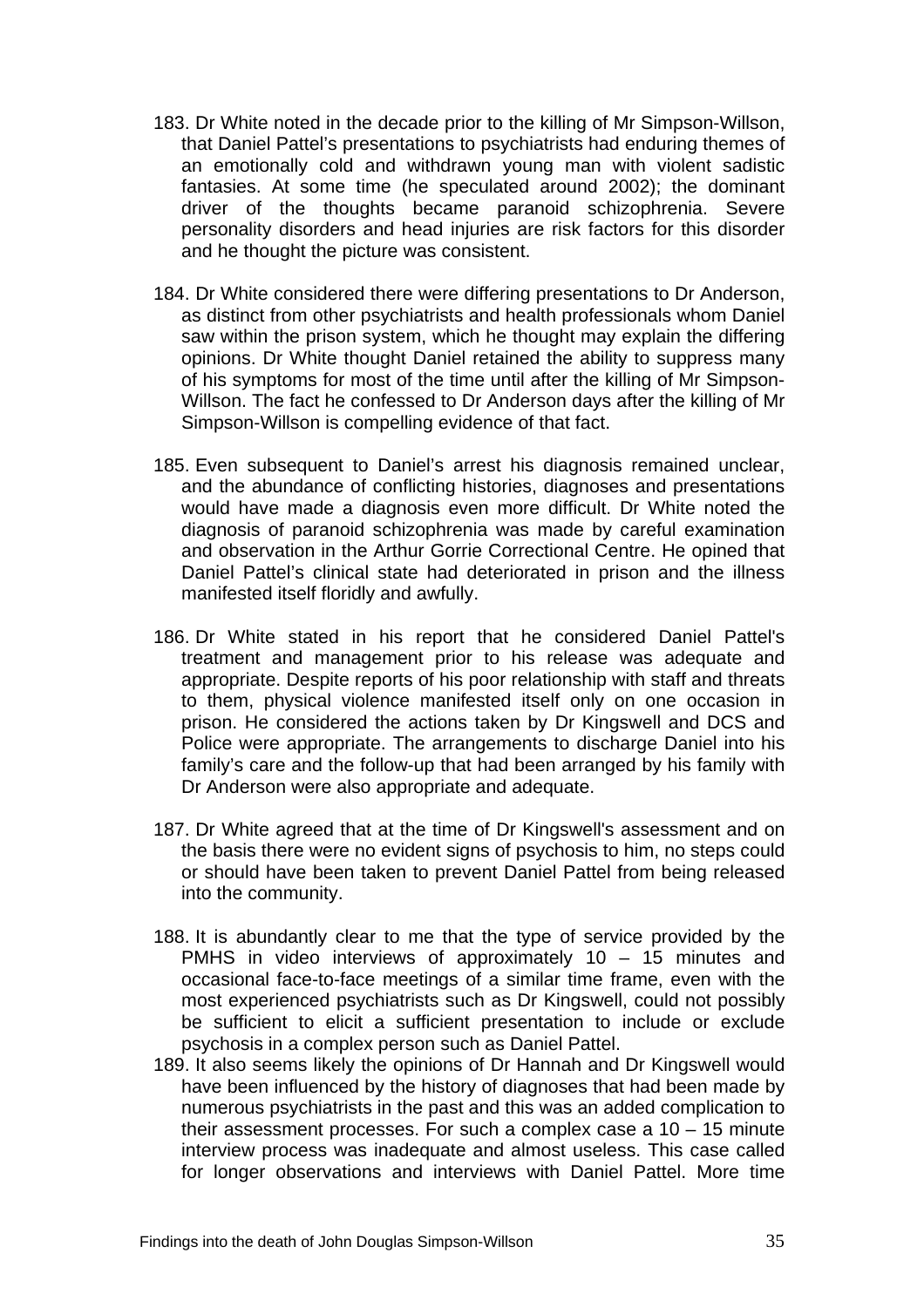183. Dr White noted in the decade prior to the killing of Mr Simpson-Willson, that Daniel Pattel's presentations to psychiatrists had enduring themes of an emotionally cold and withdrawn young man with violent sadistic fantasies. At some time (he speculated around 2002); the dominant driver of the thoughts became paranoid schizophrenia. Severe personality disorders and head injuries are risk factors for this disorder and he thought the picture was consistent.

184. Dr White considered there were differing presentations to Dr Anderson, as distinct from other psychiatrists and health professionals whom Daniel saw within the prison system, which he thought may explain the differing opinions. Dr White thought Daniel retained the ability to suppress many of his symptoms for most of the time until after the killing of Mr Simpson-Willson. The fact he confessed to Dr Anderson days after the killing of Mr Simpson-Willson is compelling evidence of that fact.

185. Even subsequent to Daniel's arrest his diagnosis remained unclear, and the abundance of conflicting histories, diagnoses and presentations would have made a diagnosis even more difficult. Dr White noted the diagnosis of paranoid schizophrenia was made by careful examination and observation in the Arthur Gorrie Correctional Centre. He opined that Daniel Pattel's clinical state had deteriorated in prison and the illness manifested itself floridly and awfully.

186. Dr White stated in his report that he considered Daniel Pattel's treatment and management prior to his release was adequate and appropriate. Despite reports of his poor relationship with staff and threats to them, physical violence manifested itself only on one occasion in prison. He considered the actions taken by Dr Kingswell and DCS and Police were appropriate. The arrangements to discharge Daniel into his family's care and the follow-up that had been arranged by his family with Dr Anderson were also appropriate and adequate.

187. Dr White agreed that at the time of Dr Kingswell's assessment and on the basis there were no evident signs of psychosis to him, no steps could or should have been taken to prevent Daniel Pattel from being released into the community.

188. It is abundantly clear to me that the type of service provided by the PMHS in video interviews of approximately 10 – 15 minutes and occasional face-to-face meetings of a similar time frame, even with the most experienced psychiatrists such as Dr Kingswell, could not possibly be sufficient to elicit a sufficient presentation to include or exclude psychosis in a complex person such as Daniel Pattel.

189. It also seems likely the opinions of Dr Hannah and Dr Kingswell would have been influenced by the history of diagnoses that had been made by numerous psychiatrists in the past and this was an added complication to their assessment processes. For such a complex case a 10 – 15 minute interview process was inadequate and almost useless. This case called for longer observations and interviews with Daniel Pattel. More time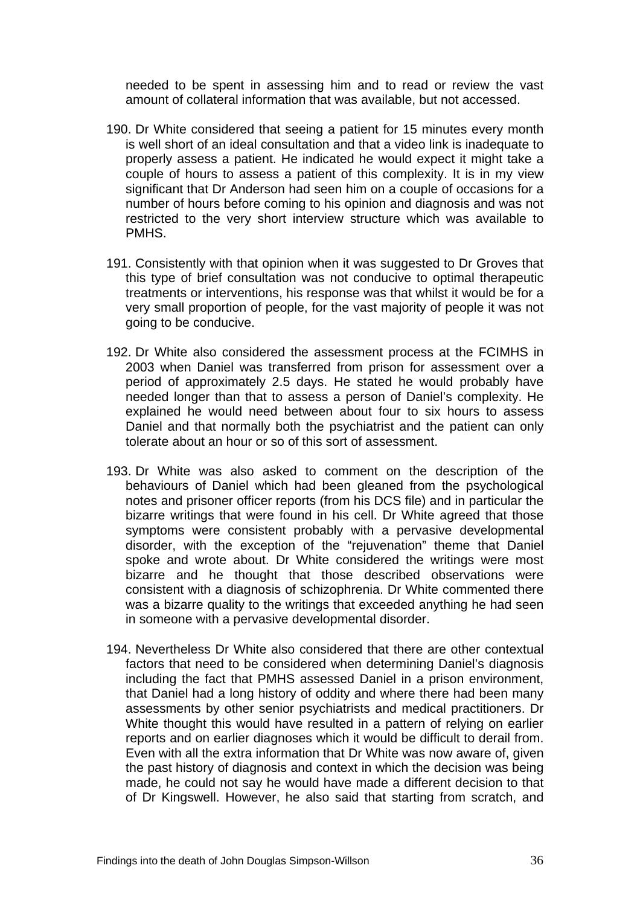needed to be spent in assessing him and to read or review the vast amount of collateral information that was available, but not accessed.

190. Dr White considered that seeing a patient for 15 minutes every month is well short of an ideal consultation and that a video link is inadequate to properly assess a patient. He indicated he would expect it might take a couple of hours to assess a patient of this complexity. It is in my view significant that Dr Anderson had seen him on a couple of occasions for a number of hours before coming to his opinion and diagnosis and was not restricted to the very short interview structure which was available to PMHS.

191. Consistently with that opinion when it was suggested to Dr Groves that this type of brief consultation was not conducive to optimal therapeutic treatments or interventions, his response was that whilst it would be for a very small proportion of people, for the vast majority of people it was not going to be conducive.

192. Dr White also considered the assessment process at the FCIMHS in 2003 when Daniel was transferred from prison for assessment over a period of approximately 2.5 days. He stated he would probably have needed longer than that to assess a person of Daniel's complexity. He explained he would need between about four to six hours to assess Daniel and that normally both the psychiatrist and the patient can only tolerate about an hour or so of this sort of assessment.

193. Dr White was also asked to comment on the description of the behaviours of Daniel which had been gleaned from the psychological notes and prisoner officer reports (from his DCS file) and in particular the bizarre writings that were found in his cell. Dr White agreed that those symptoms were consistent probably with a pervasive developmental disorder, with the exception of the "rejuvenation" theme that Daniel spoke and wrote about. Dr White considered the writings were most bizarre and he thought that those described observations were consistent with a diagnosis of schizophrenia. Dr White commented there was a bizarre quality to the writings that exceeded anything he had seen in someone with a pervasive developmental disorder.

194. Nevertheless Dr White also considered that there are other contextual factors that need to be considered when determining Daniel's diagnosis including the fact that PMHS assessed Daniel in a prison environment, that Daniel had a long history of oddity and where there had been many assessments by other senior psychiatrists and medical practitioners. Dr White thought this would have resulted in a pattern of relying on earlier reports and on earlier diagnoses which it would be difficult to derail from. Even with all the extra information that Dr White was now aware of, given the past history of diagnosis and context in which the decision was being made, he could not say he would have made a different decision to that of Dr Kingswell. However, he also said that starting from scratch, and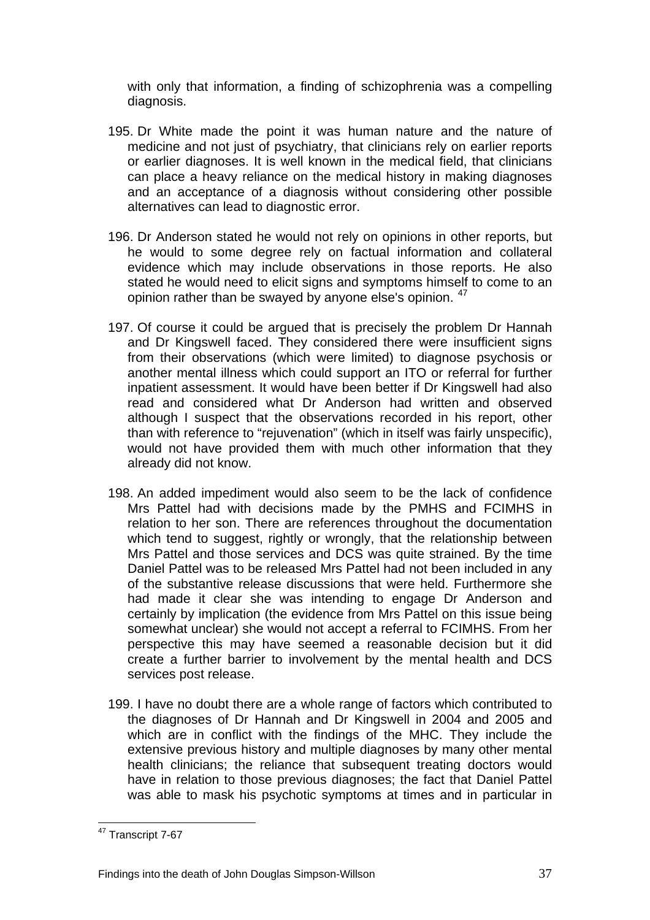with only that information, a finding of schizophrenia was a compelling diagnosis.

195. Dr White made the point it was human nature and the nature of medicine and not just of psychiatry, that clinicians rely on earlier reports or earlier diagnoses. It is well known in the medical field, that clinicians can place a heavy reliance on the medical history in making diagnoses and an acceptance of a diagnosis without considering other possible alternatives can lead to diagnostic error.

196. Dr Anderson stated he would not rely on opinions in other reports, but he would to some degree rely on factual information and collateral evidence which may include observations in those reports. He also stated he would need to elicit signs and symptoms himself to come to an opinion rather than be swayed by anyone else's opinion. [47]

197. Of course it could be argued that is precisely the problem Dr Hannah and Dr Kingswell faced. They considered there were insufficient signs from their observations (which were limited) to diagnose psychosis or another mental illness which could support an ITO or referral for further inpatient assessment. It would have been better if Dr Kingswell had also read and considered what Dr Anderson had written and observed although I suspect that the observations recorded in his report, other than with reference to "rejuvenation" (which in itself was fairly unspecific), would not have provided them with much other information that they already did not know.

198. An added impediment would also seem to be the lack of confidence Mrs Pattel had with decisions made by the PMHS and FCIMHS in relation to her son. There are references throughout the documentation which tend to suggest, rightly or wrongly, that the relationship between Mrs Pattel and those services and DCS was quite strained. By the time Daniel Pattel was to be released Mrs Pattel had not been included in any of the substantive release discussions that were held. Furthermore she had made it clear she was intending to engage Dr Anderson and certainly by implication (the evidence from Mrs Pattel on this issue being somewhat unclear) she would not accept a referral to FCIMHS. From her perspective this may have seemed a reasonable decision but it did create a further barrier to involvement by the mental health and DCS services post release.

199. I have no doubt there are a whole range of factors which contributed to the diagnoses of Dr Hannah and Dr Kingswell in 2004 and 2005 and which are in conflict with the findings of the MHC. They include the extensive previous history and multiple diagnoses by many other mental health clinicians; the reliance that subsequent treating doctors would have in relation to those previous diagnoses; the fact that Daniel Pattel was able to mask his psychotic symptoms at times and in particular in

---

[47] Transcript 7-67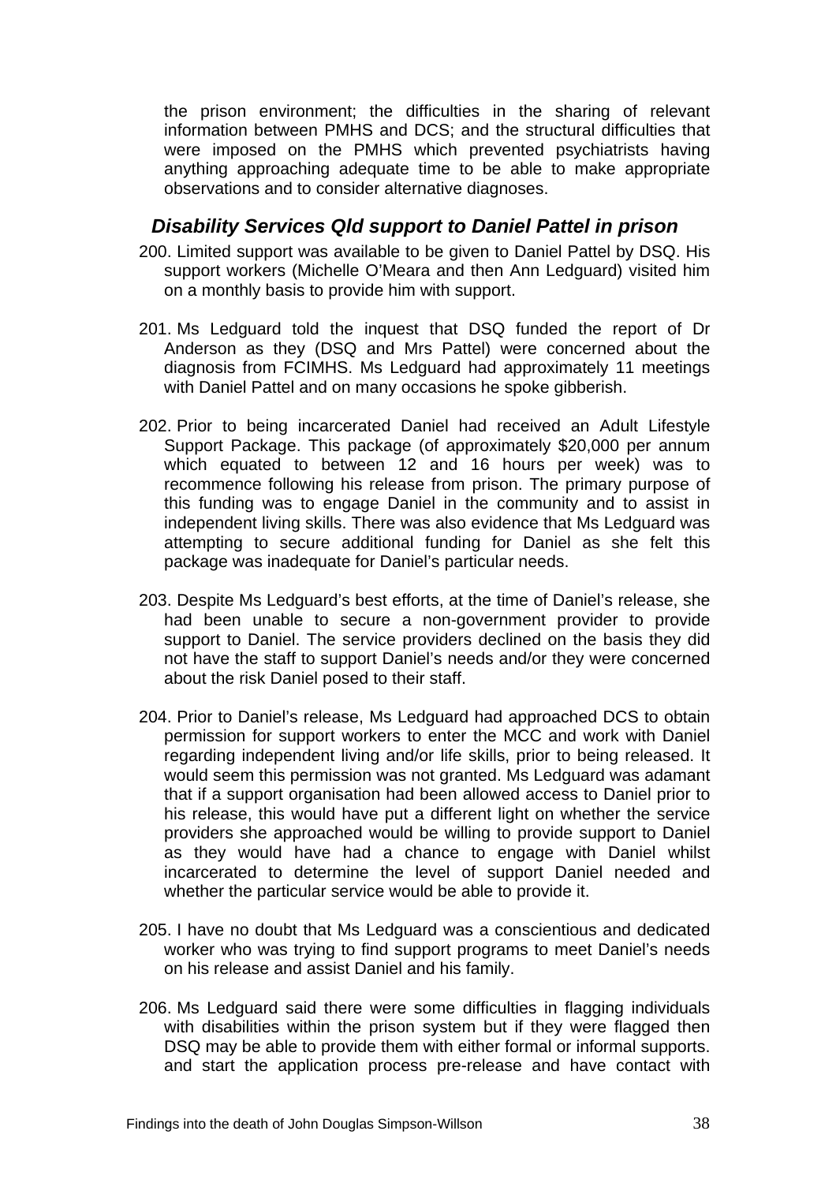the prison environment; the difficulties in the sharing of relevant information between PMHS and DCS; and the structural difficulties that were imposed on the PMHS which prevented psychiatrists having anything approaching adequate time to be able to make appropriate observations and to consider alternative diagnoses.

### *Disability Services Qld support to Daniel Pattel in prison*

200. Limited support was available to be given to Daniel Pattel by DSQ. His support workers (Michelle O'Meara and then Ann Ledguard) visited him on a monthly basis to provide him with support.

201. Ms Ledguard told the inquest that DSQ funded the report of Dr Anderson as they (DSQ and Mrs Pattel) were concerned about the diagnosis from FCIMHS. Ms Ledguard had approximately 11 meetings with Daniel Pattel and on many occasions he spoke gibberish.

202. Prior to being incarcerated Daniel had received an Adult Lifestyle Support Package. This package (of approximately $20,000 per annum which equated to between 12 and 16 hours per week) was to recommence following his release from prison. The primary purpose of this funding was to engage Daniel in the community and to assist in independent living skills. There was also evidence that Ms Ledguard was attempting to secure additional funding for Daniel as she felt this package was inadequate for Daniel's particular needs.

203. Despite Ms Ledguard's best efforts, at the time of Daniel's release, she had been unable to secure a non-government provider to provide support to Daniel. The service providers declined on the basis they did not have the staff to support Daniel's needs and/or they were concerned about the risk Daniel posed to their staff.

204. Prior to Daniel's release, Ms Ledguard had approached DCS to obtain permission for support workers to enter the MCC and work with Daniel regarding independent living and/or life skills, prior to being released. It would seem this permission was not granted. Ms Ledguard was adamant that if a support organisation had been allowed access to Daniel prior to his release, this would have put a different light on whether the service providers she approached would be willing to provide support to Daniel as they would have had a chance to engage with Daniel whilst incarcerated to determine the level of support Daniel needed and whether the particular service would be able to provide it.

205. I have no doubt that Ms Ledguard was a conscientious and dedicated worker who was trying to find support programs to meet Daniel's needs on his release and assist Daniel and his family.

206. Ms Ledguard said there were some difficulties in flagging individuals with disabilities within the prison system but if they were flagged then DSQ may be able to provide them with either formal or informal supports. and start the application process pre-release and have contact with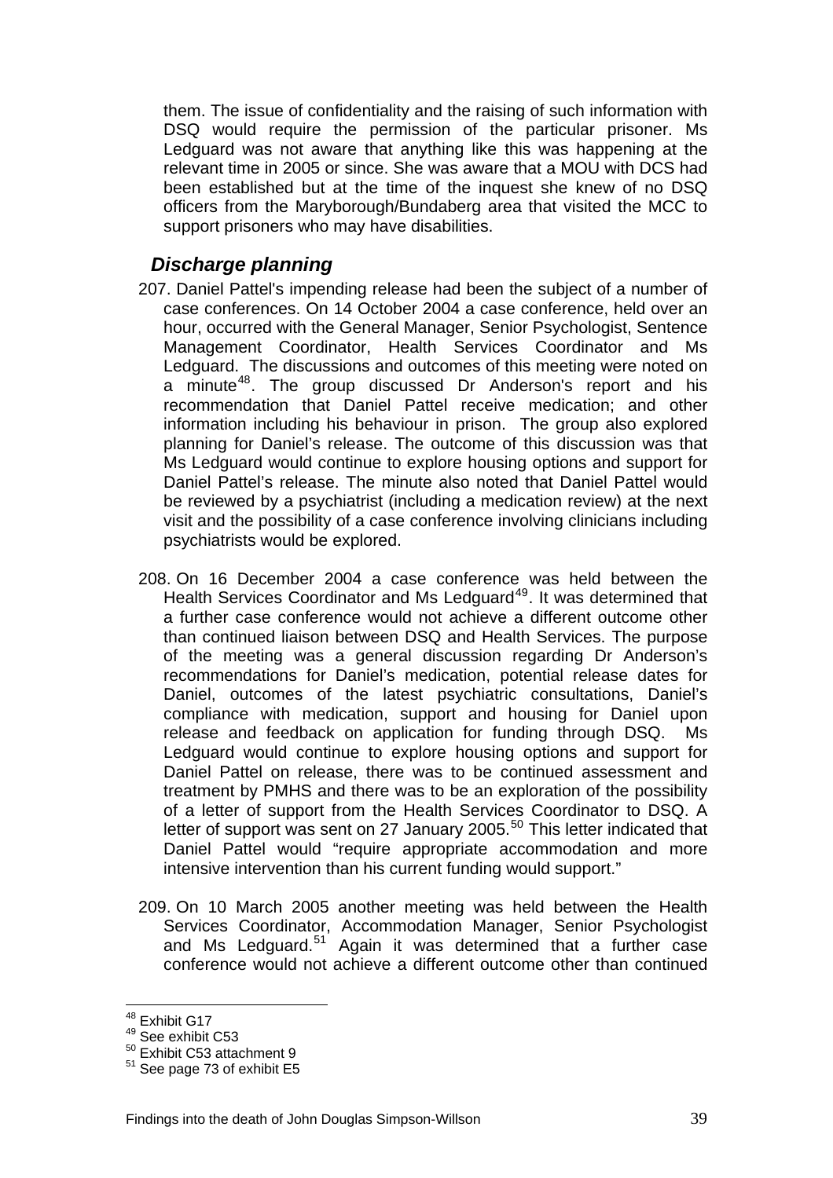them. The issue of confidentiality and the raising of such information with DSQ would require the permission of the particular prisoner. Ms Ledguard was not aware that anything like this was happening at the relevant time in 2005 or since. She was aware that a MOU with DCS had been established but at the time of the inquest she knew of no DSQ officers from the Maryborough/Bundaberg area that visited the MCC to support prisoners who may have disabilities.

### *Discharge planning*

207. Daniel Pattel's impending release had been the subject of a number of case conferences. On 14 October 2004 a case conference, held over an hour, occurred with the General Manager, Senior Psychologist, Sentence Management Coordinator, Health Services Coordinator and Ms Ledguard. The discussions and outcomes of this meeting were noted on a minute[48]. The group discussed Dr Anderson's report and his recommendation that Daniel Pattel receive medication; and other information including his behaviour in prison. The group also explored planning for Daniel's release. The outcome of this discussion was that Ms Ledguard would continue to explore housing options and support for Daniel Pattel's release. The minute also noted that Daniel Pattel would be reviewed by a psychiatrist (including a medication review) at the next visit and the possibility of a case conference involving clinicians including psychiatrists would be explored.

208. On 16 December 2004 a case conference was held between the Health Services Coordinator and Ms Ledguard[49]. It was determined that a further case conference would not achieve a different outcome other than continued liaison between DSQ and Health Services. The purpose of the meeting was a general discussion regarding Dr Anderson's recommendations for Daniel's medication, potential release dates for Daniel, outcomes of the latest psychiatric consultations, Daniel's compliance with medication, support and housing for Daniel upon release and feedback on application for funding through DSQ. Ms Ledguard would continue to explore housing options and support for Daniel Pattel on release, there was to be continued assessment and treatment by PMHS and there was to be an exploration of the possibility of a letter of support from the Health Services Coordinator to DSQ. A letter of support was sent on 27 January 2005.[50] This letter indicated that Daniel Pattel would "require appropriate accommodation and more intensive intervention than his current funding would support."

209. On 10 March 2005 another meeting was held between the Health Services Coordinator, Accommodation Manager, Senior Psychologist and Ms Ledguard.[51] Again it was determined that a further case conference would not achieve a different outcome other than continued

---

[48] Exhibit G17
[49] See exhibit C53
[50] Exhibit C53 attachment 9
[51] See page 73 of exhibit E5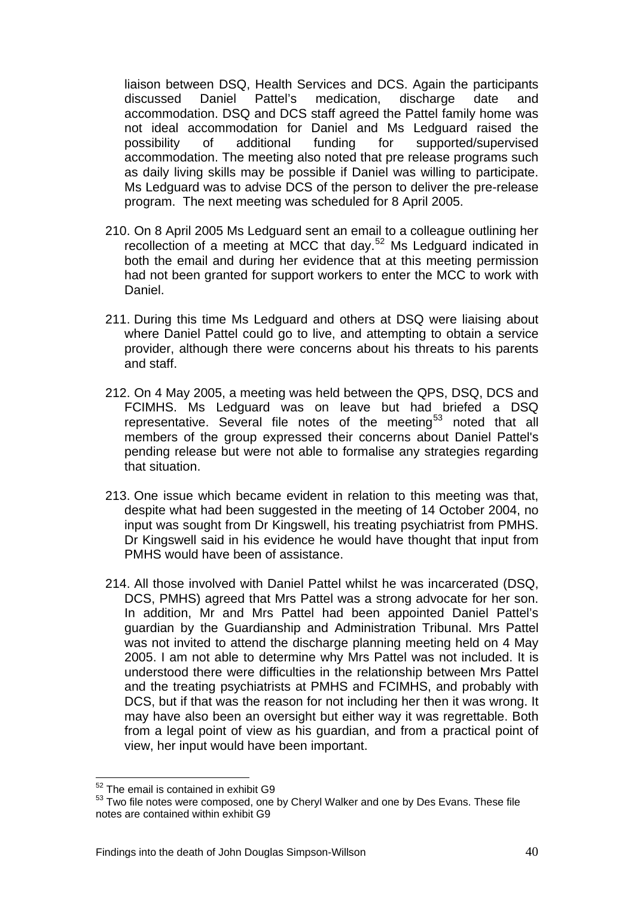liaison between DSQ, Health Services and DCS. Again the participants discussed Daniel Pattel's medication, discharge date and accommodation. DSQ and DCS staff agreed the Pattel family home was not ideal accommodation for Daniel and Ms Ledguard raised the possibility of additional funding for supported/supervised accommodation. The meeting also noted that pre release programs such as daily living skills may be possible if Daniel was willing to participate. Ms Ledguard was to advise DCS of the person to deliver the pre-release program. The next meeting was scheduled for 8 April 2005.

210. On 8 April 2005 Ms Ledguard sent an email to a colleague outlining her recollection of a meeting at MCC that day.[52] Ms Ledguard indicated in both the email and during her evidence that at this meeting permission had not been granted for support workers to enter the MCC to work with Daniel.

211. During this time Ms Ledguard and others at DSQ were liaising about where Daniel Pattel could go to live, and attempting to obtain a service provider, although there were concerns about his threats to his parents and staff.

212. On 4 May 2005, a meeting was held between the QPS, DSQ, DCS and FCIMHS. Ms Ledguard was on leave but had briefed a DSQ representative. Several file notes of the meeting[53] noted that all members of the group expressed their concerns about Daniel Pattel's pending release but were not able to formalise any strategies regarding that situation.

213. One issue which became evident in relation to this meeting was that, despite what had been suggested in the meeting of 14 October 2004, no input was sought from Dr Kingswell, his treating psychiatrist from PMHS. Dr Kingswell said in his evidence he would have thought that input from PMHS would have been of assistance.

214. All those involved with Daniel Pattel whilst he was incarcerated (DSQ, DCS, PMHS) agreed that Mrs Pattel was a strong advocate for her son. In addition, Mr and Mrs Pattel had been appointed Daniel Pattel's guardian by the Guardianship and Administration Tribunal. Mrs Pattel was not invited to attend the discharge planning meeting held on 4 May 2005. I am not able to determine why Mrs Pattel was not included. It is understood there were difficulties in the relationship between Mrs Pattel and the treating psychiatrists at PMHS and FCIMHS, and probably with DCS, but if that was the reason for not including her then it was wrong. It may have also been an oversight but either way it was regrettable. Both from a legal point of view as his guardian, and from a practical point of view, her input would have been important.

---

[52] The email is contained in exhibit G9

[53] Two file notes were composed, one by Cheryl Walker and one by Des Evans. These file notes are contained within exhibit G9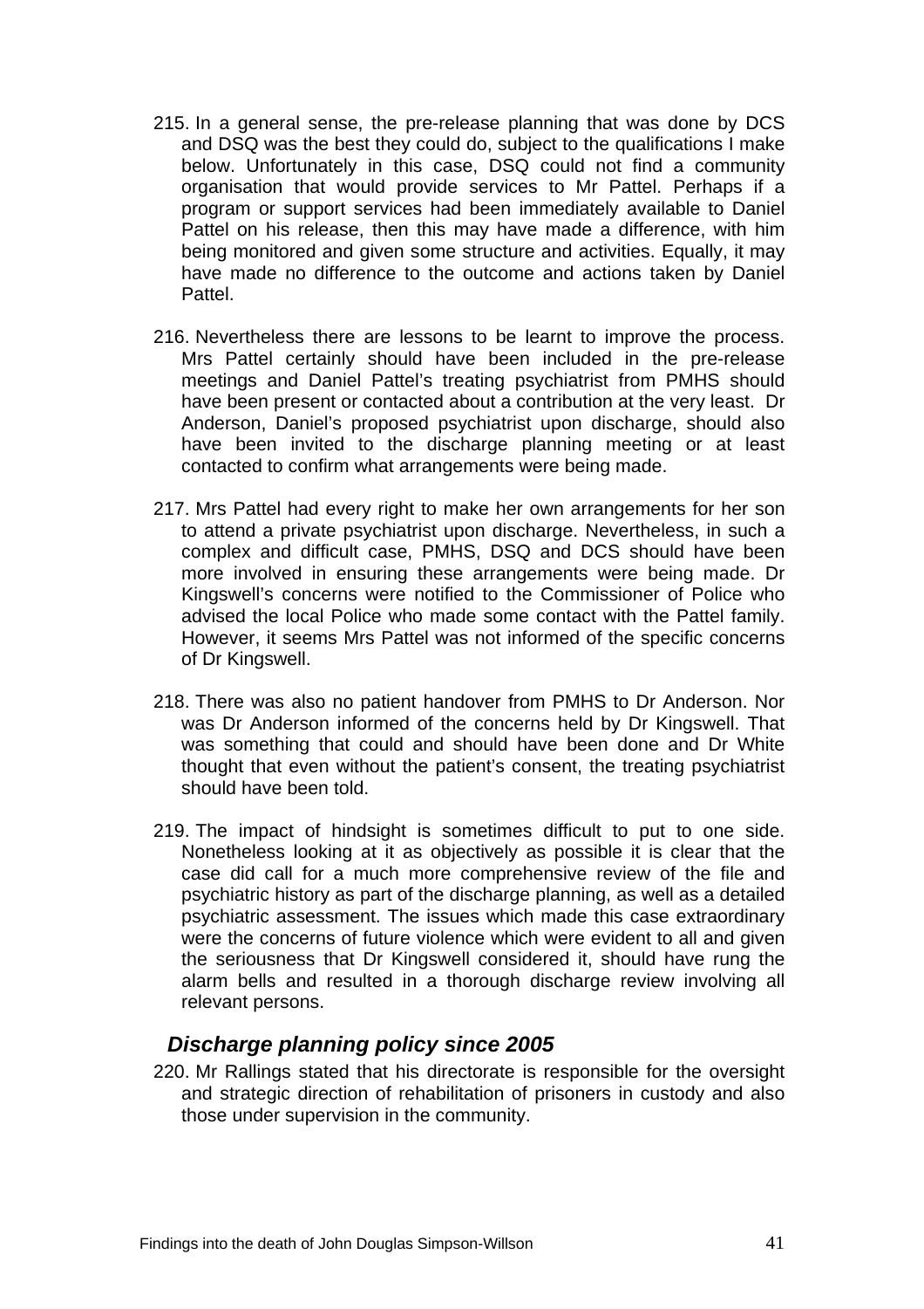215. In a general sense, the pre-release planning that was done by DCS and DSQ was the best they could do, subject to the qualifications I make below. Unfortunately in this case, DSQ could not find a community organisation that would provide services to Mr Pattel. Perhaps if a program or support services had been immediately available to Daniel Pattel on his release, then this may have made a difference, with him being monitored and given some structure and activities. Equally, it may have made no difference to the outcome and actions taken by Daniel Pattel.

216. Nevertheless there are lessons to be learnt to improve the process. Mrs Pattel certainly should have been included in the pre-release meetings and Daniel Pattel's treating psychiatrist from PMHS should have been present or contacted about a contribution at the very least. Dr Anderson, Daniel's proposed psychiatrist upon discharge, should also have been invited to the discharge planning meeting or at least contacted to confirm what arrangements were being made.

217. Mrs Pattel had every right to make her own arrangements for her son to attend a private psychiatrist upon discharge. Nevertheless, in such a complex and difficult case, PMHS, DSQ and DCS should have been more involved in ensuring these arrangements were being made. Dr Kingswell's concerns were notified to the Commissioner of Police who advised the local Police who made some contact with the Pattel family. However, it seems Mrs Pattel was not informed of the specific concerns of Dr Kingswell.

218. There was also no patient handover from PMHS to Dr Anderson. Nor was Dr Anderson informed of the concerns held by Dr Kingswell. That was something that could and should have been done and Dr White thought that even without the patient's consent, the treating psychiatrist should have been told.

219. The impact of hindsight is sometimes difficult to put to one side. Nonetheless looking at it as objectively as possible it is clear that the case did call for a much more comprehensive review of the file and psychiatric history as part of the discharge planning, as well as a detailed psychiatric assessment. The issues which made this case extraordinary were the concerns of future violence which were evident to all and given the seriousness that Dr Kingswell considered it, should have rung the alarm bells and resulted in a thorough discharge review involving all relevant persons.

### *Discharge planning policy since 2005*

220. Mr Rallings stated that his directorate is responsible for the oversight and strategic direction of rehabilitation of prisoners in custody and also those under supervision in the community.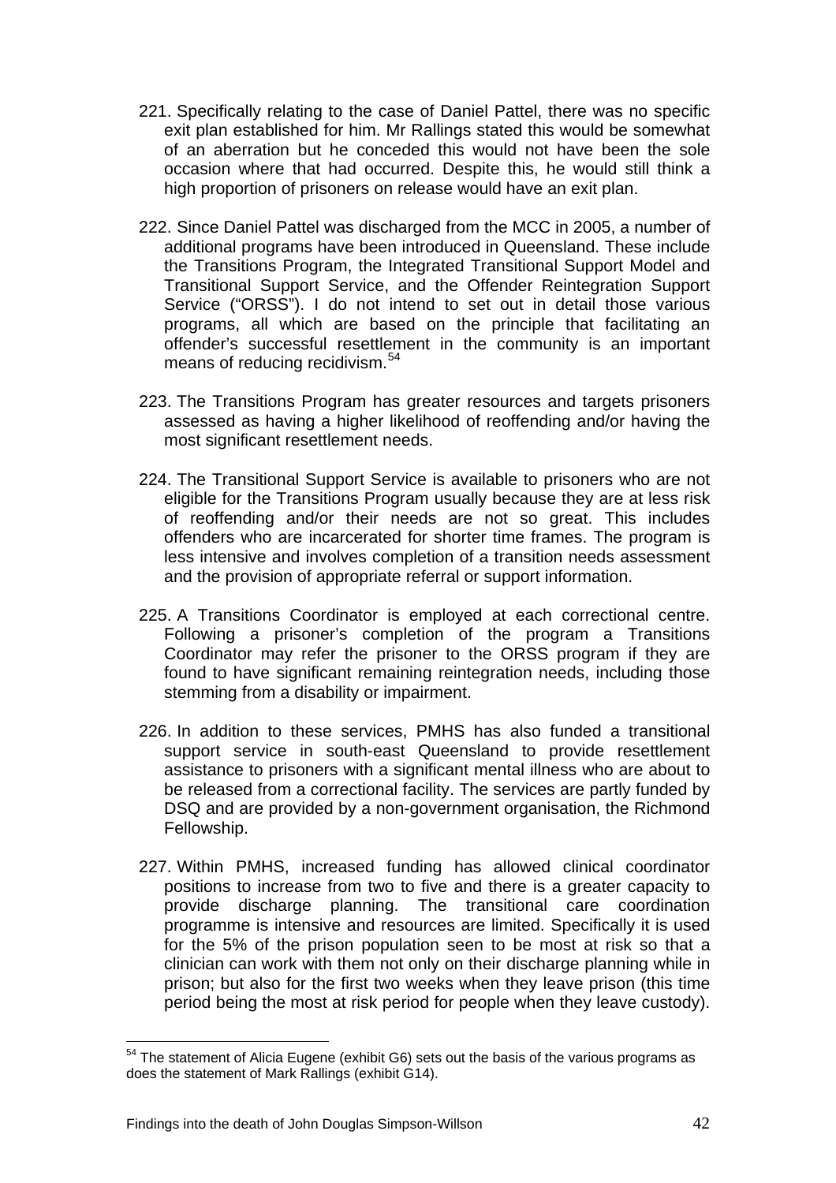221. Specifically relating to the case of Daniel Pattel, there was no specific exit plan established for him. Mr Rallings stated this would be somewhat of an aberration but he conceded this would not have been the sole occasion where that had occurred. Despite this, he would still think a high proportion of prisoners on release would have an exit plan.

222. Since Daniel Pattel was discharged from the MCC in 2005, a number of additional programs have been introduced in Queensland. These include the Transitions Program, the Integrated Transitional Support Model and Transitional Support Service, and the Offender Reintegration Support Service ("ORSS"). I do not intend to set out in detail those various programs, all which are based on the principle that facilitating an offender's successful resettlement in the community is an important means of reducing recidivism.[54]

223. The Transitions Program has greater resources and targets prisoners assessed as having a higher likelihood of reoffending and/or having the most significant resettlement needs.

224. The Transitional Support Service is available to prisoners who are not eligible for the Transitions Program usually because they are at less risk of reoffending and/or their needs are not so great. This includes offenders who are incarcerated for shorter time frames. The program is less intensive and involves completion of a transition needs assessment and the provision of appropriate referral or support information.

225. A Transitions Coordinator is employed at each correctional centre. Following a prisoner's completion of the program a Transitions Coordinator may refer the prisoner to the ORSS program if they are found to have significant remaining reintegration needs, including those stemming from a disability or impairment.

226. In addition to these services, PMHS has also funded a transitional support service in south-east Queensland to provide resettlement assistance to prisoners with a significant mental illness who are about to be released from a correctional facility. The services are partly funded by DSQ and are provided by a non-government organisation, the Richmond Fellowship.

227. Within PMHS, increased funding has allowed clinical coordinator positions to increase from two to five and there is a greater capacity to provide discharge planning. The transitional care coordination programme is intensive and resources are limited. Specifically it is used for the 5% of the prison population seen to be most at risk so that a clinician can work with them not only on their discharge planning while in prison; but also for the first two weeks when they leave prison (this time period being the most at risk period for people when they leave custody).

---

[54] The statement of Alicia Eugene (exhibit G6) sets out the basis of the various programs as does the statement of Mark Rallings (exhibit G14).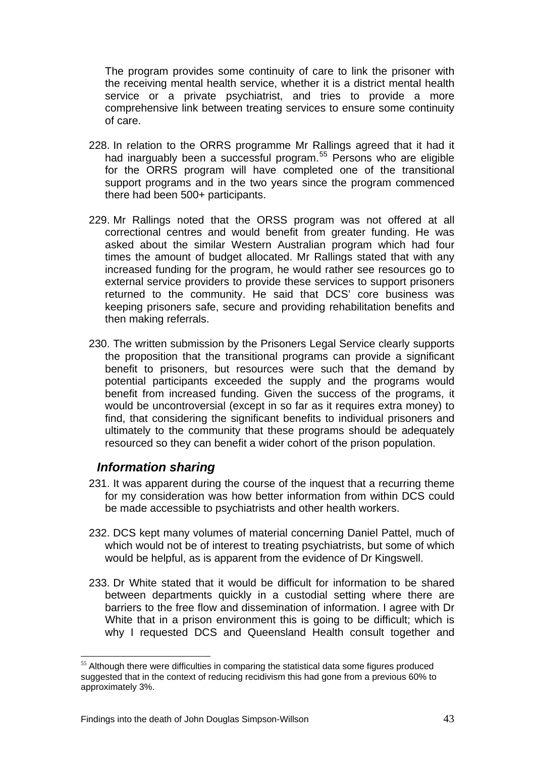The program provides some continuity of care to link the prisoner with the receiving mental health service, whether it is a district mental health service or a private psychiatrist, and tries to provide a more comprehensive link between treating services to ensure some continuity of care.

228. In relation to the ORRS programme Mr Rallings agreed that it had it had inarguably been a successful program.[55] Persons who are eligible for the ORRS program will have completed one of the transitional support programs and in the two years since the program commenced there had been 500+ participants.

229. Mr Rallings noted that the ORSS program was not offered at all correctional centres and would benefit from greater funding. He was asked about the similar Western Australian program which had four times the amount of budget allocated. Mr Rallings stated that with any increased funding for the program, he would rather see resources go to external service providers to provide these services to support prisoners returned to the community. He said that DCS' core business was keeping prisoners safe, secure and providing rehabilitation benefits and then making referrals.

230. The written submission by the Prisoners Legal Service clearly supports the proposition that the transitional programs can provide a significant benefit to prisoners, but resources were such that the demand by potential participants exceeded the supply and the programs would benefit from increased funding. Given the success of the programs, it would be uncontroversial (except in so far as it requires extra money) to find, that considering the significant benefits to individual prisoners and ultimately to the community that these programs should be adequately resourced so they can benefit a wider cohort of the prison population.

### *Information sharing*

231. It was apparent during the course of the inquest that a recurring theme for my consideration was how better information from within DCS could be made accessible to psychiatrists and other health workers.

232. DCS kept many volumes of material concerning Daniel Pattel, much of which would not be of interest to treating psychiatrists, but some of which would be helpful, as is apparent from the evidence of Dr Kingswell.

233. Dr White stated that it would be difficult for information to be shared between departments quickly in a custodial setting where there are barriers to the free flow and dissemination of information. I agree with Dr White that in a prison environment this is going to be difficult; which is why I requested DCS and Queensland Health consult together and

[55] Although there were difficulties in comparing the statistical data some figures produced suggested that in the context of reducing recidivism this had gone from a previous 60% to approximately 3%.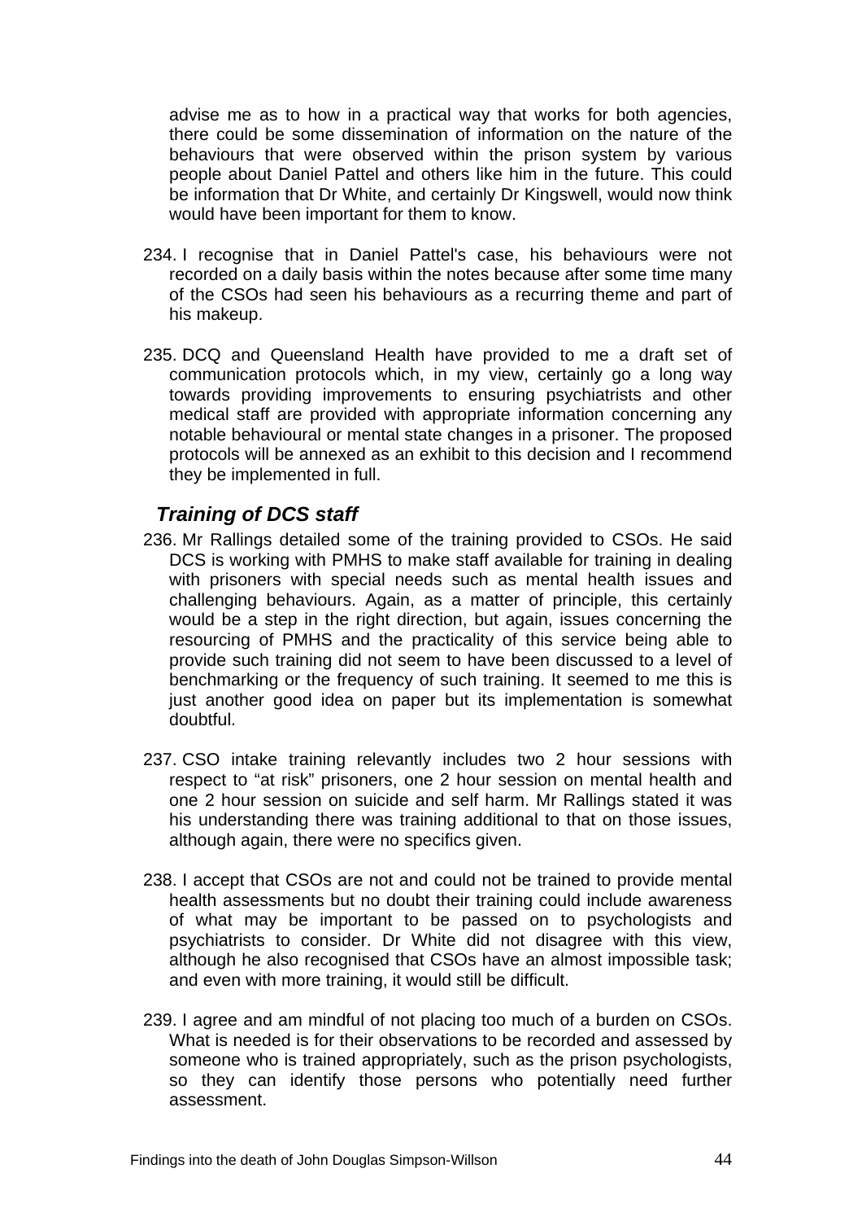advise me as to how in a practical way that works for both agencies, there could be some dissemination of information on the nature of the behaviours that were observed within the prison system by various people about Daniel Pattel and others like him in the future. This could be information that Dr White, and certainly Dr Kingswell, would now think would have been important for them to know.

234. I recognise that in Daniel Pattel's case, his behaviours were not recorded on a daily basis within the notes because after some time many of the CSOs had seen his behaviours as a recurring theme and part of his makeup.

235. DCQ and Queensland Health have provided to me a draft set of communication protocols which, in my view, certainly go a long way towards providing improvements to ensuring psychiatrists and other medical staff are provided with appropriate information concerning any notable behavioural or mental state changes in a prisoner. The proposed protocols will be annexed as an exhibit to this decision and I recommend they be implemented in full.

## *Training of DCS staff*

236. Mr Rallings detailed some of the training provided to CSOs. He said DCS is working with PMHS to make staff available for training in dealing with prisoners with special needs such as mental health issues and challenging behaviours. Again, as a matter of principle, this certainly would be a step in the right direction, but again, issues concerning the resourcing of PMHS and the practicality of this service being able to provide such training did not seem to have been discussed to a level of benchmarking or the frequency of such training. It seemed to me this is just another good idea on paper but its implementation is somewhat doubtful.

237. CSO intake training relevantly includes two 2 hour sessions with respect to "at risk" prisoners, one 2 hour session on mental health and one 2 hour session on suicide and self harm. Mr Rallings stated it was his understanding there was training additional to that on those issues, although again, there were no specifics given.

238. I accept that CSOs are not and could not be trained to provide mental health assessments but no doubt their training could include awareness of what may be important to be passed on to psychologists and psychiatrists to consider. Dr White did not disagree with this view, although he also recognised that CSOs have an almost impossible task; and even with more training, it would still be difficult.

239. I agree and am mindful of not placing too much of a burden on CSOs. What is needed is for their observations to be recorded and assessed by someone who is trained appropriately, such as the prison psychologists, so they can identify those persons who potentially need further assessment.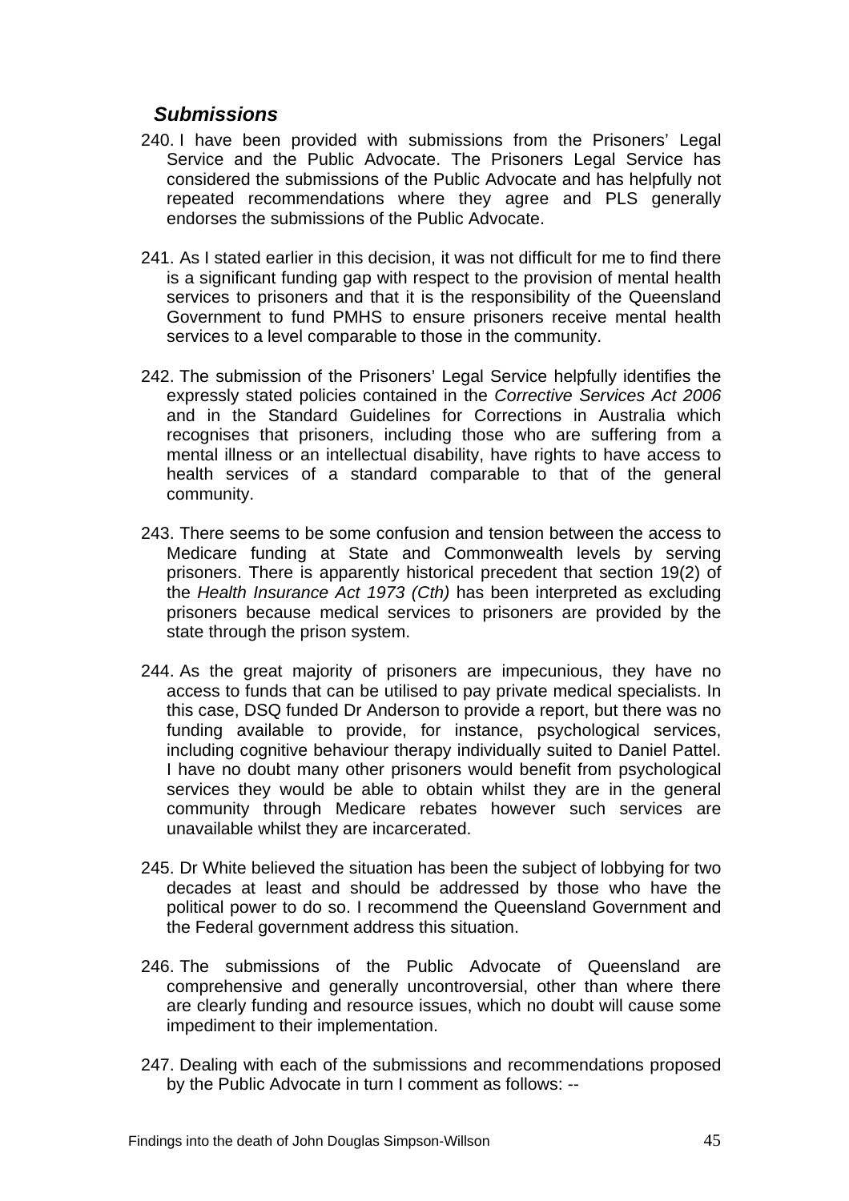### *Submissions*

240. I have been provided with submissions from the Prisoners' Legal Service and the Public Advocate. The Prisoners Legal Service has considered the submissions of the Public Advocate and has helpfully not repeated recommendations where they agree and PLS generally endorses the submissions of the Public Advocate.

241. As I stated earlier in this decision, it was not difficult for me to find there is a significant funding gap with respect to the provision of mental health services to prisoners and that it is the responsibility of the Queensland Government to fund PMHS to ensure prisoners receive mental health services to a level comparable to those in the community.

242. The submission of the Prisoners' Legal Service helpfully identifies the expressly stated policies contained in the *Corrective Services Act 2006* and in the Standard Guidelines for Corrections in Australia which recognises that prisoners, including those who are suffering from a mental illness or an intellectual disability, have rights to have access to health services of a standard comparable to that of the general community.

243. There seems to be some confusion and tension between the access to Medicare funding at State and Commonwealth levels by serving prisoners. There is apparently historical precedent that section 19(2) of the *Health Insurance Act 1973 (Cth)* has been interpreted as excluding prisoners because medical services to prisoners are provided by the state through the prison system.

244. As the great majority of prisoners are impecunious, they have no access to funds that can be utilised to pay private medical specialists. In this case, DSQ funded Dr Anderson to provide a report, but there was no funding available to provide, for instance, psychological services, including cognitive behaviour therapy individually suited to Daniel Pattel. I have no doubt many other prisoners would benefit from psychological services they would be able to obtain whilst they are in the general community through Medicare rebates however such services are unavailable whilst they are incarcerated.

245. Dr White believed the situation has been the subject of lobbying for two decades at least and should be addressed by those who have the political power to do so. I recommend the Queensland Government and the Federal government address this situation.

246. The submissions of the Public Advocate of Queensland are comprehensive and generally uncontroversial, other than where there are clearly funding and resource issues, which no doubt will cause some impediment to their implementation.

247. Dealing with each of the submissions and recommendations proposed by the Public Advocate in turn I comment as follows: --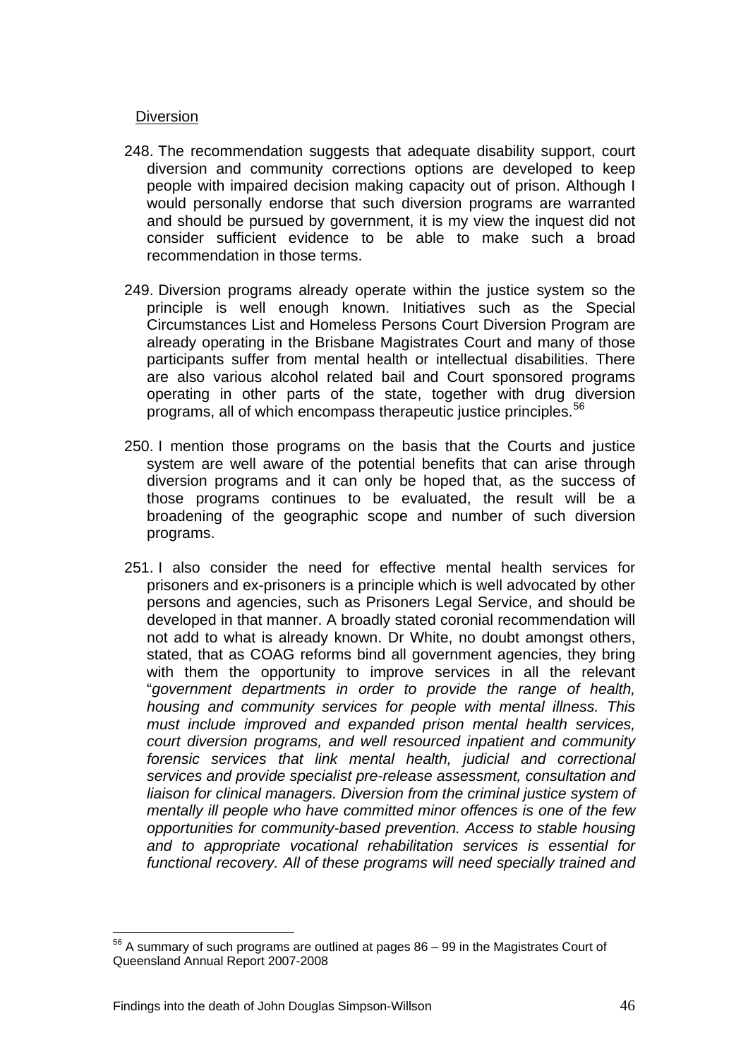Diversion

248. The recommendation suggests that adequate disability support, court diversion and community corrections options are developed to keep people with impaired decision making capacity out of prison. Although I would personally endorse that such diversion programs are warranted and should be pursued by government, it is my view the inquest did not consider sufficient evidence to be able to make such a broad recommendation in those terms.

249. Diversion programs already operate within the justice system so the principle is well enough known. Initiatives such as the Special Circumstances List and Homeless Persons Court Diversion Program are already operating in the Brisbane Magistrates Court and many of those participants suffer from mental health or intellectual disabilities. There are also various alcohol related bail and Court sponsored programs operating in other parts of the state, together with drug diversion programs, all of which encompass therapeutic justice principles.[56]

250. I mention those programs on the basis that the Courts and justice system are well aware of the potential benefits that can arise through diversion programs and it can only be hoped that, as the success of those programs continues to be evaluated, the result will be a broadening of the geographic scope and number of such diversion programs.

251. I also consider the need for effective mental health services for prisoners and ex-prisoners is a principle which is well advocated by other persons and agencies, such as Prisoners Legal Service, and should be developed in that manner. A broadly stated coronial recommendation will not add to what is already known. Dr White, no doubt amongst others, stated, that as COAG reforms bind all government agencies, they bring with them the opportunity to improve services in all the relevant "*government departments in order to provide the range of health, housing and community services for people with mental illness. This must include improved and expanded prison mental health services, court diversion programs, and well resourced inpatient and community forensic services that link mental health, judicial and correctional services and provide specialist pre-release assessment, consultation and liaison for clinical managers. Diversion from the criminal justice system of mentally ill people who have committed minor offences is one of the few opportunities for community-based prevention. Access to stable housing and to appropriate vocational rehabilitation services is essential for functional recovery. All of these programs will need specially trained and*

[56] A summary of such programs are outlined at pages 86 – 99 in the Magistrates Court of Queensland Annual Report 2007-2008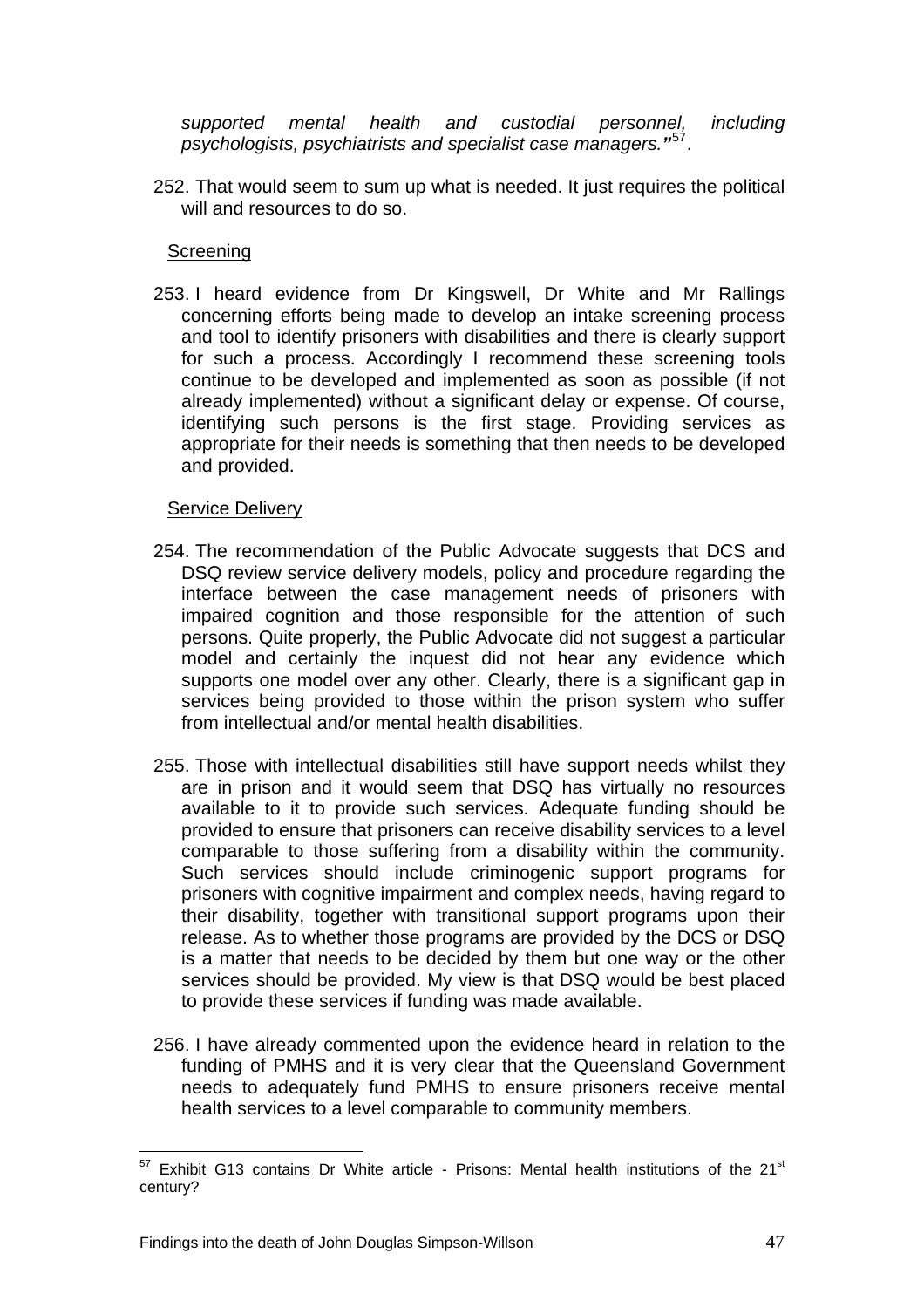*supported mental health and custodial personnel, including psychologists, psychiatrists and specialist case managers."*[57].

252. That would seem to sum up what is needed. It just requires the political will and resources to do so.

Screening

253. I heard evidence from Dr Kingswell, Dr White and Mr Rallings concerning efforts being made to develop an intake screening process and tool to identify prisoners with disabilities and there is clearly support for such a process. Accordingly I recommend these screening tools continue to be developed and implemented as soon as possible (if not already implemented) without a significant delay or expense. Of course, identifying such persons is the first stage. Providing services as appropriate for their needs is something that then needs to be developed and provided.

Service Delivery

254. The recommendation of the Public Advocate suggests that DCS and DSQ review service delivery models, policy and procedure regarding the interface between the case management needs of prisoners with impaired cognition and those responsible for the attention of such persons. Quite properly, the Public Advocate did not suggest a particular model and certainly the inquest did not hear any evidence which supports one model over any other. Clearly, there is a significant gap in services being provided to those within the prison system who suffer from intellectual and/or mental health disabilities.

255. Those with intellectual disabilities still have support needs whilst they are in prison and it would seem that DSQ has virtually no resources available to it to provide such services. Adequate funding should be provided to ensure that prisoners can receive disability services to a level comparable to those suffering from a disability within the community. Such services should include criminogenic support programs for prisoners with cognitive impairment and complex needs, having regard to their disability, together with transitional support programs upon their release. As to whether those programs are provided by the DCS or DSQ is a matter that needs to be decided by them but one way or the other services should be provided. My view is that DSQ would be best placed to provide these services if funding was made available.

256. I have already commented upon the evidence heard in relation to the funding of PMHS and it is very clear that the Queensland Government needs to adequately fund PMHS to ensure prisoners receive mental health services to a level comparable to community members.

---

[57] Exhibit G13 contains Dr White article - Prisons: Mental health institutions of the 21st century?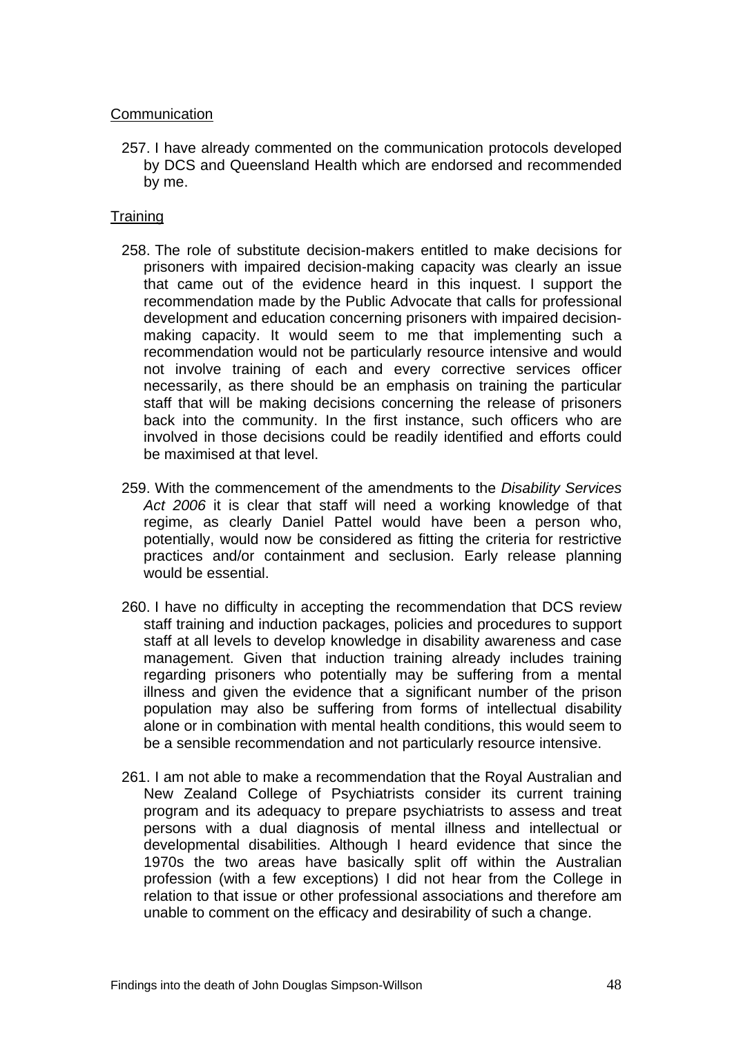Communication

257. I have already commented on the communication protocols developed by DCS and Queensland Health which are endorsed and recommended by me.

Training

258. The role of substitute decision-makers entitled to make decisions for prisoners with impaired decision-making capacity was clearly an issue that came out of the evidence heard in this inquest. I support the recommendation made by the Public Advocate that calls for professional development and education concerning prisoners with impaired decision-making capacity. It would seem to me that implementing such a recommendation would not be particularly resource intensive and would not involve training of each and every corrective services officer necessarily, as there should be an emphasis on training the particular staff that will be making decisions concerning the release of prisoners back into the community. In the first instance, such officers who are involved in those decisions could be readily identified and efforts could be maximised at that level.

259. With the commencement of the amendments to the *Disability Services Act 2006* it is clear that staff will need a working knowledge of that regime, as clearly Daniel Pattel would have been a person who, potentially, would now be considered as fitting the criteria for restrictive practices and/or containment and seclusion. Early release planning would be essential.

260. I have no difficulty in accepting the recommendation that DCS review staff training and induction packages, policies and procedures to support staff at all levels to develop knowledge in disability awareness and case management. Given that induction training already includes training regarding prisoners who potentially may be suffering from a mental illness and given the evidence that a significant number of the prison population may also be suffering from forms of intellectual disability alone or in combination with mental health conditions, this would seem to be a sensible recommendation and not particularly resource intensive.

261. I am not able to make a recommendation that the Royal Australian and New Zealand College of Psychiatrists consider its current training program and its adequacy to prepare psychiatrists to assess and treat persons with a dual diagnosis of mental illness and intellectual or developmental disabilities. Although I heard evidence that since the 1970s the two areas have basically split off within the Australian profession (with a few exceptions) I did not hear from the College in relation to that issue or other professional associations and therefore am unable to comment on the efficacy and desirability of such a change.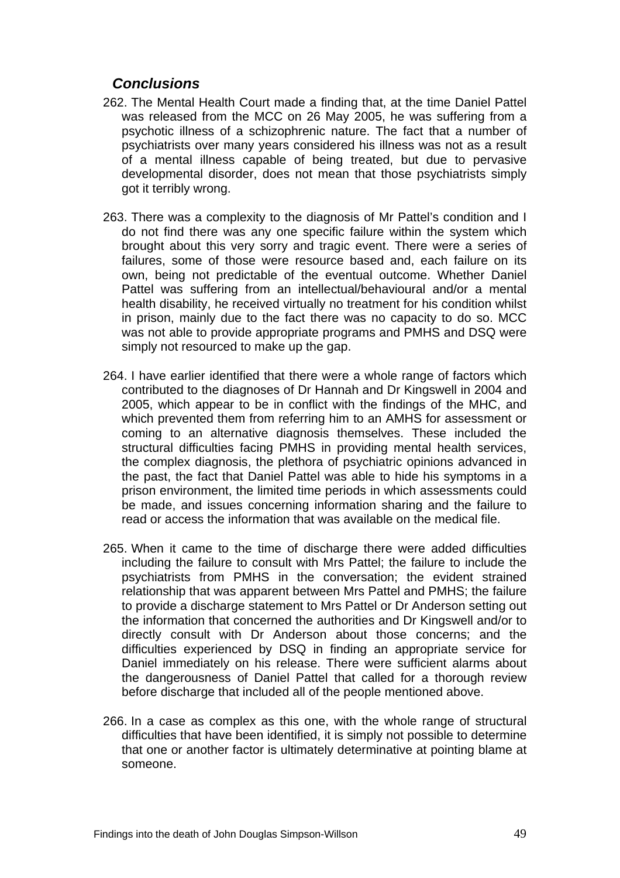### *Conclusions*

262. The Mental Health Court made a finding that, at the time Daniel Pattel was released from the MCC on 26 May 2005, he was suffering from a psychotic illness of a schizophrenic nature. The fact that a number of psychiatrists over many years considered his illness was not as a result of a mental illness capable of being treated, but due to pervasive developmental disorder, does not mean that those psychiatrists simply got it terribly wrong.

263. There was a complexity to the diagnosis of Mr Pattel's condition and I do not find there was any one specific failure within the system which brought about this very sorry and tragic event. There were a series of failures, some of those were resource based and, each failure on its own, being not predictable of the eventual outcome. Whether Daniel Pattel was suffering from an intellectual/behavioural and/or a mental health disability, he received virtually no treatment for his condition whilst in prison, mainly due to the fact there was no capacity to do so. MCC was not able to provide appropriate programs and PMHS and DSQ were simply not resourced to make up the gap.

264. I have earlier identified that there were a whole range of factors which contributed to the diagnoses of Dr Hannah and Dr Kingswell in 2004 and 2005, which appear to be in conflict with the findings of the MHC, and which prevented them from referring him to an AMHS for assessment or coming to an alternative diagnosis themselves. These included the structural difficulties facing PMHS in providing mental health services, the complex diagnosis, the plethora of psychiatric opinions advanced in the past, the fact that Daniel Pattel was able to hide his symptoms in a prison environment, the limited time periods in which assessments could be made, and issues concerning information sharing and the failure to read or access the information that was available on the medical file.

265. When it came to the time of discharge there were added difficulties including the failure to consult with Mrs Pattel; the failure to include the psychiatrists from PMHS in the conversation; the evident strained relationship that was apparent between Mrs Pattel and PMHS; the failure to provide a discharge statement to Mrs Pattel or Dr Anderson setting out the information that concerned the authorities and Dr Kingswell and/or to directly consult with Dr Anderson about those concerns; and the difficulties experienced by DSQ in finding an appropriate service for Daniel immediately on his release. There were sufficient alarms about the dangerousness of Daniel Pattel that called for a thorough review before discharge that included all of the people mentioned above.

266. In a case as complex as this one, with the whole range of structural difficulties that have been identified, it is simply not possible to determine that one or another factor is ultimately determinative at pointing blame at someone.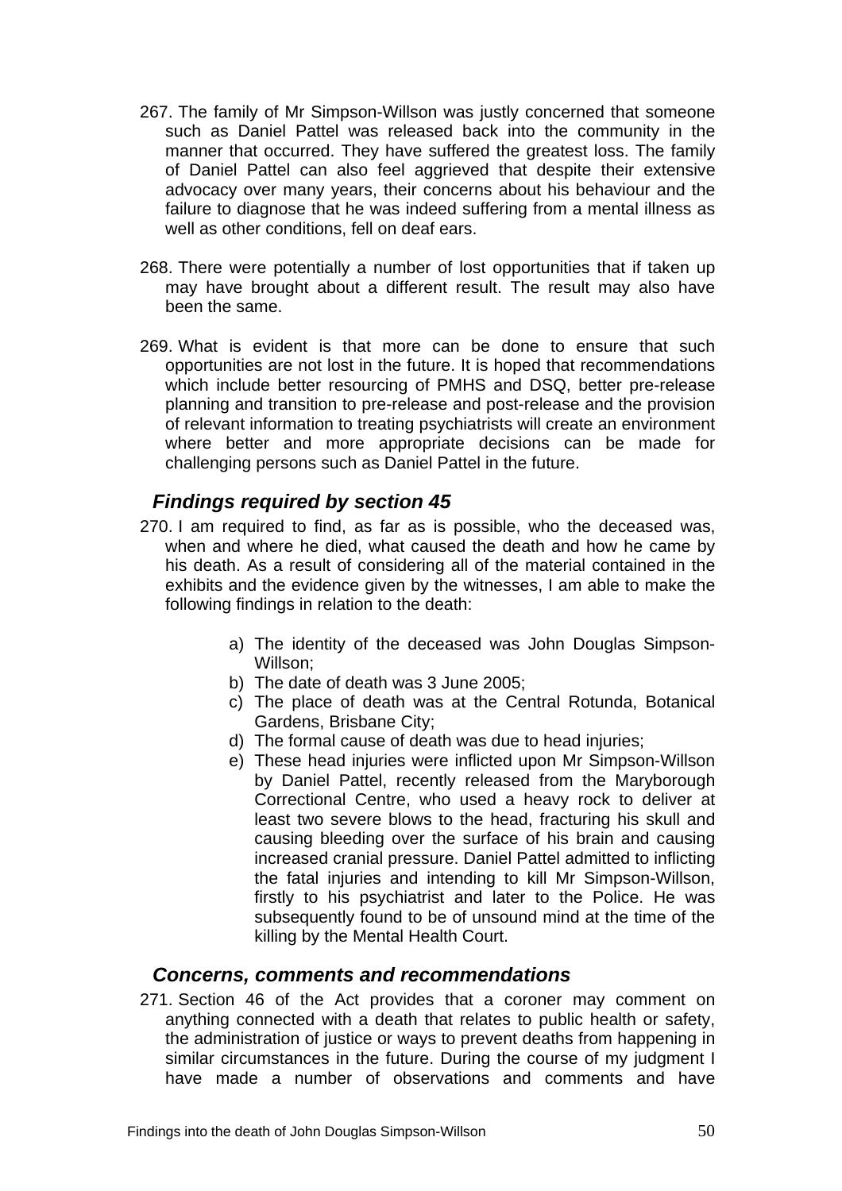267. The family of Mr Simpson-Willson was justly concerned that someone such as Daniel Pattel was released back into the community in the manner that occurred. They have suffered the greatest loss. The family of Daniel Pattel can also feel aggrieved that despite their extensive advocacy over many years, their concerns about his behaviour and the failure to diagnose that he was indeed suffering from a mental illness as well as other conditions, fell on deaf ears.

268. There were potentially a number of lost opportunities that if taken up may have brought about a different result. The result may also have been the same.

269. What is evident is that more can be done to ensure that such opportunities are not lost in the future. It is hoped that recommendations which include better resourcing of PMHS and DSQ, better pre-release planning and transition to pre-release and post-release and the provision of relevant information to treating psychiatrists will create an environment where better and more appropriate decisions can be made for challenging persons such as Daniel Pattel in the future.

### *Findings required by section 45*

270. I am required to find, as far as is possible, who the deceased was, when and where he died, what caused the death and how he came by his death. As a result of considering all of the material contained in the exhibits and the evidence given by the witnesses, I am able to make the following findings in relation to the death:

a) The identity of the deceased was John Douglas Simpson-Willson;
b) The date of death was 3 June 2005;
c) The place of death was at the Central Rotunda, Botanical Gardens, Brisbane City;
d) The formal cause of death was due to head injuries;
e) These head injuries were inflicted upon Mr Simpson-Willson by Daniel Pattel, recently released from the Maryborough Correctional Centre, who used a heavy rock to deliver at least two severe blows to the head, fracturing his skull and causing bleeding over the surface of his brain and causing increased cranial pressure. Daniel Pattel admitted to inflicting the fatal injuries and intending to kill Mr Simpson-Willson, firstly to his psychiatrist and later to the Police. He was subsequently found to be of unsound mind at the time of the killing by the Mental Health Court.

### *Concerns, comments and recommendations*

271. Section 46 of the Act provides that a coroner may comment on anything connected with a death that relates to public health or safety, the administration of justice or ways to prevent deaths from happening in similar circumstances in the future. During the course of my judgment I have made a number of observations and comments and have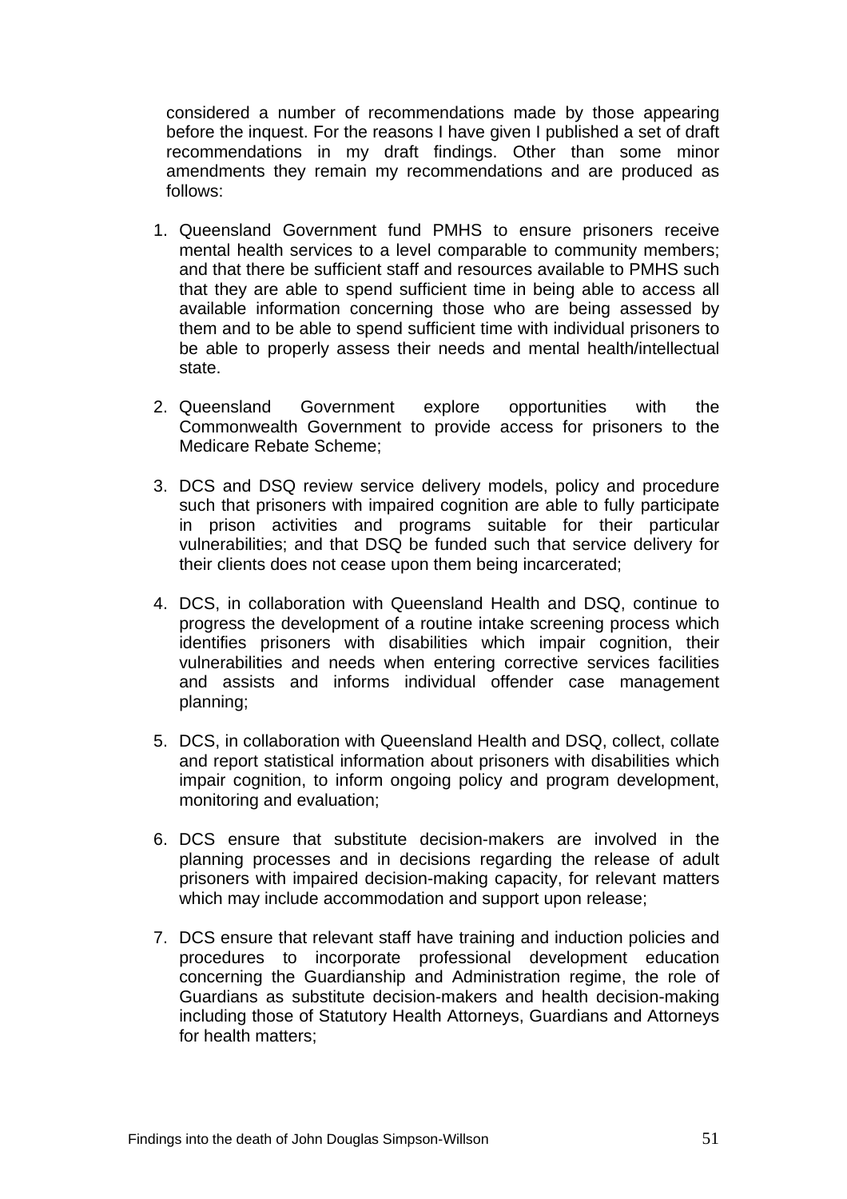considered a number of recommendations made by those appearing before the inquest. For the reasons I have given I published a set of draft recommendations in my draft findings. Other than some minor amendments they remain my recommendations and are produced as follows:

1. Queensland Government fund PMHS to ensure prisoners receive mental health services to a level comparable to community members; and that there be sufficient staff and resources available to PMHS such that they are able to spend sufficient time in being able to access all available information concerning those who are being assessed by them and to be able to spend sufficient time with individual prisoners to be able to properly assess their needs and mental health/intellectual state.

2. Queensland Government explore opportunities with the Commonwealth Government to provide access for prisoners to the Medicare Rebate Scheme;

3. DCS and DSQ review service delivery models, policy and procedure such that prisoners with impaired cognition are able to fully participate in prison activities and programs suitable for their particular vulnerabilities; and that DSQ be funded such that service delivery for their clients does not cease upon them being incarcerated;

4. DCS, in collaboration with Queensland Health and DSQ, continue to progress the development of a routine intake screening process which identifies prisoners with disabilities which impair cognition, their vulnerabilities and needs when entering corrective services facilities and assists and informs individual offender case management planning;

5. DCS, in collaboration with Queensland Health and DSQ, collect, collate and report statistical information about prisoners with disabilities which impair cognition, to inform ongoing policy and program development, monitoring and evaluation;

6. DCS ensure that substitute decision-makers are involved in the planning processes and in decisions regarding the release of adult prisoners with impaired decision-making capacity, for relevant matters which may include accommodation and support upon release;

7. DCS ensure that relevant staff have training and induction policies and procedures to incorporate professional development education concerning the Guardianship and Administration regime, the role of Guardians as substitute decision-makers and health decision-making including those of Statutory Health Attorneys, Guardians and Attorneys for health matters;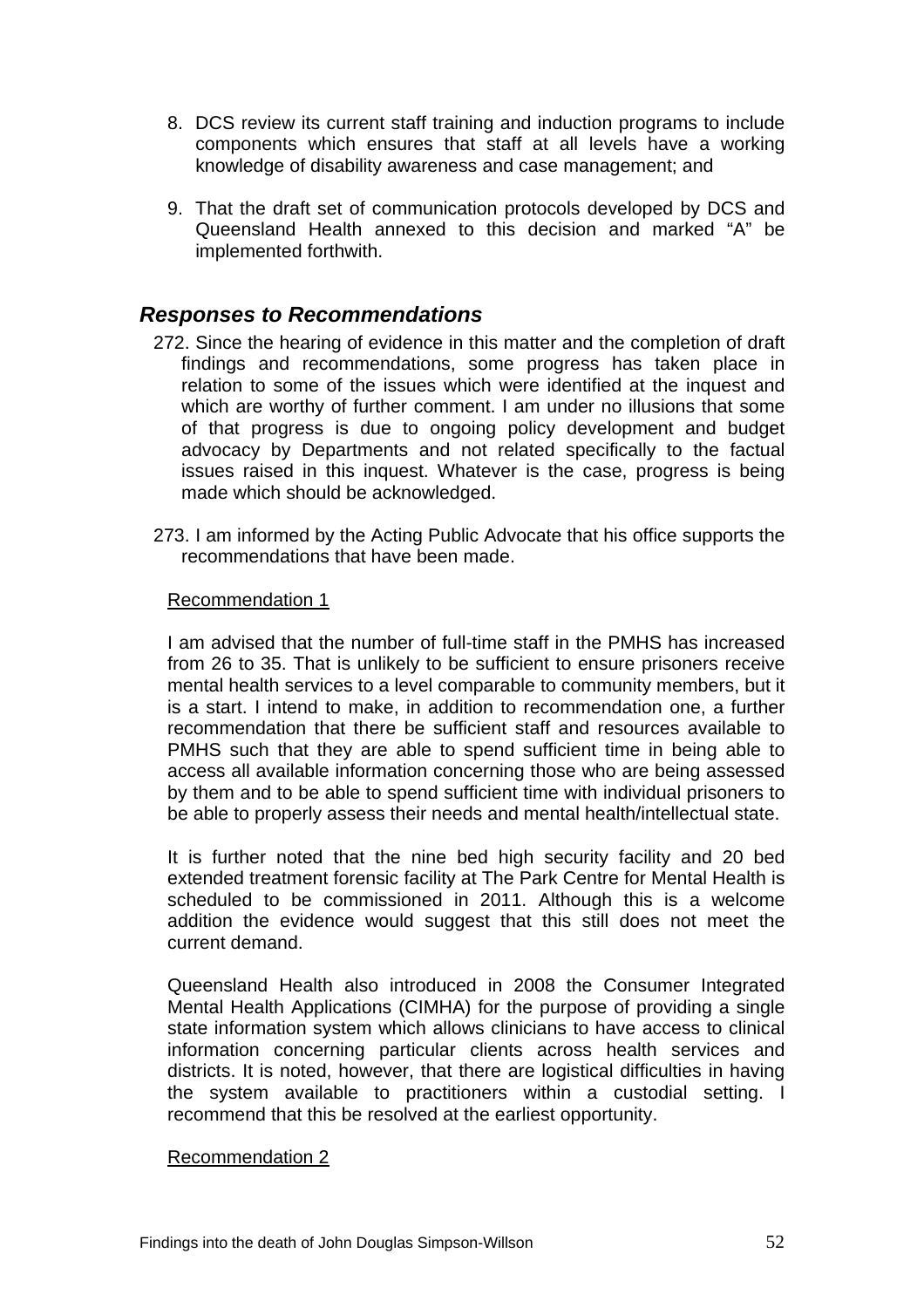8. DCS review its current staff training and induction programs to include components which ensures that staff at all levels have a working knowledge of disability awareness and case management; and

9. That the draft set of communication protocols developed by DCS and Queensland Health annexed to this decision and marked "A" be implemented forthwith.

## *Responses to Recommendations*

272. Since the hearing of evidence in this matter and the completion of draft findings and recommendations, some progress has taken place in relation to some of the issues which were identified at the inquest and which are worthy of further comment. I am under no illusions that some of that progress is due to ongoing policy development and budget advocacy by Departments and not related specifically to the factual issues raised in this inquest. Whatever is the case, progress is being made which should be acknowledged.

273. I am informed by the Acting Public Advocate that his office supports the recommendations that have been made.

<u>Recommendation 1</u>

I am advised that the number of full-time staff in the PMHS has increased from 26 to 35. That is unlikely to be sufficient to ensure prisoners receive mental health services to a level comparable to community members, but it is a start. I intend to make, in addition to recommendation one, a further recommendation that there be sufficient staff and resources available to PMHS such that they are able to spend sufficient time in being able to access all available information concerning those who are being assessed by them and to be able to spend sufficient time with individual prisoners to be able to properly assess their needs and mental health/intellectual state.

It is further noted that the nine bed high security facility and 20 bed extended treatment forensic facility at The Park Centre for Mental Health is scheduled to be commissioned in 2011. Although this is a welcome addition the evidence would suggest that this still does not meet the current demand.

Queensland Health also introduced in 2008 the Consumer Integrated Mental Health Applications (CIMHA) for the purpose of providing a single state information system which allows clinicians to have access to clinical information concerning particular clients across health services and districts. It is noted, however, that there are logistical difficulties in having the system available to practitioners within a custodial setting. I recommend that this be resolved at the earliest opportunity.

<u>Recommendation 2</u>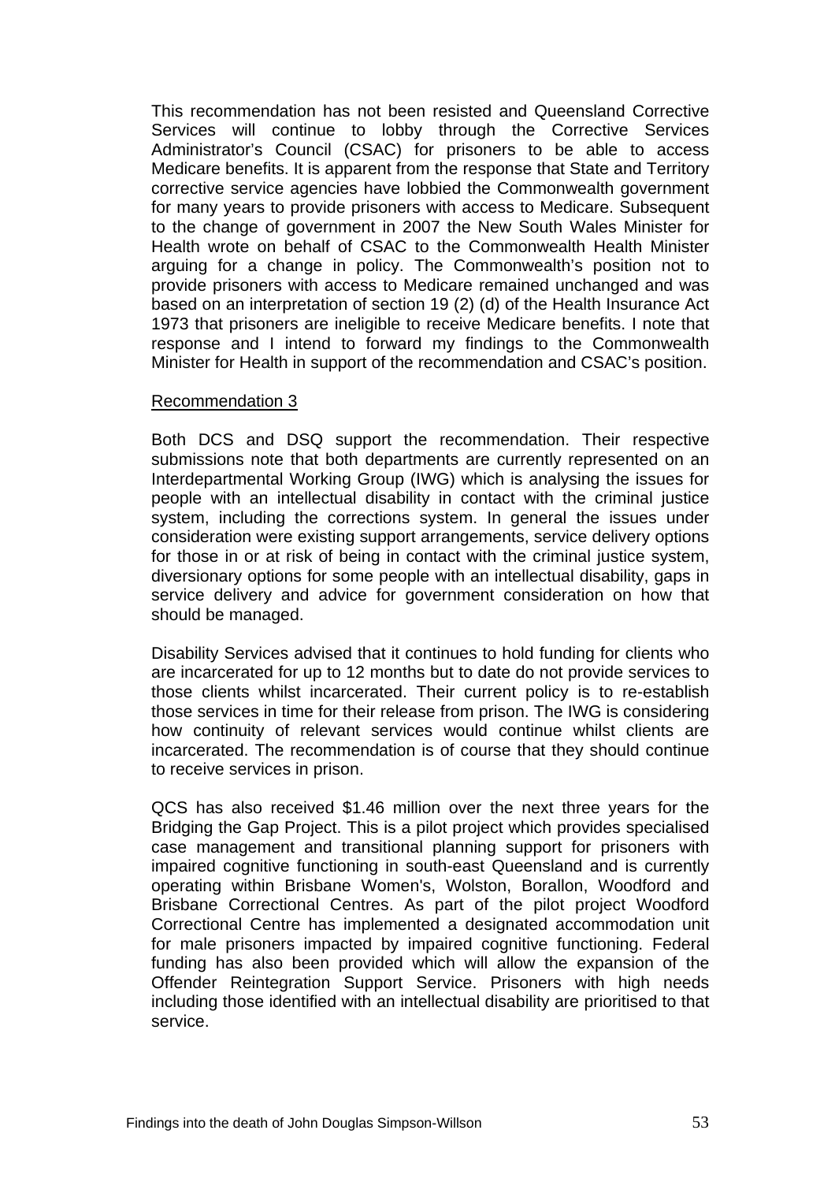This recommendation has not been resisted and Queensland Corrective Services will continue to lobby through the Corrective Services Administrator's Council (CSAC) for prisoners to be able to access Medicare benefits. It is apparent from the response that State and Territory corrective service agencies have lobbied the Commonwealth government for many years to provide prisoners with access to Medicare. Subsequent to the change of government in 2007 the New South Wales Minister for Health wrote on behalf of CSAC to the Commonwealth Health Minister arguing for a change in policy. The Commonwealth's position not to provide prisoners with access to Medicare remained unchanged and was based on an interpretation of section 19 (2) (d) of the Health Insurance Act 1973 that prisoners are ineligible to receive Medicare benefits. I note that response and I intend to forward my findings to the Commonwealth Minister for Health in support of the recommendation and CSAC's position.

Recommendation 3

Both DCS and DSQ support the recommendation. Their respective submissions note that both departments are currently represented on an Interdepartmental Working Group (IWG) which is analysing the issues for people with an intellectual disability in contact with the criminal justice system, including the corrections system. In general the issues under consideration were existing support arrangements, service delivery options for those in or at risk of being in contact with the criminal justice system, diversionary options for some people with an intellectual disability, gaps in service delivery and advice for government consideration on how that should be managed.

Disability Services advised that it continues to hold funding for clients who are incarcerated for up to 12 months but to date do not provide services to those clients whilst incarcerated. Their current policy is to re-establish those services in time for their release from prison. The IWG is considering how continuity of relevant services would continue whilst clients are incarcerated. The recommendation is of course that they should continue to receive services in prison.

QCS has also received $1.46 million over the next three years for the Bridging the Gap Project. This is a pilot project which provides specialised case management and transitional planning support for prisoners with impaired cognitive functioning in south-east Queensland and is currently operating within Brisbane Women's, Wolston, Borallon, Woodford and Brisbane Correctional Centres. As part of the pilot project Woodford Correctional Centre has implemented a designated accommodation unit for male prisoners impacted by impaired cognitive functioning. Federal funding has also been provided which will allow the expansion of the Offender Reintegration Support Service. Prisoners with high needs including those identified with an intellectual disability are prioritised to that service.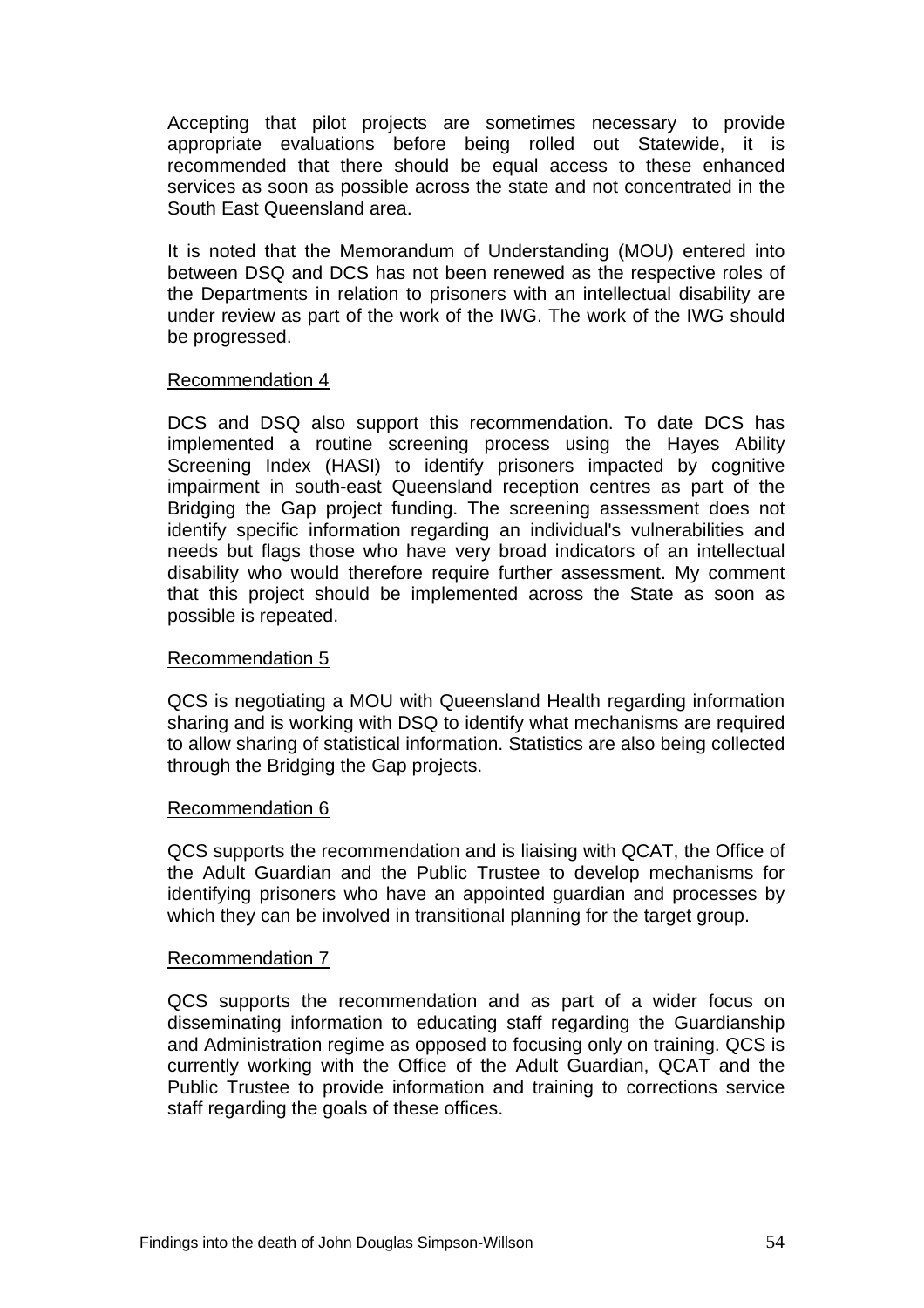Accepting that pilot projects are sometimes necessary to provide appropriate evaluations before being rolled out Statewide, it is recommended that there should be equal access to these enhanced services as soon as possible across the state and not concentrated in the South East Queensland area.

It is noted that the Memorandum of Understanding (MOU) entered into between DSQ and DCS has not been renewed as the respective roles of the Departments in relation to prisoners with an intellectual disability are under review as part of the work of the IWG. The work of the IWG should be progressed.

<u>Recommendation 4</u>

DCS and DSQ also support this recommendation. To date DCS has implemented a routine screening process using the Hayes Ability Screening Index (HASI) to identify prisoners impacted by cognitive impairment in south-east Queensland reception centres as part of the Bridging the Gap project funding. The screening assessment does not identify specific information regarding an individual's vulnerabilities and needs but flags those who have very broad indicators of an intellectual disability who would therefore require further assessment. My comment that this project should be implemented across the State as soon as possible is repeated.

<u>Recommendation 5</u>

QCS is negotiating a MOU with Queensland Health regarding information sharing and is working with DSQ to identify what mechanisms are required to allow sharing of statistical information. Statistics are also being collected through the Bridging the Gap projects.

<u>Recommendation 6</u>

QCS supports the recommendation and is liaising with QCAT, the Office of the Adult Guardian and the Public Trustee to develop mechanisms for identifying prisoners who have an appointed guardian and processes by which they can be involved in transitional planning for the target group.

<u>Recommendation 7</u>

QCS supports the recommendation and as part of a wider focus on disseminating information to educating staff regarding the Guardianship and Administration regime as opposed to focusing only on training. QCS is currently working with the Office of the Adult Guardian, QCAT and the Public Trustee to provide information and training to corrections service staff regarding the goals of these offices.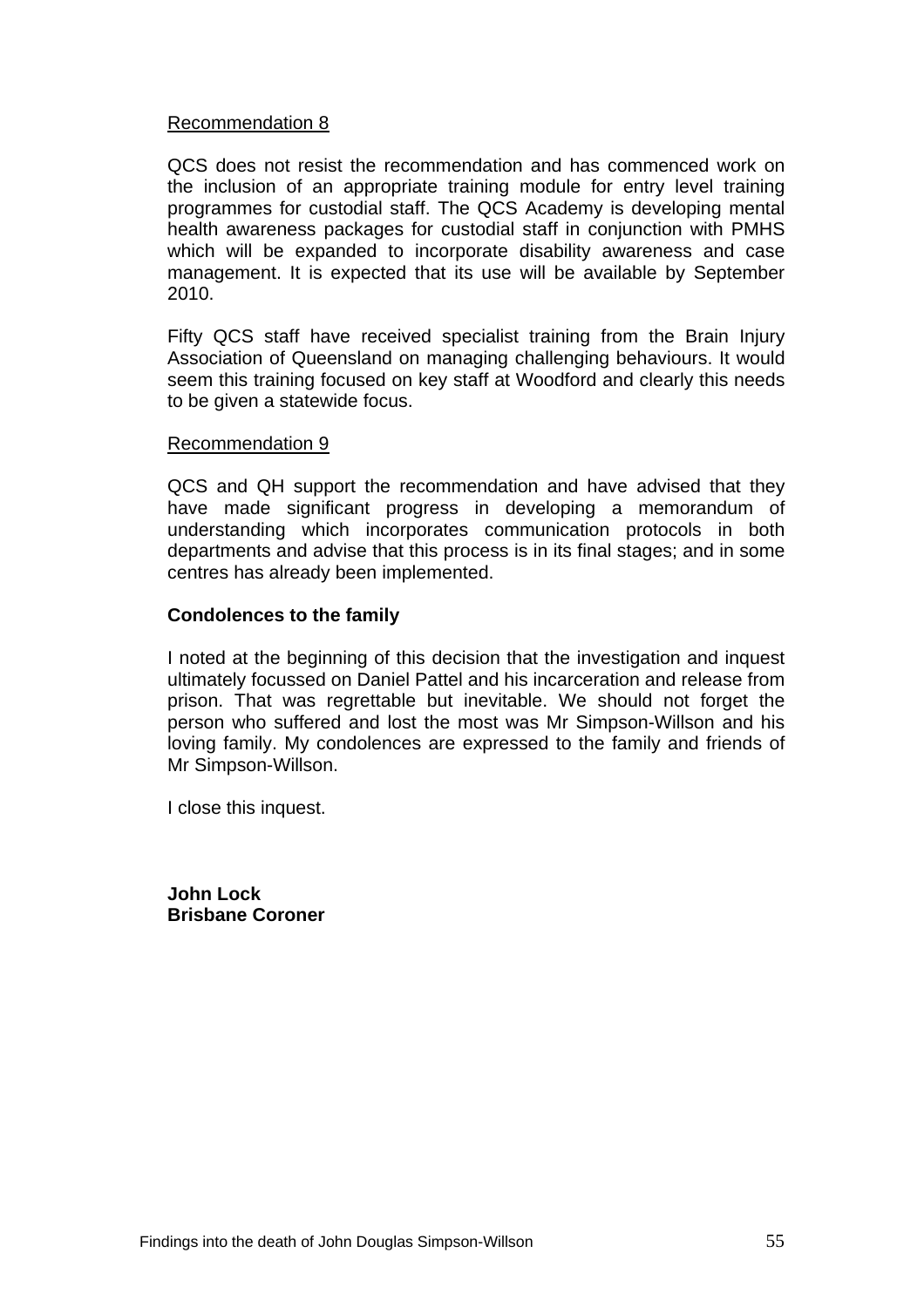<u>Recommendation 8</u>

QCS does not resist the recommendation and has commenced work on the inclusion of an appropriate training module for entry level training programmes for custodial staff. The QCS Academy is developing mental health awareness packages for custodial staff in conjunction with PMHS which will be expanded to incorporate disability awareness and case management. It is expected that its use will be available by September 2010.

Fifty QCS staff have received specialist training from the Brain Injury Association of Queensland on managing challenging behaviours. It would seem this training focused on key staff at Woodford and clearly this needs to be given a statewide focus.

<u>Recommendation 9</u>

QCS and QH support the recommendation and have advised that they have made significant progress in developing a memorandum of understanding which incorporates communication protocols in both departments and advise that this process is in its final stages; and in some centres has already been implemented.

**Condolences to the family**

I noted at the beginning of this decision that the investigation and inquest ultimately focussed on Daniel Pattel and his incarceration and release from prison. That was regrettable but inevitable. We should not forget the person who suffered and lost the most was Mr Simpson-Willson and his loving family. My condolences are expressed to the family and friends of Mr Simpson-Willson.

I close this inquest.

**John Lock**
**Brisbane Coroner**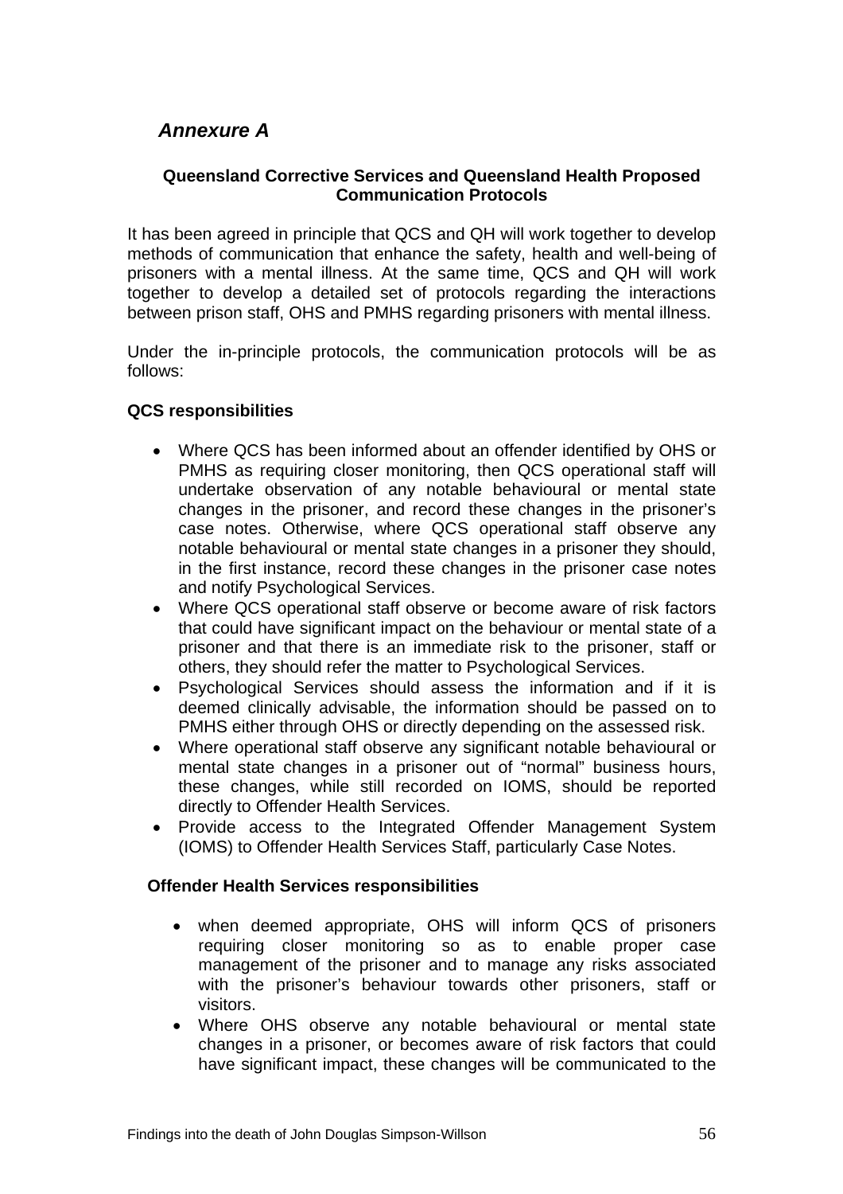## *Annexure A*

### Queensland Corrective Services and Queensland Health Proposed Communication Protocols

It has been agreed in principle that QCS and QH will work together to develop methods of communication that enhance the safety, health and well-being of prisoners with a mental illness. At the same time, QCS and QH will work together to develop a detailed set of protocols regarding the interactions between prison staff, OHS and PMHS regarding prisoners with mental illness.

Under the in-principle protocols, the communication protocols will be as follows:

**QCS responsibilities**

- Where QCS has been informed about an offender identified by OHS or PMHS as requiring closer monitoring, then QCS operational staff will undertake observation of any notable behavioural or mental state changes in the prisoner, and record these changes in the prisoner's case notes. Otherwise, where QCS operational staff observe any notable behavioural or mental state changes in a prisoner they should, in the first instance, record these changes in the prisoner case notes and notify Psychological Services.
- Where QCS operational staff observe or become aware of risk factors that could have significant impact on the behaviour or mental state of a prisoner and that there is an immediate risk to the prisoner, staff or others, they should refer the matter to Psychological Services.
- Psychological Services should assess the information and if it is deemed clinically advisable, the information should be passed on to PMHS either through OHS or directly depending on the assessed risk.
- Where operational staff observe any significant notable behavioural or mental state changes in a prisoner out of "normal" business hours, these changes, while still recorded on IOMS, should be reported directly to Offender Health Services.
- Provide access to the Integrated Offender Management System (IOMS) to Offender Health Services Staff, particularly Case Notes.

**Offender Health Services responsibilities**

- when deemed appropriate, OHS will inform QCS of prisoners requiring closer monitoring so as to enable proper case management of the prisoner and to manage any risks associated with the prisoner's behaviour towards other prisoners, staff or visitors.
- Where OHS observe any notable behavioural or mental state changes in a prisoner, or becomes aware of risk factors that could have significant impact, these changes will be communicated to the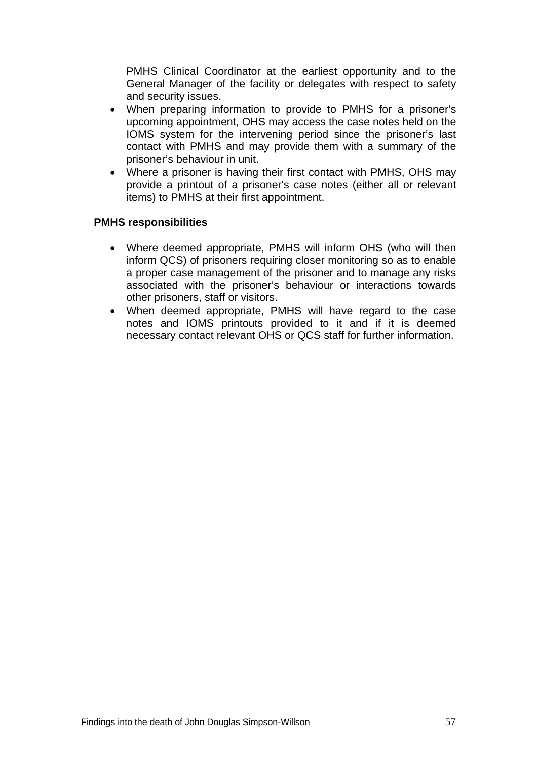PMHS Clinical Coordinator at the earliest opportunity and to the General Manager of the facility or delegates with respect to safety and security issues.

- When preparing information to provide to PMHS for a prisoner's upcoming appointment, OHS may access the case notes held on the IOMS system for the intervening period since the prisoner's last contact with PMHS and may provide them with a summary of the prisoner's behaviour in unit.
- Where a prisoner is having their first contact with PMHS, OHS may provide a printout of a prisoner's case notes (either all or relevant items) to PMHS at their first appointment.

**PMHS responsibilities**

- Where deemed appropriate, PMHS will inform OHS (who will then inform QCS) of prisoners requiring closer monitoring so as to enable a proper case management of the prisoner and to manage any risks associated with the prisoner's behaviour or interactions towards other prisoners, staff or visitors.
- When deemed appropriate, PMHS will have regard to the case notes and IOMS printouts provided to it and if it is deemed necessary contact relevant OHS or QCS staff for further information.